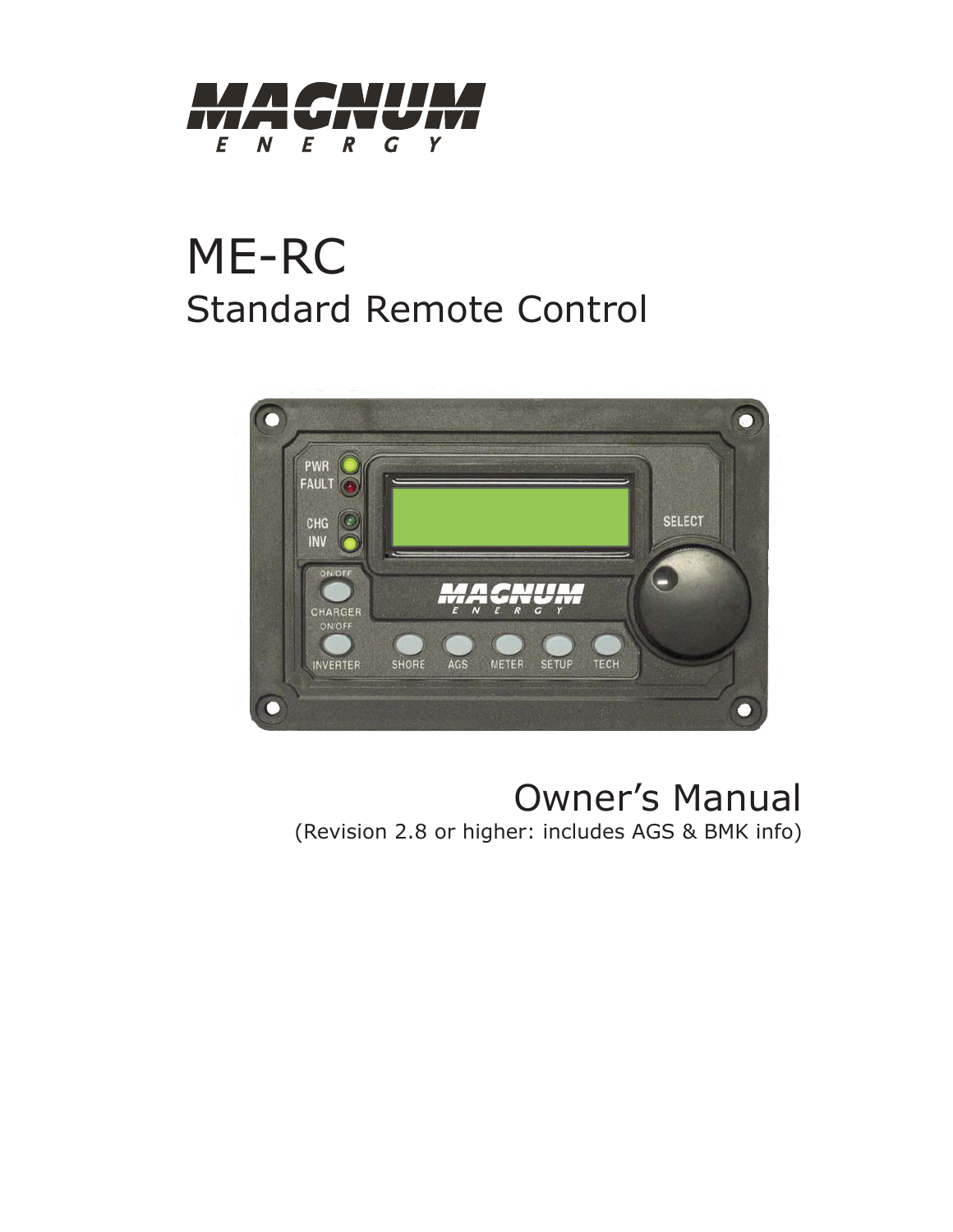# MAGNUM ENERGY

# ME-RC

## Standard Remote Control

## Owner's Manual

(Revision 2.8 or higher: includes AGS & BMK info)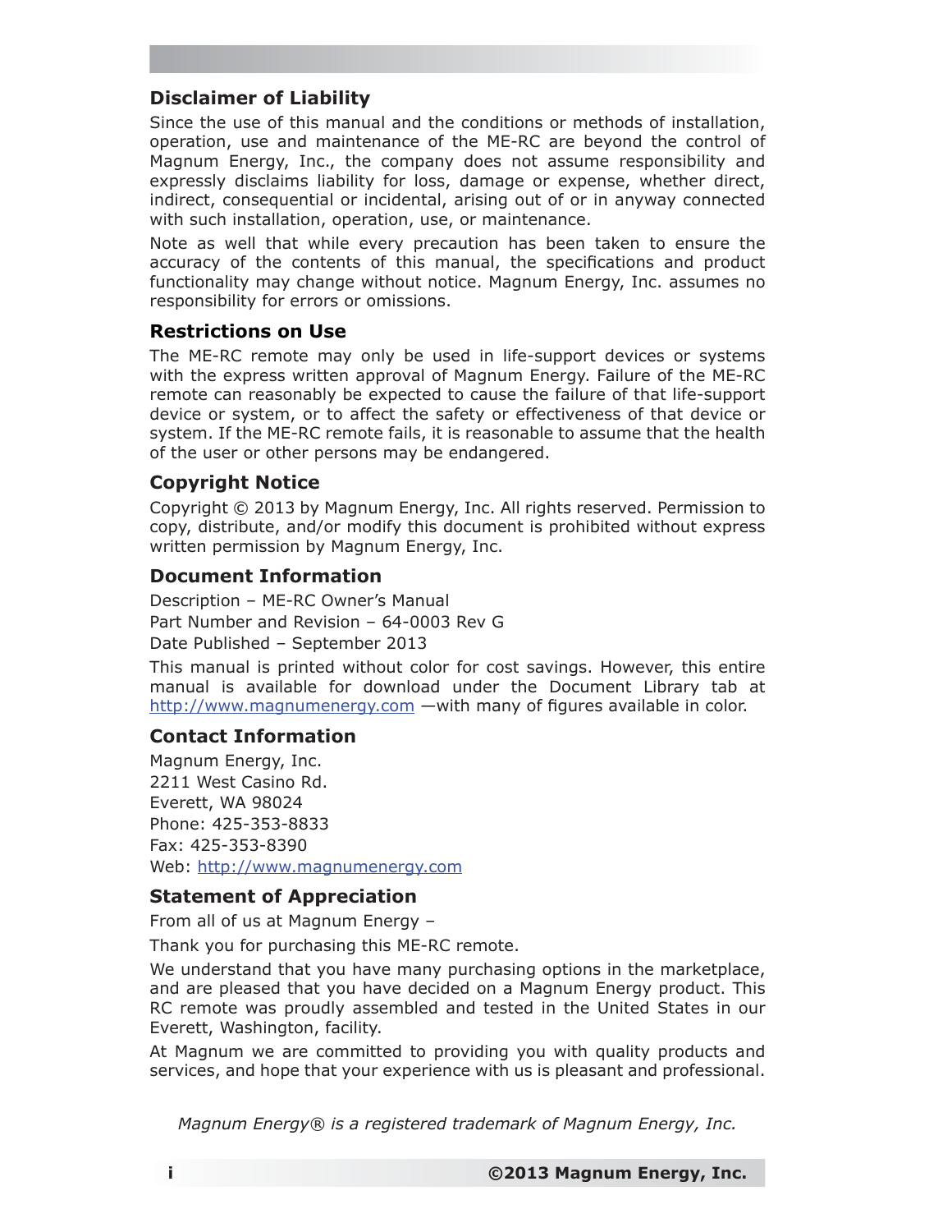## Disclaimer of Liability

Since the use of this manual and the conditions or methods of installation, operation, use and maintenance of the ME-RC are beyond the control of Magnum Energy, Inc., the company does not assume responsibility and expressly disclaims liability for loss, damage or expense, whether direct, indirect, consequential or incidental, arising out of or in anyway connected with such installation, operation, use, or maintenance.

Note as well that while every precaution has been taken to ensure the accuracy of the contents of this manual, the specifications and product functionality may change without notice. Magnum Energy, Inc. assumes no responsibility for errors or omissions.

## Restrictions on Use

The ME-RC remote may only be used in life-support devices or systems with the express written approval of Magnum Energy. Failure of the ME-RC remote can reasonably be expected to cause the failure of that life-support device or system, or to affect the safety or effectiveness of that device or system. If the ME-RC remote fails, it is reasonable to assume that the health of the user or other persons may be endangered.

## Copyright Notice

Copyright © 2013 by Magnum Energy, Inc. All rights reserved. Permission to copy, distribute, and/or modify this document is prohibited without express written permission by Magnum Energy, Inc.

## Document Information

Description – ME-RC Owner's Manual

Part Number and Revision – 64-0003 Rev G

Date Published – September 2013

This manual is printed without color for cost savings. However, this entire manual is available for download under the Document Library tab at http://www.magnumenergy.com —with many of figures available in color.

## Contact Information

Magnum Energy, Inc.
2211 West Casino Rd.
Everett, WA 98024
Phone: 425-353-8833
Fax: 425-353-8390
Web: http://www.magnumenergy.com

## Statement of Appreciation

From all of us at Magnum Energy –

Thank you for purchasing this ME-RC remote.

We understand that you have many purchasing options in the marketplace, and are pleased that you have decided on a Magnum Energy product. This RC remote was proudly assembled and tested in the United States in our Everett, Washington, facility.

At Magnum we are committed to providing you with quality products and services, and hope that your experience with us is pleasant and professional.

*Magnum Energy® is a registered trademark of Magnum Energy, Inc.*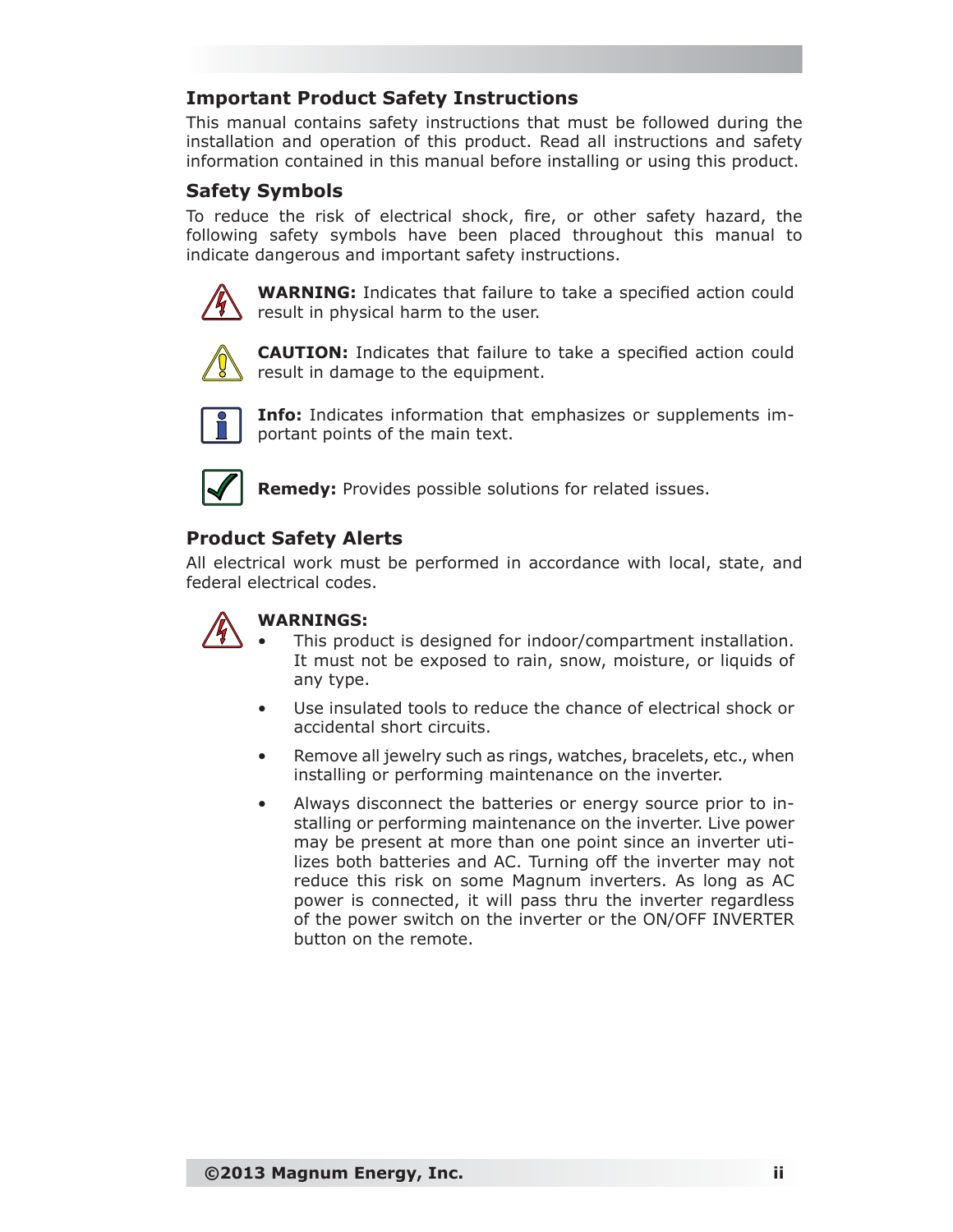## Important Product Safety Instructions

This manual contains safety instructions that must be followed during the installation and operation of this product. Read all instructions and safety information contained in this manual before installing or using this product.

## Safety Symbols

To reduce the risk of electrical shock, fire, or other safety hazard, the following safety symbols have been placed throughout this manual to indicate dangerous and important safety instructions.

**WARNING:** Indicates that failure to take a specified action could result in physical harm to the user.

**CAUTION:** Indicates that failure to take a specified action could result in damage to the equipment.

**Info:** Indicates information that emphasizes or supplements important points of the main text.

**Remedy:** Provides possible solutions for related issues.

## Product Safety Alerts

All electrical work must be performed in accordance with local, state, and federal electrical codes.

**WARNINGS:**

- This product is designed for indoor/compartment installation. It must not be exposed to rain, snow, moisture, or liquids of any type.
- Use insulated tools to reduce the chance of electrical shock or accidental short circuits.
- Remove all jewelry such as rings, watches, bracelets, etc., when installing or performing maintenance on the inverter.
- Always disconnect the batteries or energy source prior to installing or performing maintenance on the inverter. Live power may be present at more than one point since an inverter utilizes both batteries and AC. Turning off the inverter may not reduce this risk on some Magnum inverters. As long as AC power is connected, it will pass thru the inverter regardless of the power switch on the inverter or the ON/OFF INVERTER button on the remote.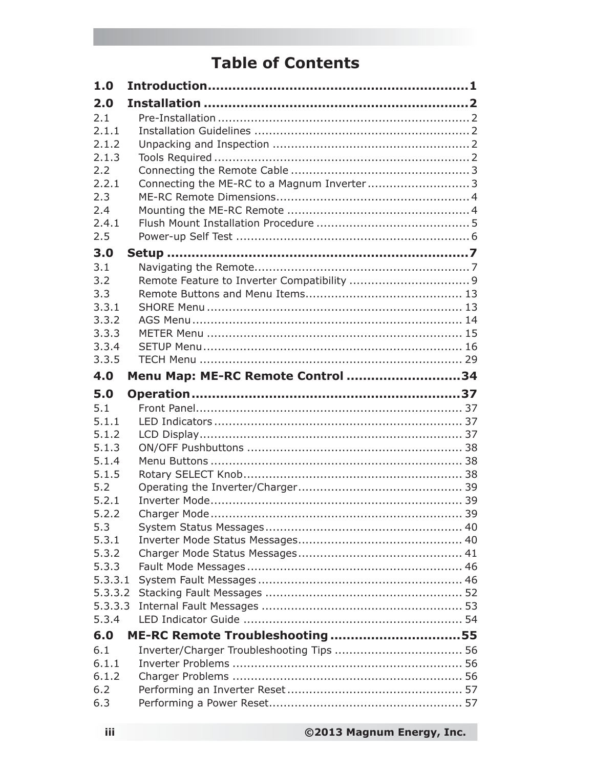# Table of Contents

**1.0 Introduction ............................................................ 1**

**2.0 Installation ............................................................ 2**

2.1 Pre-Installation ............................................................ 2
2.1.1 Installation Guidelines ............................................................ 2
2.1.2 Unpacking and Inspection ............................................................ 2
2.1.3 Tools Required ............................................................ 2
2.2 Connecting the Remote Cable ............................................................ 3
2.2.1 Connecting the ME-RC to a Magnum Inverter ............................................................ 3
2.3 ME-RC Remote Dimensions ............................................................ 4
2.4 Mounting the ME-RC Remote ............................................................ 4
2.4.1 Flush Mount Installation Procedure ............................................................ 5
2.5 Power-up Self Test ............................................................ 6

**3.0 Setup ............................................................ 7**

3.1 Navigating the Remote ............................................................ 7
3.2 Remote Feature to Inverter Compatibility ............................................................ 9
3.3 Remote Buttons and Menu Items ............................................................ 13
3.3.1 SHORE Menu ............................................................ 13
3.3.2 AGS Menu ............................................................ 14
3.3.3 METER Menu ............................................................ 15
3.3.4 SETUP Menu ............................................................ 16
3.3.5 TECH Menu ............................................................ 29

**4.0 Menu Map: ME-RC Remote Control ............................................................ 34**

**5.0 Operation ............................................................ 37**

5.1 Front Panel ............................................................ 37
5.1.1 LED Indicators ............................................................ 37
5.1.2 LCD Display ............................................................ 37
5.1.3 ON/OFF Pushbuttons ............................................................ 38
5.1.4 Menu Buttons ............................................................ 38
5.1.5 Rotary SELECT Knob ............................................................ 38
5.2 Operating the Inverter/Charger ............................................................ 39
5.2.1 Inverter Mode ............................................................ 39
5.2.2 Charger Mode ............................................................ 39
5.3 System Status Messages ............................................................ 40
5.3.1 Inverter Mode Status Messages ............................................................ 40
5.3.2 Charger Mode Status Messages ............................................................ 41
5.3.3 Fault Mode Messages ............................................................ 46
5.3.3.1 System Fault Messages ............................................................ 46
5.3.3.2 Stacking Fault Messages ............................................................ 52
5.3.3.3 Internal Fault Messages ............................................................ 53
5.3.4 LED Indicator Guide ............................................................ 54

**6.0 ME-RC Remote Troubleshooting ............................................................ 55**

6.1 Inverter/Charger Troubleshooting Tips ............................................................ 56
6.1.1 Inverter Problems ............................................................ 56
6.1.2 Charger Problems ............................................................ 56
6.2 Performing an Inverter Reset ............................................................ 57
6.3 Performing a Power Reset ............................................................ 57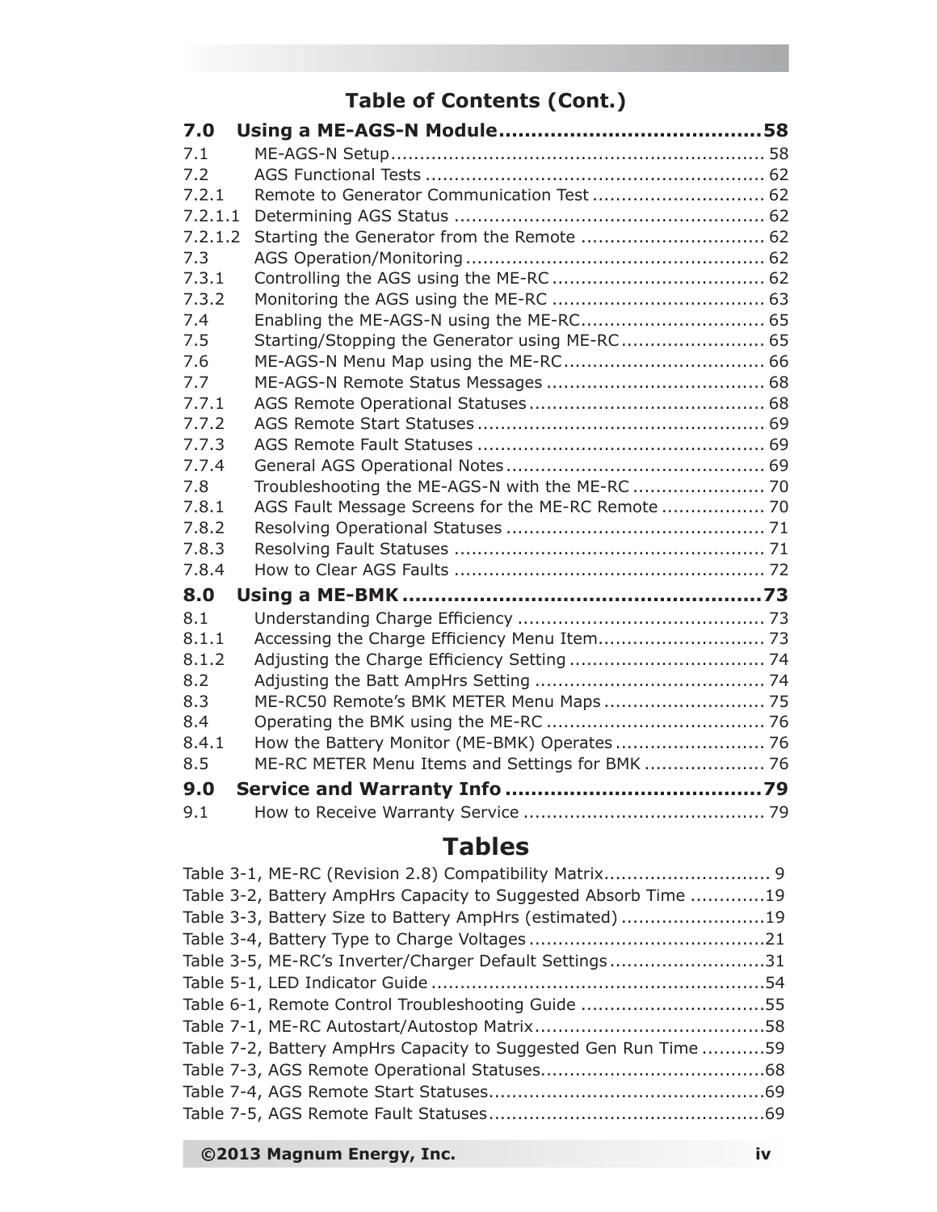## Table of Contents (Cont.)

**7.0 Using a ME-AGS-N Module........................................58**

7.1 ME-AGS-N Setup................................................................ 58
7.2 AGS Functional Tests .......................................................... 62
7.2.1 Remote to Generator Communication Test ............................. 62
7.2.1.1 Determining AGS Status ..................................................... 62
7.2.1.2 Starting the Generator from the Remote ............................... 62
7.3 AGS Operation/Monitoring ................................................... 62
7.3.1 Controlling the AGS using the ME-RC .................................... 62
7.3.2 Monitoring the AGS using the ME-RC .................................... 63
7.4 Enabling the ME-AGS-N using the ME-RC............................... 65
7.5 Starting/Stopping the Generator using ME-RC ......................... 65
7.6 ME-AGS-N Menu Map using the ME-RC.................................. 66
7.7 ME-AGS-N Remote Status Messages ..................................... 68
7.7.1 AGS Remote Operational Statuses ........................................ 68
7.7.2 AGS Remote Start Statuses ................................................. 69
7.7.3 AGS Remote Fault Statuses ................................................. 69
7.7.4 General AGS Operational Notes ............................................ 69
7.8 Troubleshooting the ME-AGS-N with the ME-RC ....................... 70
7.8.1 AGS Fault Message Screens for the ME-RC Remote .................. 70
7.8.2 Resolving Operational Statuses ............................................ 71
7.8.3 Resolving Fault Statuses ..................................................... 71
7.8.4 How to Clear AGS Faults ..................................................... 72

**8.0 Using a ME-BMK .......................................................73**

8.1 Understanding Charge Efficiency .......................................... 73
8.1.1 Accessing the Charge Efficiency Menu Item............................ 73
8.1.2 Adjusting the Charge Efficiency Setting ................................. 74
8.2 Adjusting the Batt AmpHrs Setting ....................................... 74
8.3 ME-RC50 Remote's BMK METER Menu Maps ........................... 75
8.4 Operating the BMK using the ME-RC ..................................... 76
8.4.1 How the Battery Monitor (ME-BMK) Operates .......................... 76
8.5 ME-RC METER Menu Items and Settings for BMK ..................... 76

**9.0 Service and Warranty Info .......................................79**

9.1 How to Receive Warranty Service .......................................... 79

## Tables

Table 3-1, ME-RC (Revision 2.8) Compatibility Matrix............................ 9
Table 3-2, Battery AmpHrs Capacity to Suggested Absorb Time ............19
Table 3-3, Battery Size to Battery AmpHrs (estimated) .........................19
Table 3-4, Battery Type to Charge Voltages .........................................21
Table 3-5, ME-RC's Inverter/Charger Default Settings ...........................31
Table 5-1, LED Indicator Guide ..........................................................54
Table 6-1, Remote Control Troubleshooting Guide ................................55
Table 7-1, ME-RC Autostart/Autostop Matrix........................................58
Table 7-2, Battery AmpHrs Capacity to Suggested Gen Run Time ...........59
Table 7-3, AGS Remote Operational Statuses.......................................68
Table 7-4, AGS Remote Start Statuses................................................69
Table 7-5, AGS Remote Fault Statuses................................................69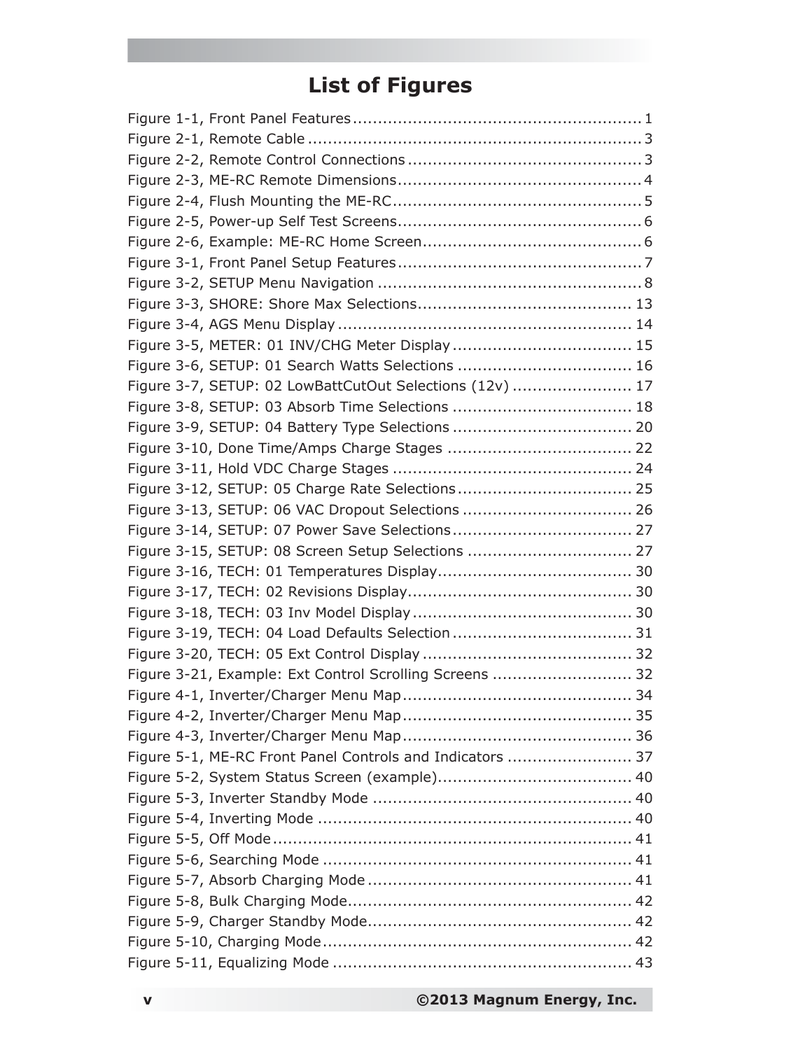# List of Figures

Figure 1-1, Front Panel Features .......................................................... 1
Figure 2-1, Remote Cable .................................................................. 3
Figure 2-2, Remote Control Connections ............................................... 3
Figure 2-3, ME-RC Remote Dimensions ................................................. 4
Figure 2-4, Flush Mounting the ME-RC .................................................. 5
Figure 2-5, Power-up Self Test Screens ................................................. 6
Figure 2-6, Example: ME-RC Home Screen ............................................ 6
Figure 3-1, Front Panel Setup Features ................................................. 7
Figure 3-2, SETUP Menu Navigation ..................................................... 8
Figure 3-3, SHORE: Shore Max Selections ........................................... 13
Figure 3-4, AGS Menu Display ........................................................... 14
Figure 3-5, METER: 01 INV/CHG Meter Display .................................... 15
Figure 3-6, SETUP: 01 Search Watts Selections ................................... 16
Figure 3-7, SETUP: 02 LowBattCutOut Selections (12v) ........................ 17
Figure 3-8, SETUP: 03 Absorb Time Selections .................................... 18
Figure 3-9, SETUP: 04 Battery Type Selections .................................... 20
Figure 3-10, Done Time/Amps Charge Stages ..................................... 22
Figure 3-11, Hold VDC Charge Stages ................................................ 24
Figure 3-12, SETUP: 05 Charge Rate Selections ................................... 25
Figure 3-13, SETUP: 06 VAC Dropout Selections .................................. 26
Figure 3-14, SETUP: 07 Power Save Selections .................................... 27
Figure 3-15, SETUP: 08 Screen Setup Selections ................................. 27
Figure 3-16, TECH: 01 Temperatures Display ....................................... 30
Figure 3-17, TECH: 02 Revisions Display ............................................. 30
Figure 3-18, TECH: 03 Inv Model Display ............................................ 30
Figure 3-19, TECH: 04 Load Defaults Selection .................................... 31
Figure 3-20, TECH: 05 Ext Control Display .......................................... 32
Figure 3-21, Example: Ext Control Scrolling Screens ............................ 32
Figure 4-1, Inverter/Charger Menu Map .............................................. 34
Figure 4-2, Inverter/Charger Menu Map .............................................. 35
Figure 4-3, Inverter/Charger Menu Map .............................................. 36
Figure 5-1, ME-RC Front Panel Controls and Indicators ......................... 37
Figure 5-2, System Status Screen (example) ....................................... 40
Figure 5-3, Inverter Standby Mode .................................................... 40
Figure 5-4, Inverting Mode ............................................................... 40
Figure 5-5, Off Mode ........................................................................ 41
Figure 5-6, Searching Mode .............................................................. 41
Figure 5-7, Absorb Charging Mode ..................................................... 41
Figure 5-8, Bulk Charging Mode ......................................................... 42
Figure 5-9, Charger Standby Mode ..................................................... 42
Figure 5-10, Charging Mode .............................................................. 42
Figure 5-11, Equalizing Mode ............................................................ 43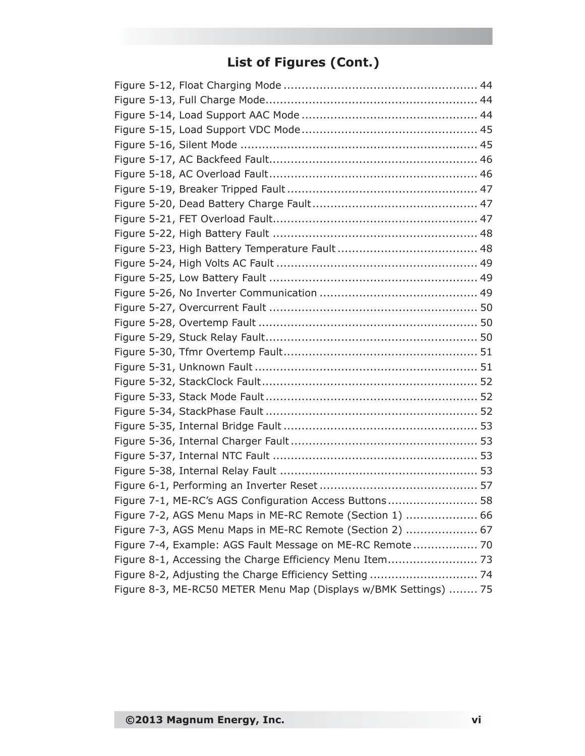## List of Figures (Cont.)

Figure 5-12, Float Charging Mode ..................................................... 44
Figure 5-13, Full Charge Mode.......................................................... 44
Figure 5-14, Load Support AAC Mode ................................................ 44
Figure 5-15, Load Support VDC Mode................................................ 45
Figure 5-16, Silent Mode ................................................................. 45
Figure 5-17, AC Backfeed Fault......................................................... 46
Figure 5-18, AC Overload Fault......................................................... 46
Figure 5-19, Breaker Tripped Fault .................................................... 47
Figure 5-20, Dead Battery Charge Fault ............................................. 47
Figure 5-21, FET Overload Fault........................................................ 47
Figure 5-22, High Battery Fault ........................................................ 48
Figure 5-23, High Battery Temperature Fault ...................................... 48
Figure 5-24, High Volts AC Fault ....................................................... 49
Figure 5-25, Low Battery Fault ......................................................... 49
Figure 5-26, No Inverter Communication ........................................... 49
Figure 5-27, Overcurrent Fault ......................................................... 50
Figure 5-28, Overtemp Fault ............................................................ 50
Figure 5-29, Stuck Relay Fault.......................................................... 50
Figure 5-30, Tfmr Overtemp Fault..................................................... 51
Figure 5-31, Unknown Fault ............................................................. 51
Figure 5-32, StackClock Fault........................................................... 52
Figure 5-33, Stack Mode Fault .......................................................... 52
Figure 5-34, StackPhase Fault .......................................................... 52
Figure 5-35, Internal Bridge Fault ..................................................... 53
Figure 5-36, Internal Charger Fault ................................................... 53
Figure 5-37, Internal NTC Fault ........................................................ 53
Figure 5-38, Internal Relay Fault ...................................................... 53
Figure 6-1, Performing an Inverter Reset ........................................... 57
Figure 7-1, ME-RC's AGS Configuration Access Buttons ......................... 58
Figure 7-2, AGS Menu Maps in ME-RC Remote (Section 1) .................... 66
Figure 7-3, AGS Menu Maps in ME-RC Remote (Section 2) .................... 67
Figure 7-4, Example: AGS Fault Message on ME-RC Remote ................. 70
Figure 8-1, Accessing the Charge Efficiency Menu Item......................... 73
Figure 8-2, Adjusting the Charge Efficiency Setting ............................. 74
Figure 8-3, ME-RC50 METER Menu Map (Displays w/BMK Settings) ........ 75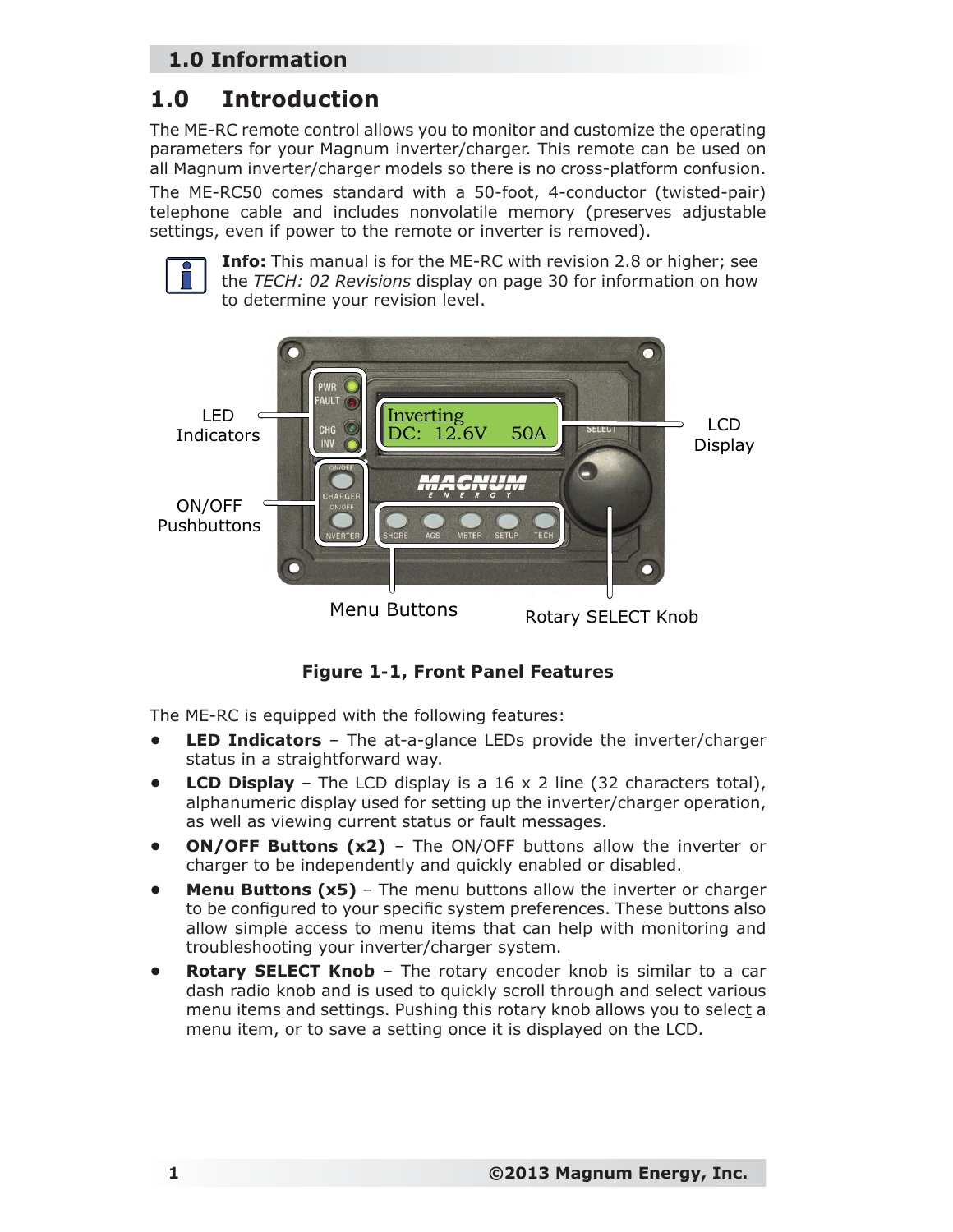## 1.0 Introduction

The ME-RC remote control allows you to monitor and customize the operating parameters for your Magnum inverter/charger. This remote can be used on all Magnum inverter/charger models so there is no cross-platform confusion.

The ME-RC50 comes standard with a 50-foot, 4-conductor (twisted-pair) telephone cable and includes nonvolatile memory (preserves adjustable settings, even if power to the remote or inverter is removed).

**Info:** This manual is for the ME-RC with revision 2.8 or higher; see the *TECH: 02 Revisions* display on page 30 for information on how to determine your revision level.

**Figure 1-1, Front Panel Features**

The ME-RC is equipped with the following features:

- **LED Indicators** – The at-a-glance LEDs provide the inverter/charger status in a straightforward way.
- **LCD Display** – The LCD display is a 16 x 2 line (32 characters total), alphanumeric display used for setting up the inverter/charger operation, as well as viewing current status or fault messages.
- **ON/OFF Buttons (x2)** – The ON/OFF buttons allow the inverter or charger to be independently and quickly enabled or disabled.
- **Menu Buttons (x5)** – The menu buttons allow the inverter or charger to be configured to your specific system preferences. These buttons also allow simple access to menu items that can help with monitoring and troubleshooting your inverter/charger system.
- **Rotary SELECT Knob** – The rotary encoder knob is similar to a car dash radio knob and is used to quickly scroll through and select various menu items and settings. Pushing this rotary knob allows you to select a menu item, or to save a setting once it is displayed on the LCD.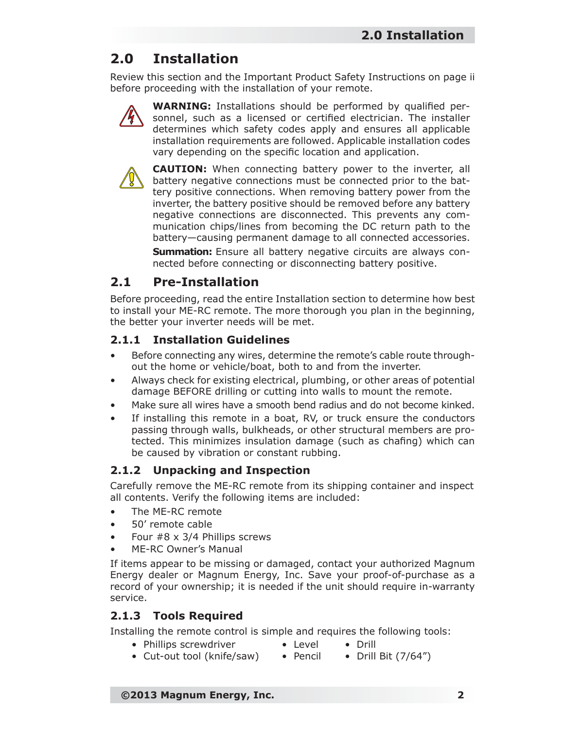# 2.0 Installation

Review this section and the Important Product Safety Instructions on page ii before proceeding with the installation of your remote.

**WARNING:** Installations should be performed by qualified personnel, such as a licensed or certified electrician. The installer determines which safety codes apply and ensures all applicable installation requirements are followed. Applicable installation codes vary depending on the specific location and application.

**CAUTION:** When connecting battery power to the inverter, all battery negative connections must be connected prior to the battery positive connections. When removing battery power from the inverter, the battery positive should be removed before any battery negative connections are disconnected. This prevents any communication chips/lines from becoming the DC return path to the battery—causing permanent damage to all connected accessories.

**Summation:** Ensure all battery negative circuits are always connected before connecting or disconnecting battery positive.

## 2.1 Pre-Installation

Before proceeding, read the entire Installation section to determine how best to install your ME-RC remote. The more thorough you plan in the beginning, the better your inverter needs will be met.

### 2.1.1 Installation Guidelines

- Before connecting any wires, determine the remote's cable route throughout the home or vehicle/boat, both to and from the inverter.
- Always check for existing electrical, plumbing, or other areas of potential damage BEFORE drilling or cutting into walls to mount the remote.
- Make sure all wires have a smooth bend radius and do not become kinked.
- If installing this remote in a boat, RV, or truck ensure the conductors passing through walls, bulkheads, or other structural members are protected. This minimizes insulation damage (such as chafing) which can be caused by vibration or constant rubbing.

### 2.1.2 Unpacking and Inspection

Carefully remove the ME-RC remote from its shipping container and inspect all contents. Verify the following items are included:

- The ME-RC remote
- 50' remote cable
- Four #8 x 3/4 Phillips screws
- ME-RC Owner's Manual

If items appear to be missing or damaged, contact your authorized Magnum Energy dealer or Magnum Energy, Inc. Save your proof-of-purchase as a record of your ownership; it is needed if the unit should require in-warranty service.

### 2.1.3 Tools Required

Installing the remote control is simple and requires the following tools:

- Phillips screwdriver
- Cut-out tool (knife/saw)
- Level
- Pencil
- Drill
- Drill Bit (7/64")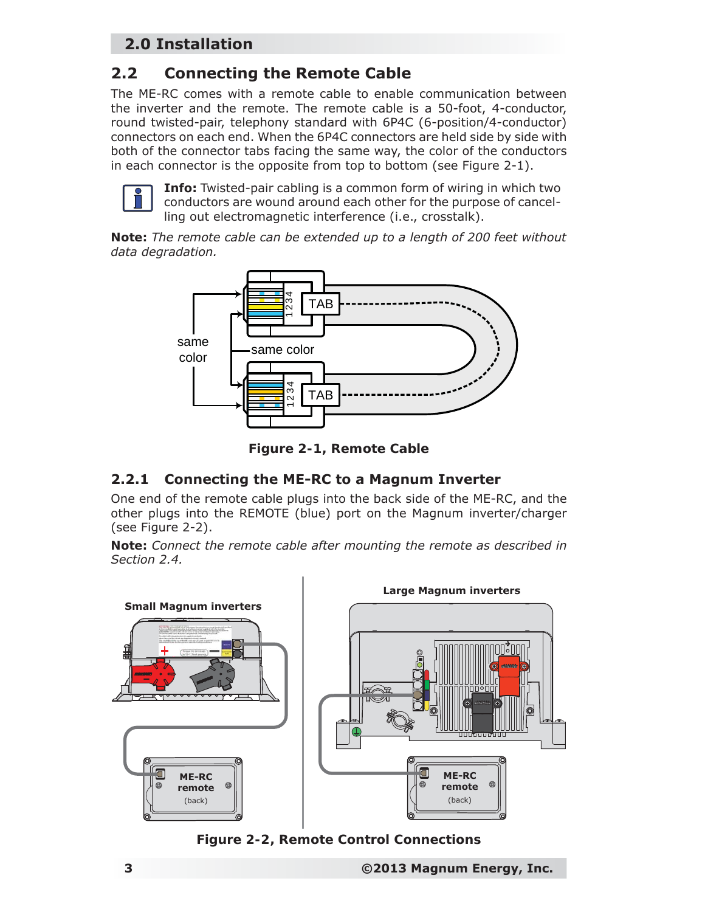## 2.2 Connecting the Remote Cable

The ME-RC comes with a remote cable to enable communication between the inverter and the remote. The remote cable is a 50-foot, 4-conductor, round twisted-pair, telephony standard with 6P4C (6-position/4-conductor) connectors on each end. When the 6P4C connectors are held side by side with both of the connector tabs facing the same way, the color of the conductors in each connector is the opposite from top to bottom (see Figure 2-1).

**Info:** Twisted-pair cabling is a common form of wiring in which two conductors are wound around each other for the purpose of cancelling out electromagnetic interference (i.e., crosstalk).

**Note:** *The remote cable can be extended up to a length of 200 feet without data degradation.*

**Figure 2-1, Remote Cable**

### 2.2.1 Connecting the ME-RC to a Magnum Inverter

One end of the remote cable plugs into the back side of the ME-RC, and the other plugs into the REMOTE (blue) port on the Magnum inverter/charger (see Figure 2-2).

**Note:** *Connect the remote cable after mounting the remote as described in Section 2.4.*

**Figure 2-2, Remote Control Connections**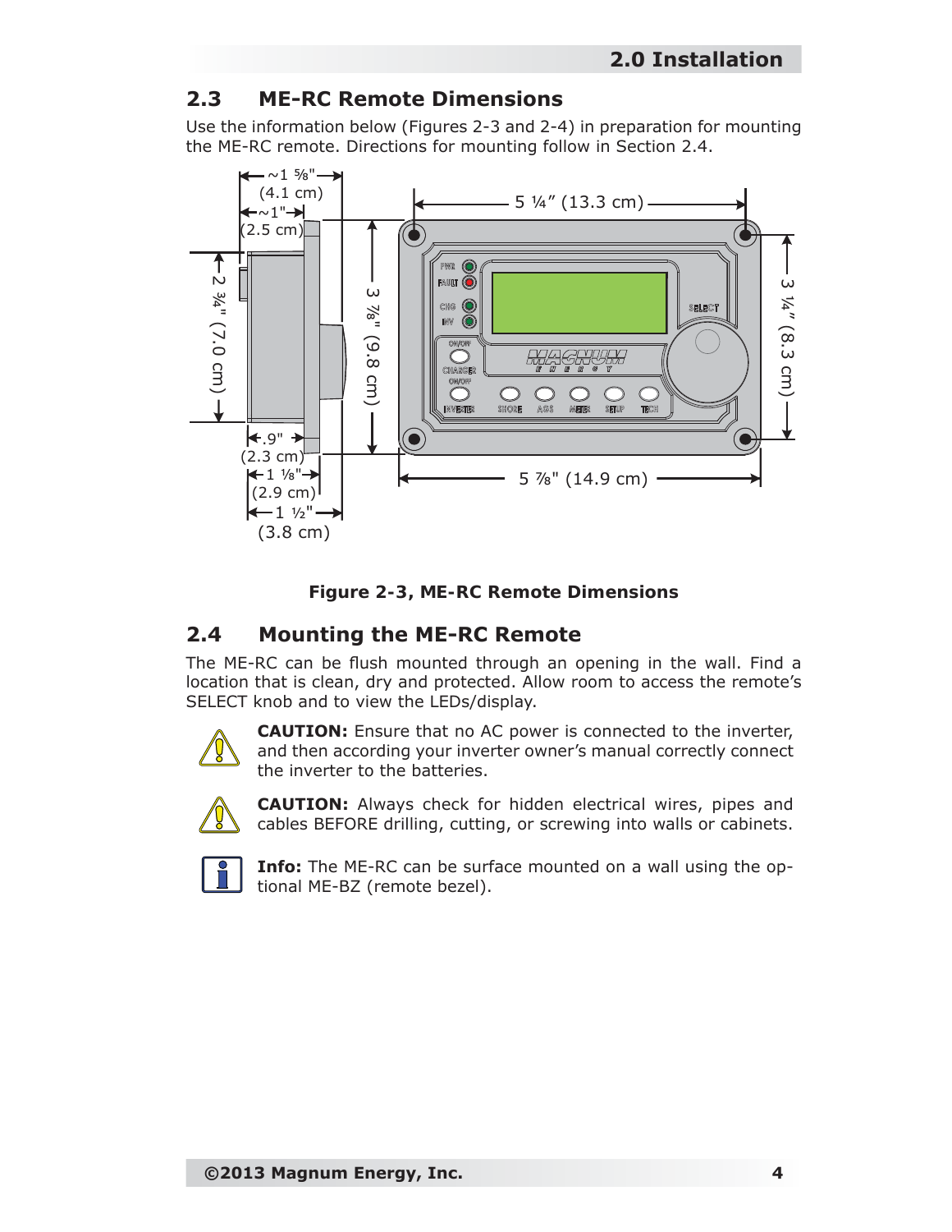## 2.3 ME-RC Remote Dimensions

Use the information below (Figures 2-3 and 2-4) in preparation for mounting the ME-RC remote. Directions for mounting follow in Section 2.4.

**Figure 2-3, ME-RC Remote Dimensions**

## 2.4 Mounting the ME-RC Remote

The ME-RC can be flush mounted through an opening in the wall. Find a location that is clean, dry and protected. Allow room to access the remote's SELECT knob and to view the LEDs/display.

**CAUTION:** Ensure that no AC power is connected to the inverter, and then according your inverter owner's manual correctly connect the inverter to the batteries.

**CAUTION:** Always check for hidden electrical wires, pipes and cables BEFORE drilling, cutting, or screwing into walls or cabinets.

**Info:** The ME-RC can be surface mounted on a wall using the optional ME-BZ (remote bezel).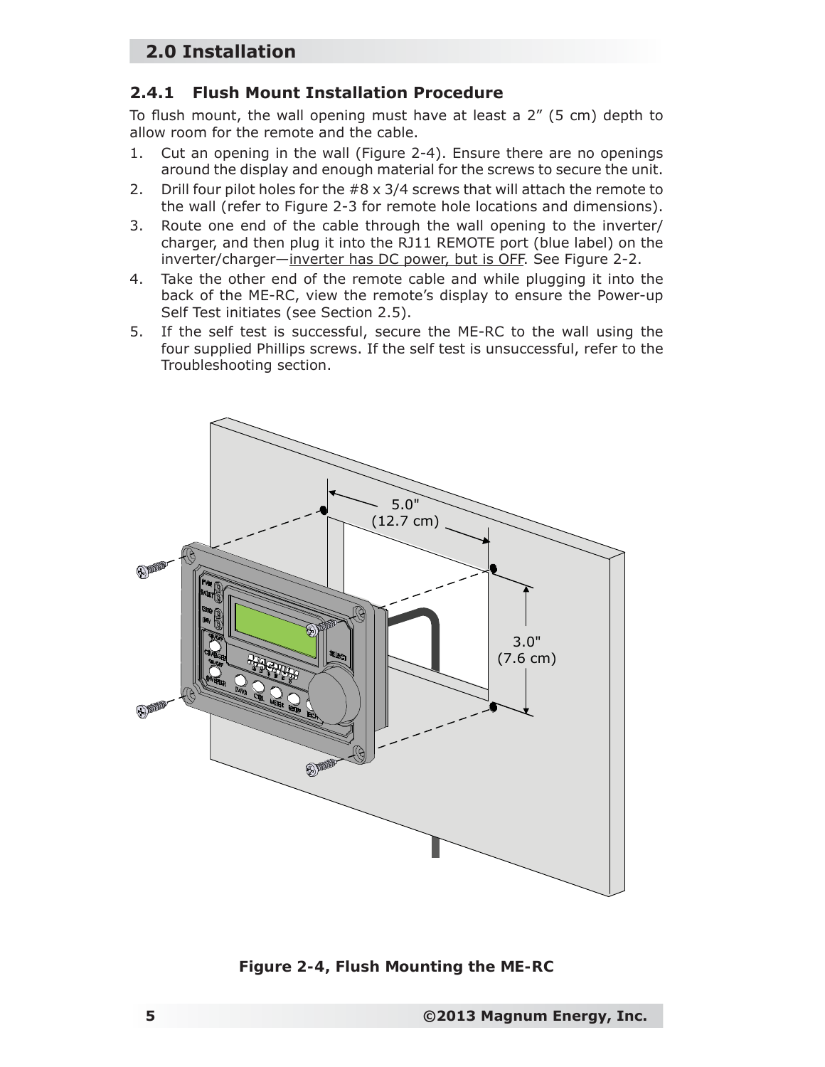## 2.4.1 Flush Mount Installation Procedure

To flush mount, the wall opening must have at least a 2” (5 cm) depth to allow room for the remote and the cable.

1. Cut an opening in the wall (Figure 2-4). Ensure there are no openings around the display and enough material for the screws to secure the unit.
2. Drill four pilot holes for the #8 x 3/4 screws that will attach the remote to the wall (refer to Figure 2-3 for remote hole locations and dimensions).
3. Route one end of the cable through the wall opening to the inverter/charger, and then plug it into the RJ11 REMOTE port (blue label) on the inverter/charger—<u>inverter has DC power, but is OFF</u>. See Figure 2-2.
4. Take the other end of the remote cable and while plugging it into the back of the ME-RC, view the remote’s display to ensure the Power-up Self Test initiates (see Section 2.5).
5. If the self test is successful, secure the ME-RC to the wall using the four supplied Phillips screws. If the self test is unsuccessful, refer to the Troubleshooting section.

**Figure 2-4, Flush Mounting the ME-RC**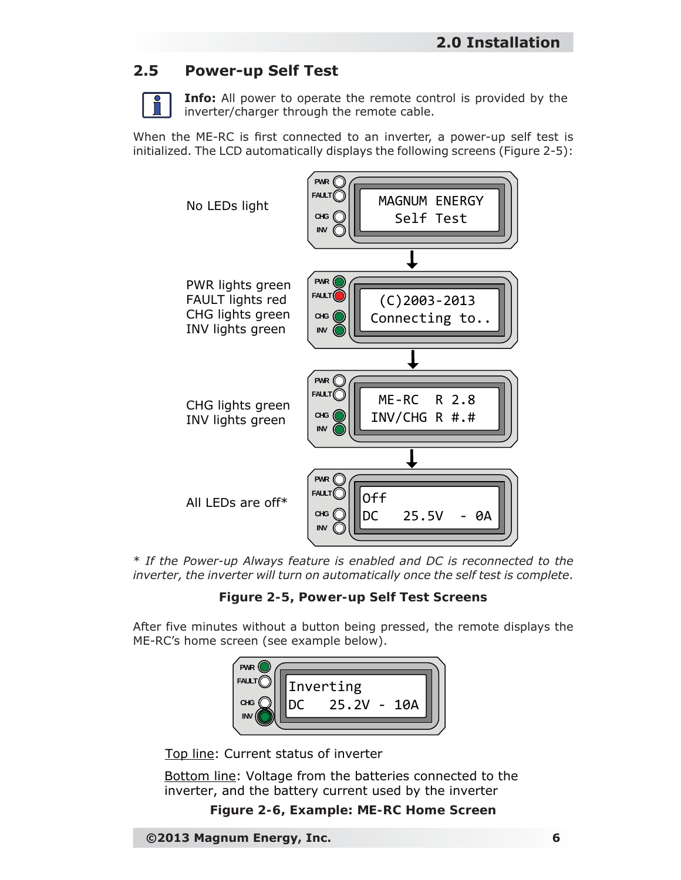## 2.5 Power-up Self Test

**Info:** All power to operate the remote control is provided by the inverter/charger through the remote cable.

When the ME-RC is first connected to an inverter, a power-up self test is initialized. The LCD automatically displays the following screens (Figure 2-5):

| LED status | LCD display |
| --- | --- |
| No LEDs light | MAGNUM ENERGY<br>Self Test |
| PWR lights green<br>FAULT lights red<br>CHG lights green<br>INV lights green | (C)2003-2013<br>Connecting to.. |
| CHG lights green<br>INV lights green | ME-RC R 2.8<br>INV/CHG R #.# |
| All LEDs are off* | Off<br>DC 25.5V - 0A |

*\* If the Power-up Always feature is enabled and DC is reconnected to the inverter, the inverter will turn on automatically once the self test is complete.*

**Figure 2-5, Power-up Self Test Screens**

After five minutes without a button being pressed, the remote displays the ME-RC's home screen (see example below).

Inverting
DC 25.2V - 10A

Top line: Current status of inverter

Bottom line: Voltage from the batteries connected to the inverter, and the battery current used by the inverter

**Figure 2-6, Example: ME-RC Home Screen**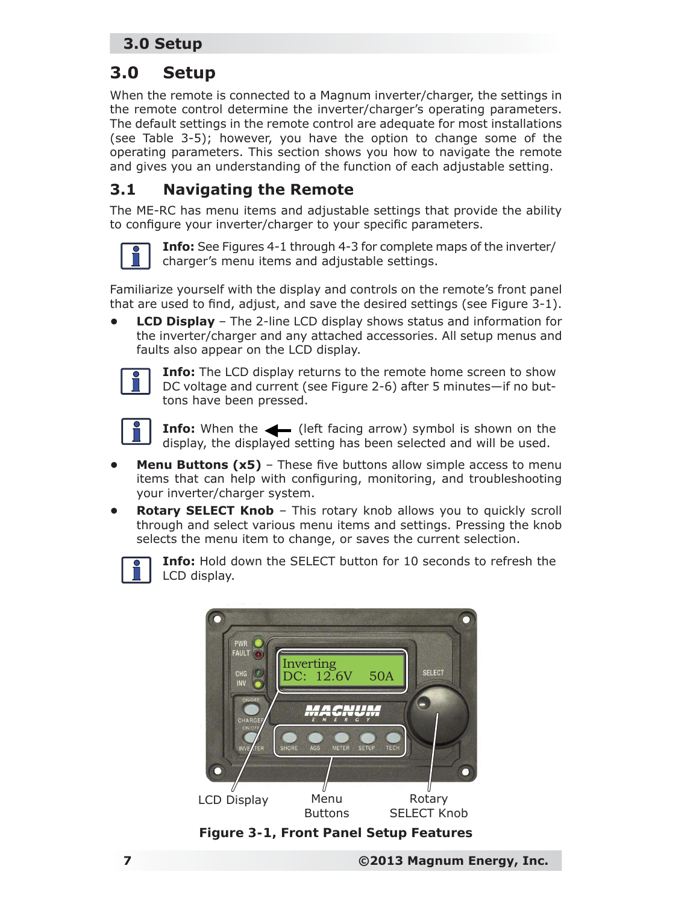# 3.0 Setup

When the remote is connected to a Magnum inverter/charger, the settings in the remote control determine the inverter/charger's operating parameters. The default settings in the remote control are adequate for most installations (see Table 3-5); however, you have the option to change some of the operating parameters. This section shows you how to navigate the remote and gives you an understanding of the function of each adjustable setting.

## 3.1 Navigating the Remote

The ME-RC has menu items and adjustable settings that provide the ability to configure your inverter/charger to your specific parameters.

**Info:** See Figures 4-1 through 4-3 for complete maps of the inverter/charger's menu items and adjustable settings.

Familiarize yourself with the display and controls on the remote's front panel that are used to find, adjust, and save the desired settings (see Figure 3-1).

- **LCD Display** – The 2-line LCD display shows status and information for the inverter/charger and any attached accessories. All setup menus and faults also appear on the LCD display.

**Info:** The LCD display returns to the remote home screen to show DC voltage and current (see Figure 2-6) after 5 minutes—if no buttons have been pressed.

**Info:** When the ← (left facing arrow) symbol is shown on the display, the displayed setting has been selected and will be used.

- **Menu Buttons (x5)** – These five buttons allow simple access to menu items that can help with configuring, monitoring, and troubleshooting your inverter/charger system.
- **Rotary SELECT Knob** – This rotary knob allows you to quickly scroll through and select various menu items and settings. Pressing the knob selects the menu item to change, or saves the current selection.

**Info:** Hold down the SELECT button for 10 seconds to refresh the LCD display.

LCD Display | Menu Buttons | Rotary SELECT Knob

**Figure 3-1, Front Panel Setup Features**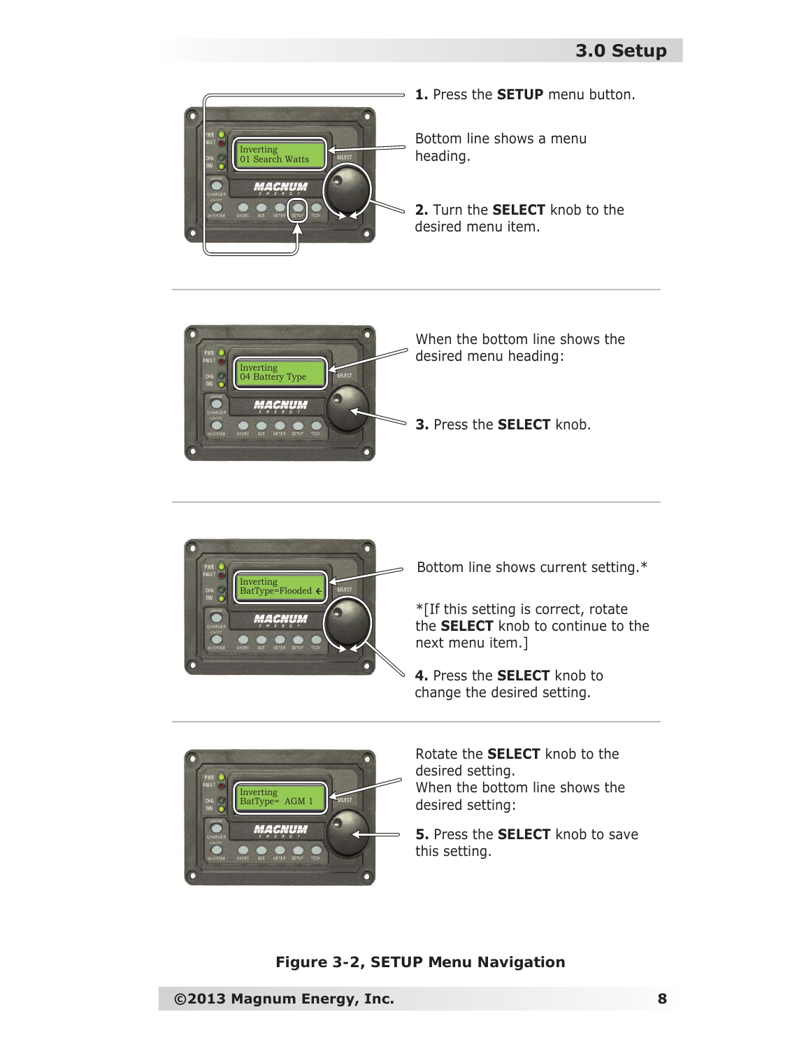**1.** Press the **SETUP** menu button.

Bottom line shows a menu heading.

**2.** Turn the **SELECT** knob to the desired menu item.

---

When the bottom line shows the desired menu heading:

**3.** Press the **SELECT** knob.

---

Bottom line shows current setting.*

*[If this setting is correct, rotate the **SELECT** knob to continue to the next menu item.]

**4.** Press the **SELECT** knob to change the desired setting.

---

Rotate the **SELECT** knob to the desired setting.
When the bottom line shows the desired setting:

**5.** Press the **SELECT** knob to save this setting.

**Figure 3-2, SETUP Menu Navigation**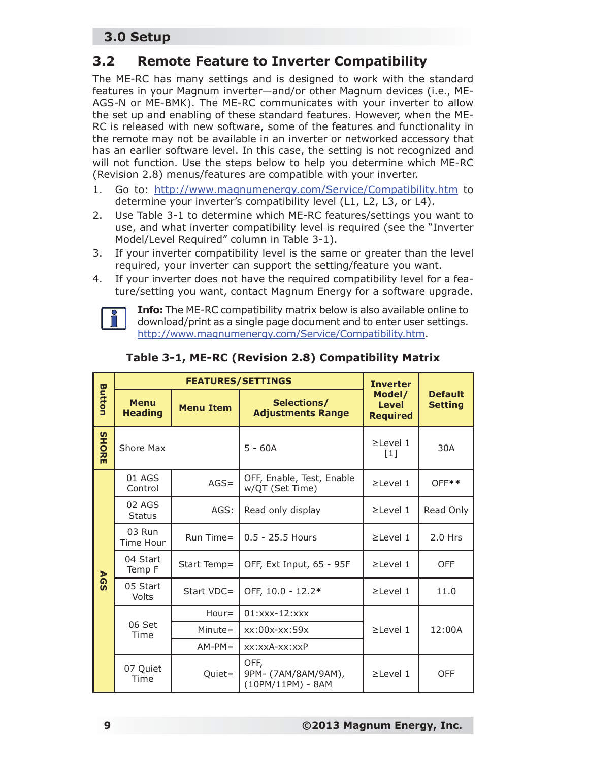## 3.2 Remote Feature to Inverter Compatibility

The ME-RC has many settings and is designed to work with the standard features in your Magnum inverter—and/or other Magnum devices (i.e., ME-AGS-N or ME-BMK). The ME-RC communicates with your inverter to allow the set up and enabling of these standard features. However, when the ME-RC is released with new software, some of the features and functionality in the remote may not be available in an inverter or networked accessory that has an earlier software level. In this case, the setting is not recognized and will not function. Use the steps below to help you determine which ME-RC (Revision 2.8) menus/features are compatible with your inverter.

1. Go to: http://www.magnumenergy.com/Service/Compatibility.htm to determine your inverter's compatibility level (L1, L2, L3, or L4).
2. Use Table 3-1 to determine which ME-RC features/settings you want to use, and what inverter compatibility level is required (see the "Inverter Model/Level Required" column in Table 3-1).
3. If your inverter compatibility level is the same or greater than the level required, your inverter can support the setting/feature you want.
4. If your inverter does not have the required compatibility level for a feature/setting you want, contact Magnum Energy for a software upgrade.

**Info:** The ME-RC compatibility matrix below is also available online to download/print as a single page document and to enter user settings. http://www.magnumenergy.com/Service/Compatibility.htm.

**Table 3-1, ME-RC (Revision 2.8) Compatibility Matrix**

| Button | FEATURES/SETTINGS | | | Inverter Model/ Level Required | Default Setting |
|---|---|---|---|---|---|
| | Menu Heading | Menu Item | Selections/ Adjustments Range | | |
| SHORE | Shore Max | | 5 - 60A | ≥Level 1 [1] | 30A |
| AGS | 01 AGS Control | AGS= | OFF, Enable, Test, Enable w/QT (Set Time) | ≥Level 1 | OFF** |
| AGS | 02 AGS Status | AGS: | Read only display | ≥Level 1 | Read Only |
| AGS | 03 Run Time Hour | Run Time= | 0.5 - 25.5 Hours | ≥Level 1 | 2.0 Hrs |
| AGS | 04 Start Temp F | Start Temp= | OFF, Ext Input, 65 - 95F | ≥Level 1 | OFF |
| AGS | 05 Start Volts | Start VDC= | OFF, 10.0 - 12.2* | ≥Level 1 | 11.0 |
| AGS | 06 Set Time | Hour= | 01:xxx-12:xxx | ≥Level 1 | 12:00A |
| | | Minute= | xx:00x-xx:59x | | |
| | | AM-PM= | xx:xxA-xx:xxP | | |
| AGS | 07 Quiet Time | Quiet= | OFF, 9PM- (7AM/8AM/9AM), (10PM/11PM) - 8AM | ≥Level 1 | OFF |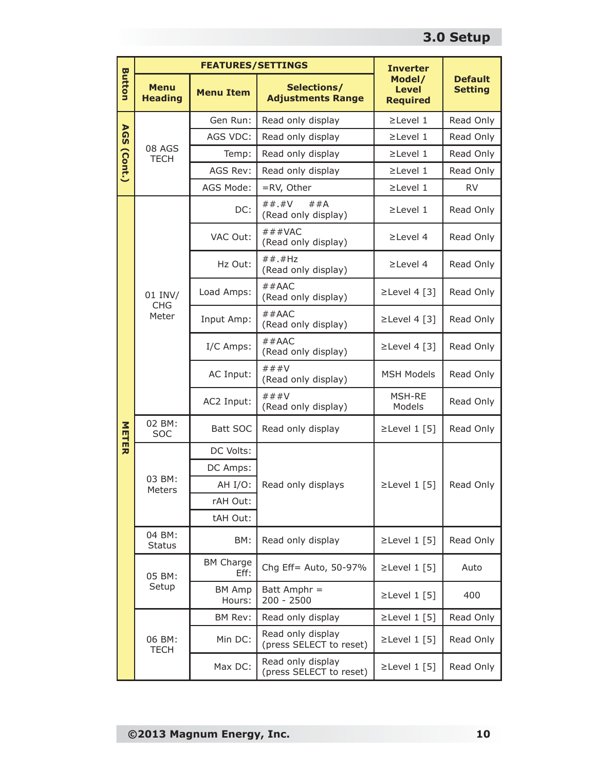| Button | FEATURES/SETTINGS | | | Inverter Model/ Level Required | Default Setting |
|---|---|---|---|---|---|
| | Menu Heading | Menu Item | Selections/ Adjustments Range | | |
| AGS (Cont.) | 08 AGS TECH | Gen Run: | Read only display | ≥Level 1 | Read Only |
| | | AGS VDC: | Read only display | ≥Level 1 | Read Only |
| | | Temp: | Read only display | ≥Level 1 | Read Only |
| | | AGS Rev: | Read only display | ≥Level 1 | Read Only |
| | | AGS Mode: | =RV, Other | ≥Level 1 | RV |
| METER | 01 INV/ CHG Meter | DC: | ##.#V ##A (Read only display) | ≥Level 1 | Read Only |
| | | VAC Out: | ###VAC (Read only display) | ≥Level 4 | Read Only |
| | | Hz Out: | ##.#Hz (Read only display) | ≥Level 4 | Read Only |
| | | Load Amps: | ##AAC (Read only display) | ≥Level 4 [3] | Read Only |
| | | Input Amp: | ##AAC (Read only display) | ≥Level 4 [3] | Read Only |
| | | I/C Amps: | ##AAC (Read only display) | ≥Level 4 [3] | Read Only |
| | | AC Input: | ###V (Read only display) | MSH Models | Read Only |
| | | AC2 Input: | ###V (Read only display) | MSH-RE Models | Read Only |
| | 02 BM: SOC | Batt SOC | Read only display | ≥Level 1 [5] | Read Only |
| | 03 BM: Meters | DC Volts: | Read only displays | ≥Level 1 [5] | Read Only |
| | | DC Amps: | | | |
| | | AH I/O: | | | |
| | | rAH Out: | | | |
| | | tAH Out: | | | |
| | 04 BM: Status | BM: | Read only display | ≥Level 1 [5] | Read Only |
| | 05 BM: Setup | BM Charge Eff: | Chg Eff= Auto, 50-97% | ≥Level 1 [5] | Auto |
| | | BM Amp Hours: | Batt Amphr = 200 - 2500 | ≥Level 1 [5] | 400 |
| | 06 BM: TECH | BM Rev: | Read only display | ≥Level 1 [5] | Read Only |
| | | Min DC: | Read only display (press SELECT to reset) | ≥Level 1 [5] | Read Only |
| | | Max DC: | Read only display (press SELECT to reset) | ≥Level 1 [5] | Read Only |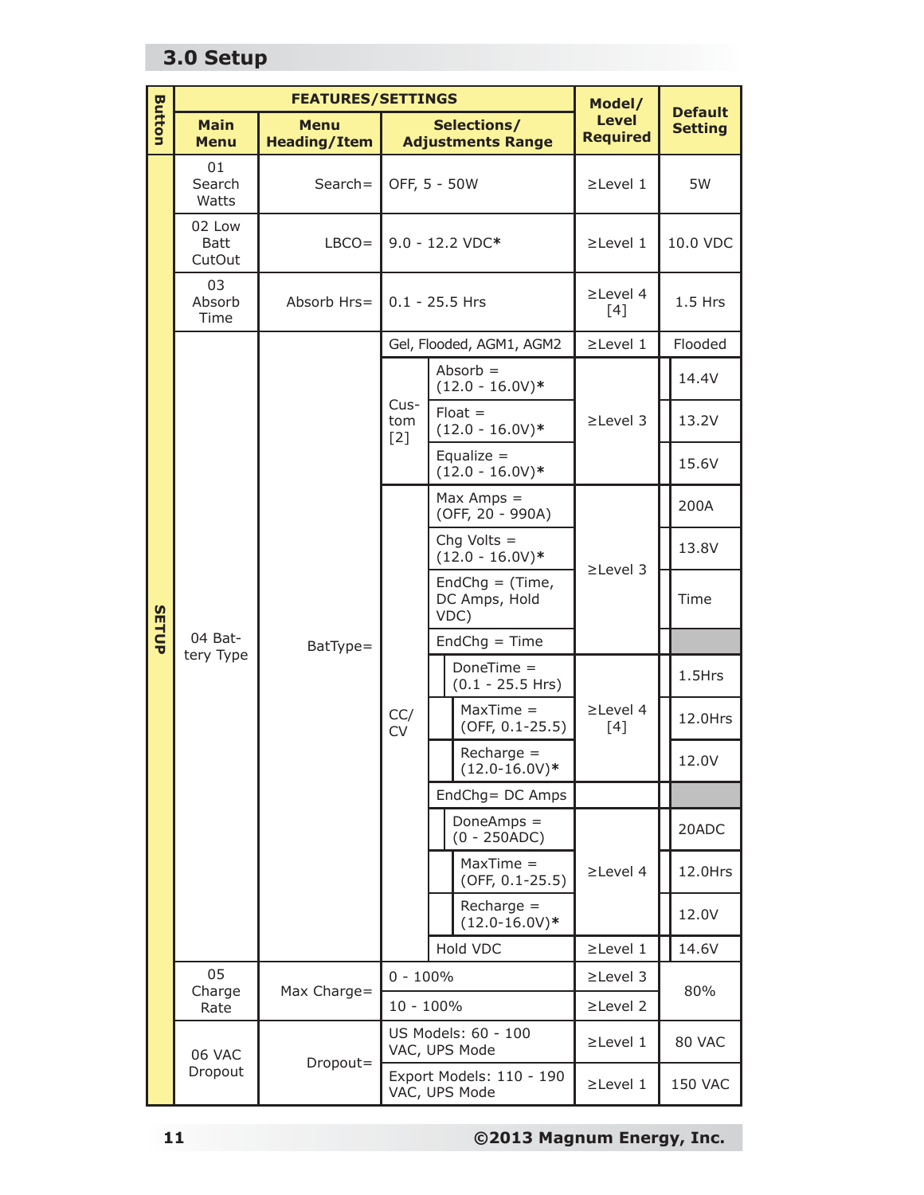## 3.0 Setup

| Button | Main Menu | Menu Heading/Item | Selections/ Adjustments Range | | | Model/ Level Required | Default Setting |
|---|---|---|---|---|---|---|---|
| SETUP | 01 Search Watts | Search= | OFF, 5 - 50W | | | ≥Level 1 | 5W |
| | 02 Low Batt CutOut | LBCO= | 9.0 - 12.2 VDC* | | | ≥Level 1 | 10.0 VDC |
| | 03 Absorb Time | Absorb Hrs= | 0.1 - 25.5 Hrs | | | ≥Level 4 [4] | 1.5 Hrs |
| | 04 Battery Type | BatType= | Gel, Flooded, AGM1, AGM2 | | | ≥Level 1 | Flooded |
| | | | Custom [2] | Absorb = (12.0 - 16.0V)* | | ≥Level 3 | 14.4V |
| | | | | Float = (12.0 - 16.0V)* | | | 13.2V |
| | | | | Equalize = (12.0 - 16.0V)* | | | 15.6V |
| | | | CC/CV | Max Amps = (OFF, 20 - 990A) | | ≥Level 3 | 200A |
| | | | | Chg Volts = (12.0 - 16.0V)* | | | 13.8V |
| | | | | EndChg = (Time, DC Amps, Hold VDC) | | | Time |
| | | | | EndChg = Time | | | |
| | | | | | DoneTime = (0.1 - 25.5 Hrs) | ≥Level 4 [4] | 1.5Hrs |
| | | | | | MaxTime = (OFF, 0.1-25.5) | | 12.0Hrs |
| | | | | | Recharge = (12.0-16.0V)* | | 12.0V |
| | | | | EndChg= DC Amps | | | |
| | | | | | DoneAmps = (0 - 250ADC) | ≥Level 4 | 20ADC |
| | | | | | MaxTime = (OFF, 0.1-25.5) | | 12.0Hrs |
| | | | | | Recharge = (12.0-16.0V)* | | 12.0V |
| | | | | Hold VDC | | ≥Level 1 | 14.6V |
| | 05 Charge Rate | Max Charge= | 0 - 100% | | | ≥Level 3 | 80% |
| | | | 10 - 100% | | | ≥Level 2 | |
| | 06 VAC Dropout | Dropout= | US Models: 60 - 100 VAC, UPS Mode | | | ≥Level 1 | 80 VAC |
| | | | Export Models: 110 - 190 VAC, UPS Mode | | | ≥Level 1 | 150 VAC |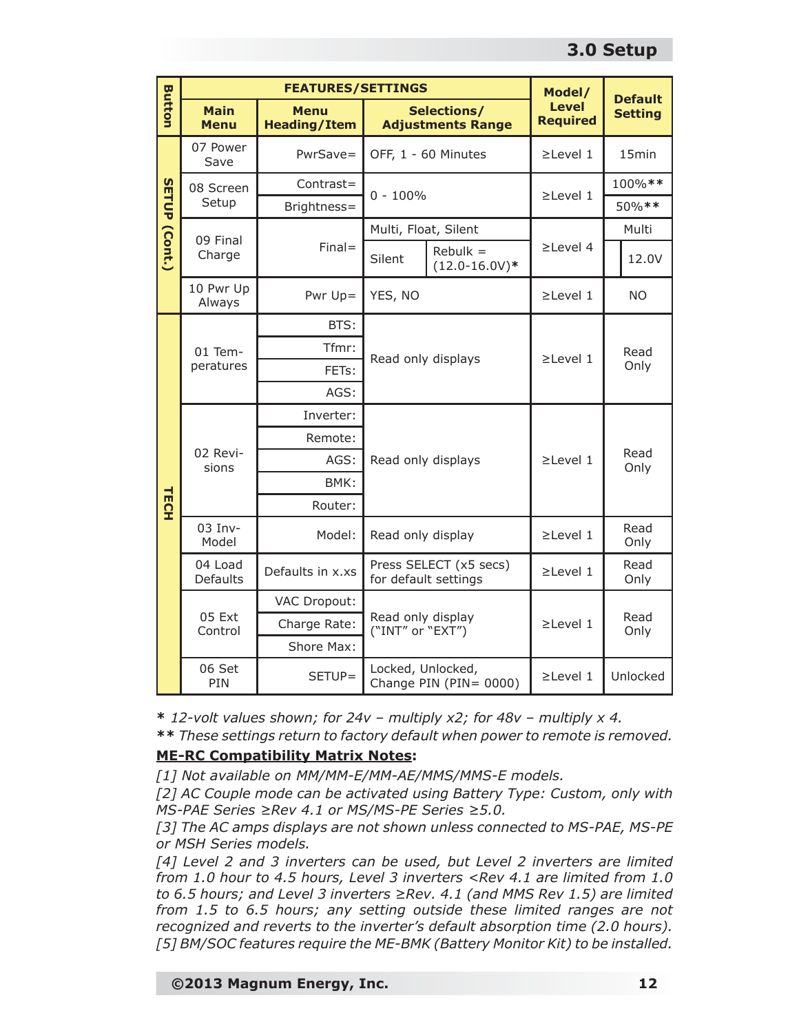## 3.0 Setup

| Button | FEATURES/SETTINGS | | | | Model/ Level Required | Default Setting |
|---|---|---|---|---|---|---|
| | Main Menu | Menu Heading/Item | Selections/ Adjustments Range | | | |
| SETUP (Cont.) | 07 Power Save | PwrSave= | OFF, 1 - 60 Minutes | | ≥Level 1 | 15min |
| | 08 Screen Setup | Contrast= | 0 - 100% | | ≥Level 1 | 100%** |
| | | Brightness= | | | | 50%** |
| | 09 Final Charge | Final= | Multi, Float, Silent | | ≥Level 4 | Multi |
| | | | Silent | Rebulk = (12.0-16.0V)* | | 12.0V |
| | 10 Pwr Up Always | Pwr Up= | YES, NO | | ≥Level 1 | NO |
| TECH | 01 Tem-peratures | BTS: | Read only displays | | ≥Level 1 | Read Only |
| | | Tfmr: | | | | |
| | | FETs: | | | | |
| | | AGS: | | | | |
| | 02 Revi-sions | Inverter: | Read only displays | | ≥Level 1 | Read Only |
| | | Remote: | | | | |
| | | AGS: | | | | |
| | | BMK: | | | | |
| | | Router: | | | | |
| | 03 Inv-Model | Model: | Read only display | | ≥Level 1 | Read Only |
| | 04 Load Defaults | Defaults in x.xs | Press SELECT (x5 secs) for default settings | | ≥Level 1 | Read Only |
| | 05 Ext Control | VAC Dropout: | Read only display ("INT" or "EXT") | | ≥Level 1 | Read Only |
| | | Charge Rate: | | | | |
| | | Shore Max: | | | | |
| | 06 Set PIN | SETUP= | Locked, Unlocked, Change PIN (PIN= 0000) | | ≥Level 1 | Unlocked |

*** *12-volt values shown; for 24v – multiply x2; for 48v – multiply x 4.*

**** *These settings return to factory default when power to remote is removed.*

**ME-RC Compatibility Matrix Notes:**

*[1] Not available on MM/MM-E/MM-AE/MMS/MMS-E models.*

*[2] AC Couple mode can be activated using Battery Type: Custom, only with MS-PAE Series ≥Rev 4.1 or MS/MS-PE Series ≥5.0.*

*[3] The AC amps displays are not shown unless connected to MS-PAE, MS-PE or MSH Series models.*

*[4] Level 2 and 3 inverters can be used, but Level 2 inverters are limited from 1.0 hour to 4.5 hours, Level 3 inverters <Rev 4.1 are limited from 1.0 to 6.5 hours; and Level 3 inverters ≥Rev. 4.1 (and MMS Rev 1.5) are limited from 1.5 to 6.5 hours; any setting outside these limited ranges are not recognized and reverts to the inverter's default absorption time (2.0 hours).*

*[5] BM/SOC features require the ME-BMK (Battery Monitor Kit) to be installed.*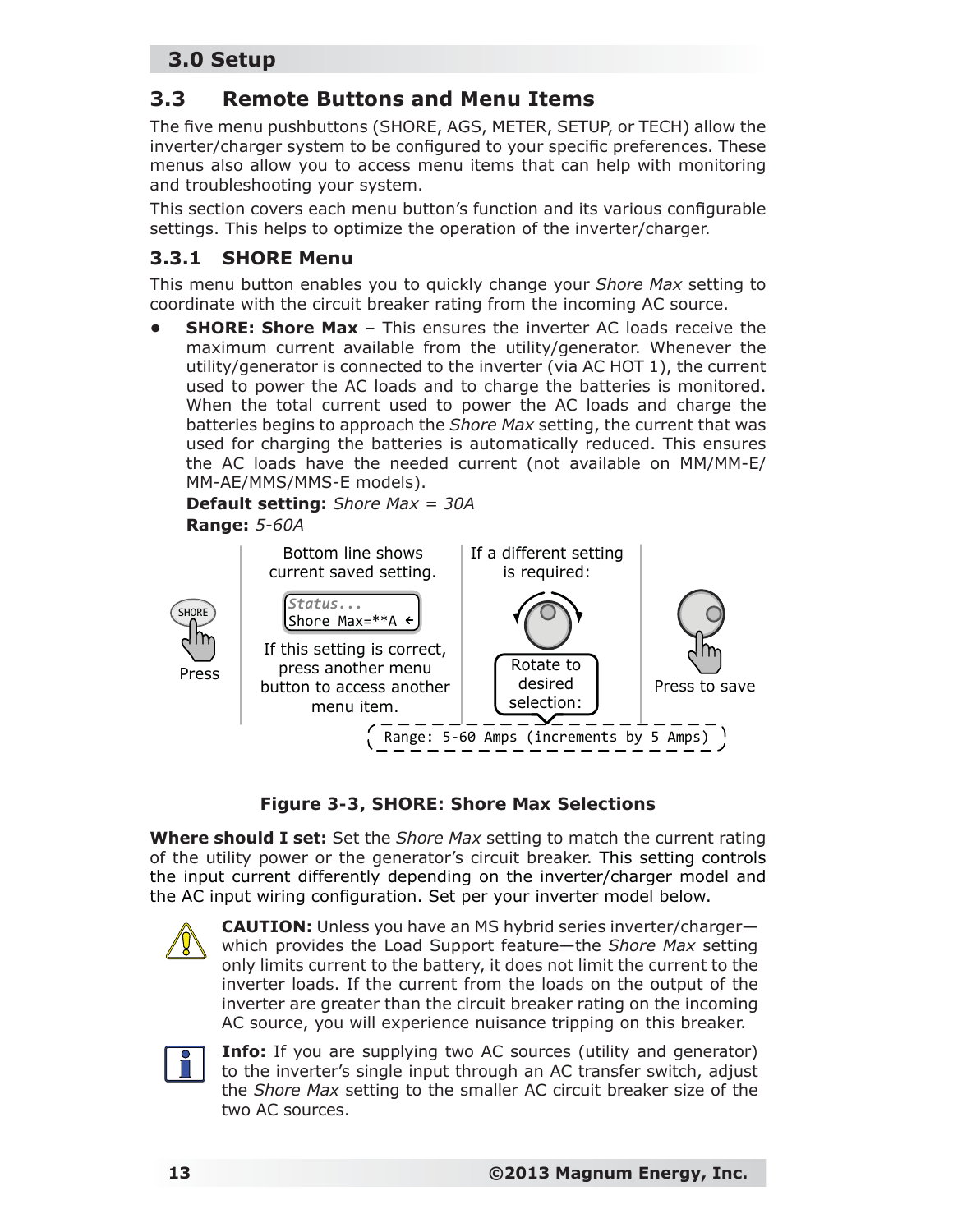## 3.0 Setup

## 3.3 Remote Buttons and Menu Items

The five menu pushbuttons (SHORE, AGS, METER, SETUP, or TECH) allow the inverter/charger system to be configured to your specific preferences. These menus also allow you to access menu items that can help with monitoring and troubleshooting your system.

This section covers each menu button's function and its various configurable settings. This helps to optimize the operation of the inverter/charger.

### 3.3.1 SHORE Menu

This menu button enables you to quickly change your *Shore Max* setting to coordinate with the circuit breaker rating from the incoming AC source.

- **SHORE: Shore Max** – This ensures the inverter AC loads receive the maximum current available from the utility/generator. Whenever the utility/generator is connected to the inverter (via AC HOT 1), the current used to power the AC loads and to charge the batteries is monitored. When the total current used to power the AC loads and charge the batteries begins to approach the *Shore Max* setting, the current that was used for charging the batteries is automatically reduced. This ensures the AC loads have the needed current (not available on MM/MM-E/MM-AE/MMS/MMS-E models).

  **Default setting:** *Shore Max = 30A*

  **Range:** *5-60A*

SHORE

Press

Bottom line shows current saved setting.

```
Status...
Shore Max=**A
```

If this setting is correct, press another menu button to access another menu item.

If a different setting is required:

Rotate to desired selection:

Press to save

Range: 5-60 Amps (increments by 5 Amps)

**Figure 3-3, SHORE: Shore Max Selections**

**Where should I set:** Set the *Shore Max* setting to match the current rating of the utility power or the generator's circuit breaker. This setting controls the input current differently depending on the inverter/charger model and the AC input wiring configuration. Set per your inverter model below.

**CAUTION:** Unless you have an MS hybrid series inverter/charger—which provides the Load Support feature—the *Shore Max* setting only limits current to the battery, it does not limit the current to the inverter loads. If the current from the loads on the output of the inverter are greater than the circuit breaker rating on the incoming AC source, you will experience nuisance tripping on this breaker.

**Info:** If you are supplying two AC sources (utility and generator) to the inverter's single input through an AC transfer switch, adjust the *Shore Max* setting to the smaller AC circuit breaker size of the two AC sources.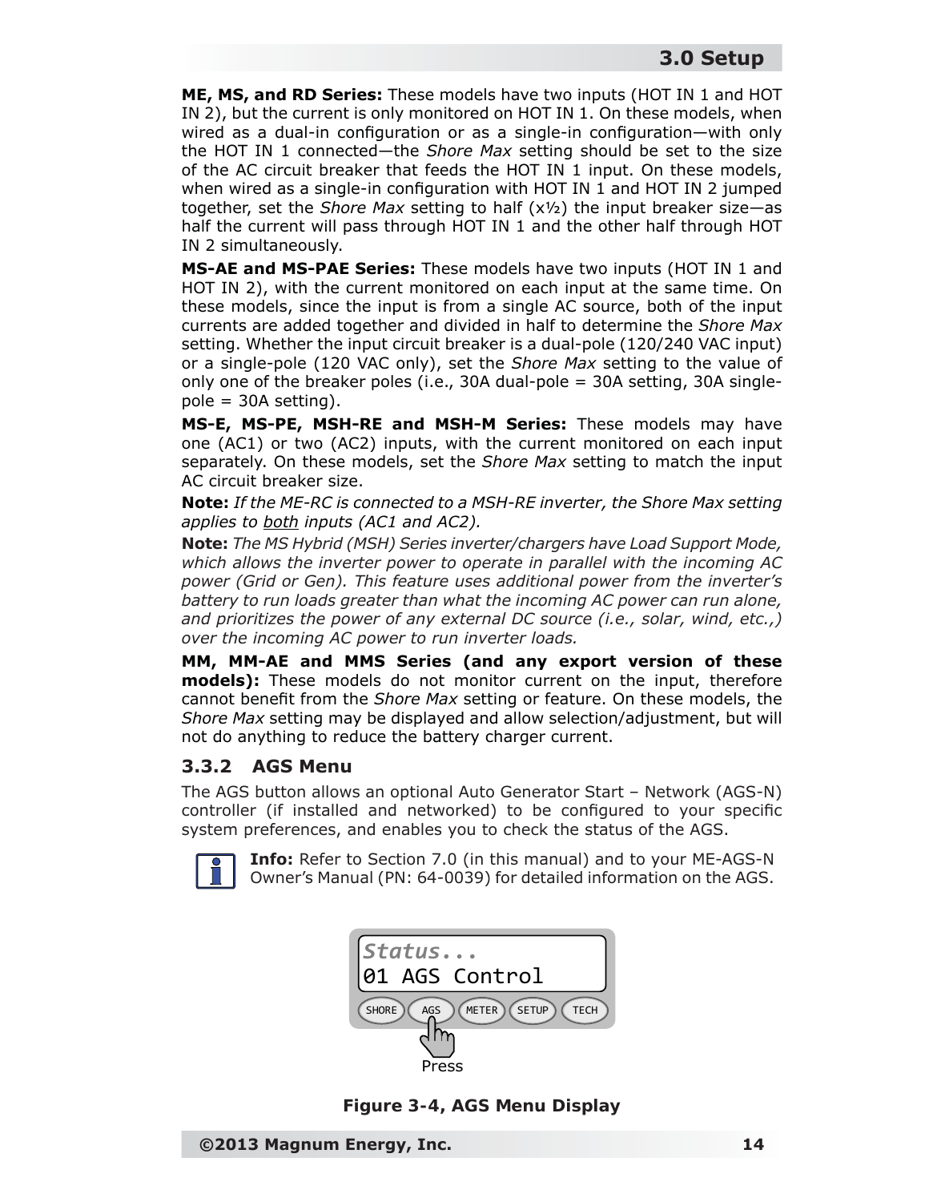**ME, MS, and RD Series:** These models have two inputs (HOT IN 1 and HOT IN 2), but the current is only monitored on HOT IN 1. On these models, when wired as a dual-in configuration or as a single-in configuration—with only the HOT IN 1 connected—the *Shore Max* setting should be set to the size of the AC circuit breaker that feeds the HOT IN 1 input. On these models, when wired as a single-in configuration with HOT IN 1 and HOT IN 2 jumped together, set the *Shore Max* setting to half (x½) the input breaker size—as half the current will pass through HOT IN 1 and the other half through HOT IN 2 simultaneously.

**MS-AE and MS-PAE Series:** These models have two inputs (HOT IN 1 and HOT IN 2), with the current monitored on each input at the same time. On these models, since the input is from a single AC source, both of the input currents are added together and divided in half to determine the *Shore Max* setting. Whether the input circuit breaker is a dual-pole (120/240 VAC input) or a single-pole (120 VAC only), set the *Shore Max* setting to the value of only one of the breaker poles (i.e., 30A dual-pole = 30A setting, 30A single-pole = 30A setting).

**MS-E, MS-PE, MSH-RE and MSH-M Series:** These models may have one (AC1) or two (AC2) inputs, with the current monitored on each input separately. On these models, set the *Shore Max* setting to match the input AC circuit breaker size.

**Note:** *If the ME-RC is connected to a MSH-RE inverter, the Shore Max setting applies to both inputs (AC1 and AC2).*

**Note:** *The MS Hybrid (MSH) Series inverter/chargers have Load Support Mode, which allows the inverter power to operate in parallel with the incoming AC power (Grid or Gen). This feature uses additional power from the inverter's battery to run loads greater than what the incoming AC power can run alone, and prioritizes the power of any external DC source (i.e., solar, wind, etc.,) over the incoming AC power to run inverter loads.*

**MM, MM-AE and MMS Series (and any export version of these models):** These models do not monitor current on the input, therefore cannot benefit from the *Shore Max* setting or feature. On these models, the *Shore Max* setting may be displayed and allow selection/adjustment, but will not do anything to reduce the battery charger current.

### 3.3.2 AGS Menu

The AGS button allows an optional Auto Generator Start – Network (AGS-N) controller (if installed and networked) to be configured to your specific system preferences, and enables you to check the status of the AGS.

**Info:** Refer to Section 7.0 (in this manual) and to your ME-AGS-N Owner's Manual (PN: 64-0039) for detailed information on the AGS.

```
Status...
01 AGS Control
```

SHORE | AGS | METER | SETUP | TECH

Press

**Figure 3-4, AGS Menu Display**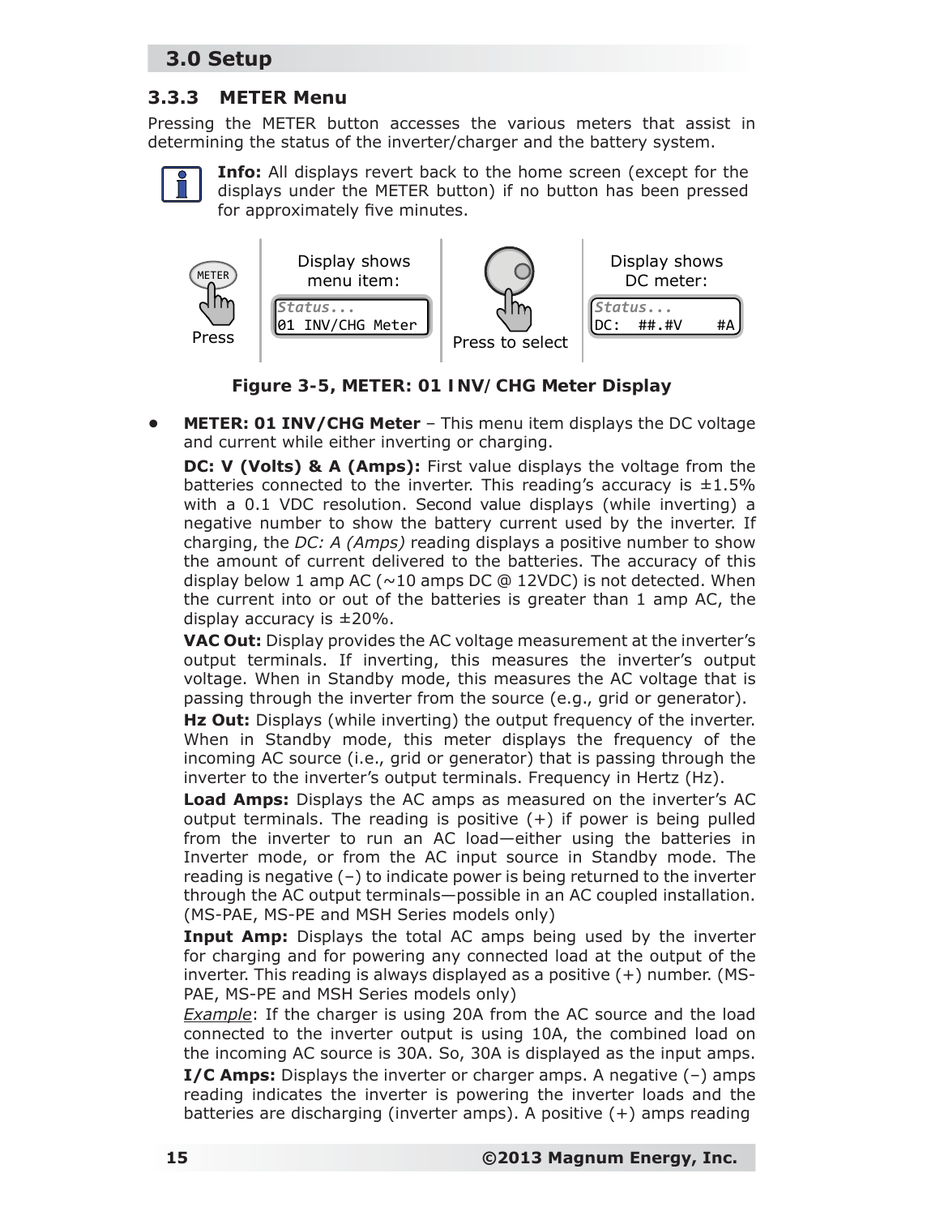## 3.3.3 METER Menu

Pressing the METER button accesses the various meters that assist in determining the status of the inverter/charger and the battery system.

**Info:** All displays revert back to the home screen (except for the displays under the METER button) if no button has been pressed for approximately five minutes.

Press | Display shows menu item: `Status...` `01 INV/CHG Meter` | Press to select | Display shows DC meter: `Status...` `DC: ##.#V #A`

**Figure 3-5, METER: 01 INV/CHG Meter Display**

- **METER: 01 INV/CHG Meter** – This menu item displays the DC voltage and current while either inverting or charging.

  **DC: V (Volts) & A (Amps):** First value displays the voltage from the batteries connected to the inverter. This reading's accuracy is ±1.5% with a 0.1 VDC resolution. Second value displays (while inverting) a negative number to show the battery current used by the inverter. If charging, the *DC: A (Amps)* reading displays a positive number to show the amount of current delivered to the batteries. The accuracy of this display below 1 amp AC (~10 amps DC @ 12VDC) is not detected. When the current into or out of the batteries is greater than 1 amp AC, the display accuracy is ±20%.

  **VAC Out:** Display provides the AC voltage measurement at the inverter's output terminals. If inverting, this measures the inverter's output voltage. When in Standby mode, this measures the AC voltage that is passing through the inverter from the source (e.g., grid or generator).

  **Hz Out:** Displays (while inverting) the output frequency of the inverter. When in Standby mode, this meter displays the frequency of the incoming AC source (i.e., grid or generator) that is passing through the inverter to the inverter's output terminals. Frequency in Hertz (Hz).

  **Load Amps:** Displays the AC amps as measured on the inverter's AC output terminals. The reading is positive (+) if power is being pulled from the inverter to run an AC load—either using the batteries in Inverter mode, or from the AC input source in Standby mode. The reading is negative (–) to indicate power is being returned to the inverter through the AC output terminals—possible in an AC coupled installation. (MS-PAE, MS-PE and MSH Series models only)

  **Input Amp:** Displays the total AC amps being used by the inverter for charging and for powering any connected load at the output of the inverter. This reading is always displayed as a positive (+) number. (MS-PAE, MS-PE and MSH Series models only)

  <u>*Example*</u>: If the charger is using 20A from the AC source and the load connected to the inverter output is using 10A, the combined load on the incoming AC source is 30A. So, 30A is displayed as the input amps.

  **I/C Amps:** Displays the inverter or charger amps. A negative (–) amps reading indicates the inverter is powering the inverter loads and the batteries are discharging (inverter amps). A positive (+) amps reading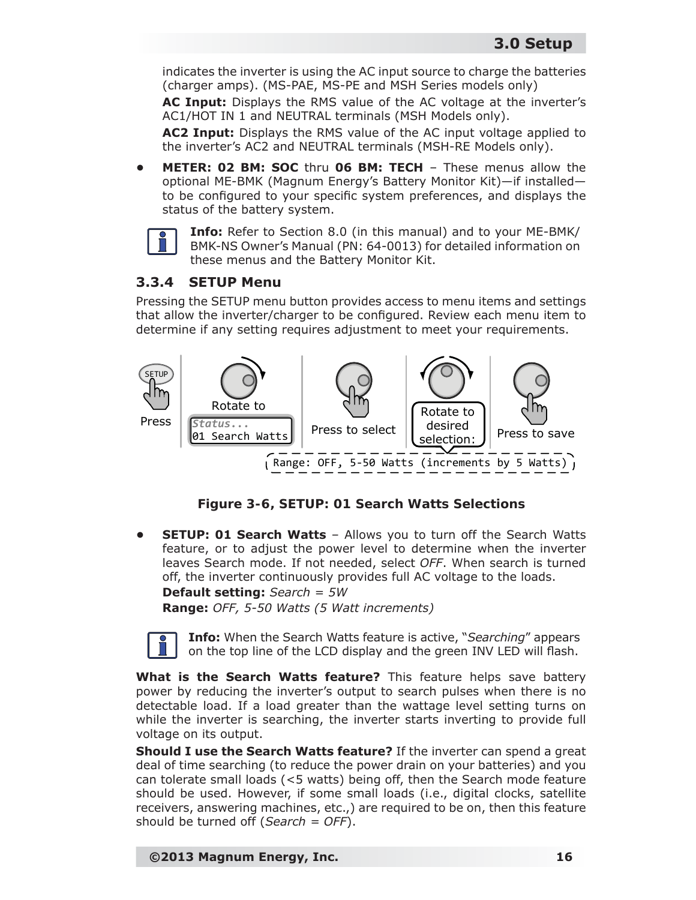indicates the inverter is using the AC input source to charge the batteries (charger amps). (MS-PAE, MS-PE and MSH Series models only)

**AC Input:** Displays the RMS value of the AC voltage at the inverter's AC1/HOT IN 1 and NEUTRAL terminals (MSH Models only).

**AC2 Input:** Displays the RMS value of the AC input voltage applied to the inverter's AC2 and NEUTRAL terminals (MSH-RE Models only).

- **METER: 02 BM: SOC** thru **06 BM: TECH** – These menus allow the optional ME-BMK (Magnum Energy's Battery Monitor Kit)—if installed—to be configured to your specific system preferences, and displays the status of the battery system.

**Info:** Refer to Section 8.0 (in this manual) and to your ME-BMK/BMK-NS Owner's Manual (PN: 64-0013) for detailed information on these menus and the Battery Monitor Kit.

### 3.3.4 SETUP Menu

Pressing the SETUP menu button provides access to menu items and settings that allow the inverter/charger to be configured. Review each menu item to determine if any setting requires adjustment to meet your requirements.

SETUP Press | Rotate to *Status...* 01 Search Watts | Press to select | Rotate to desired selection: | Press to save

Range: OFF, 5-50 Watts (increments by 5 Watts)

**Figure 3-6, SETUP: 01 Search Watts Selections**

- **SETUP: 01 Search Watts** – Allows you to turn off the Search Watts feature, or to adjust the power level to determine when the inverter leaves Search mode. If not needed, select *OFF*. When search is turned off, the inverter continuously provides full AC voltage to the loads.

  **Default setting:** *Search = 5W*

  **Range:** *OFF, 5-50 Watts (5 Watt increments)*

**Info:** When the Search Watts feature is active, "*Searching*" appears on the top line of the LCD display and the green INV LED will flash.

**What is the Search Watts feature?** This feature helps save battery power by reducing the inverter's output to search pulses when there is no detectable load. If a load greater than the wattage level setting turns on while the inverter is searching, the inverter starts inverting to provide full voltage on its output.

**Should I use the Search Watts feature?** If the inverter can spend a great deal of time searching (to reduce the power drain on your batteries) and you can tolerate small loads (<5 watts) being off, then the Search mode feature should be used. However, if some small loads (i.e., digital clocks, satellite receivers, answering machines, etc.,) are required to be on, then this feature should be turned off (*Search = OFF*).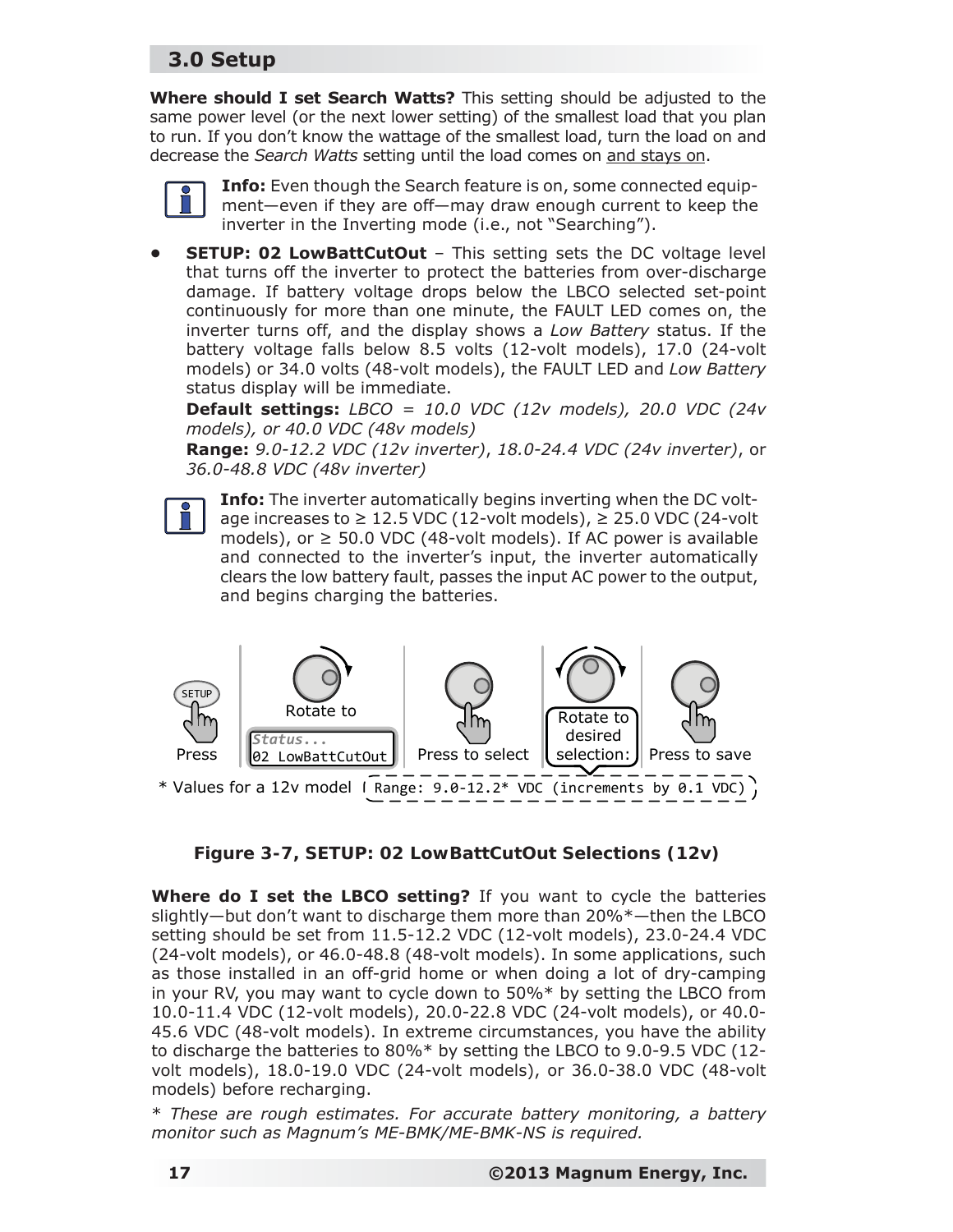## 3.0 Setup

**Where should I set Search Watts?** This setting should be adjusted to the same power level (or the next lower setting) of the smallest load that you plan to run. If you don't know the wattage of the smallest load, turn the load on and decrease the *Search Watts* setting until the load comes on and stays on.

**Info:** Even though the Search feature is on, some connected equipment—even if they are off—may draw enough current to keep the inverter in the Inverting mode (i.e., not "Searching").

- **SETUP: 02 LowBattCutOut** – This setting sets the DC voltage level that turns off the inverter to protect the batteries from over-discharge damage. If battery voltage drops below the LBCO selected set-point continuously for more than one minute, the FAULT LED comes on, the inverter turns off, and the display shows a *Low Battery* status. If the battery voltage falls below 8.5 volts (12-volt models), 17.0 (24-volt models) or 34.0 volts (48-volt models), the FAULT LED and *Low Battery* status display will be immediate.

  **Default settings:** *LBCO = 10.0 VDC (12v models), 20.0 VDC (24v models), or 40.0 VDC (48v models)*

  **Range:** *9.0-12.2 VDC (12v inverter)*, *18.0-24.4 VDC (24v inverter)*, or *36.0-48.8 VDC (48v inverter)*

**Info:** The inverter automatically begins inverting when the DC voltage increases to ≥ 12.5 VDC (12-volt models), ≥ 25.0 VDC (24-volt models), or ≥ 50.0 VDC (48-volt models). If AC power is available and connected to the inverter's input, the inverter automatically clears the low battery fault, passes the input AC power to the output, and begins charging the batteries.

SETUP Press | Rotate to Status... 02 LowBattCutOut | Press to select | Rotate to desired selection: | Press to save

* Values for a 12v model  Range: 9.0-12.2* VDC (increments by 0.1 VDC)

**Figure 3-7, SETUP: 02 LowBattCutOut Selections (12v)**

**Where do I set the LBCO setting?** If you want to cycle the batteries slightly—but don't want to discharge them more than 20%*—then the LBCO setting should be set from 11.5-12.2 VDC (12-volt models), 23.0-24.4 VDC (24-volt models), or 46.0-48.8 (48-volt models). In some applications, such as those installed in an off-grid home or when doing a lot of dry-camping in your RV, you may want to cycle down to 50%* by setting the LBCO from 10.0-11.4 VDC (12-volt models), 20.0-22.8 VDC (24-volt models), or 40.0-45.6 VDC (48-volt models). In extreme circumstances, you have the ability to discharge the batteries to 80%* by setting the LBCO to 9.0-9.5 VDC (12-volt models), 18.0-19.0 VDC (24-volt models), or 36.0-38.0 VDC (48-volt models) before recharging.

*\* These are rough estimates. For accurate battery monitoring, a battery monitor such as Magnum's ME-BMK/ME-BMK-NS is required.*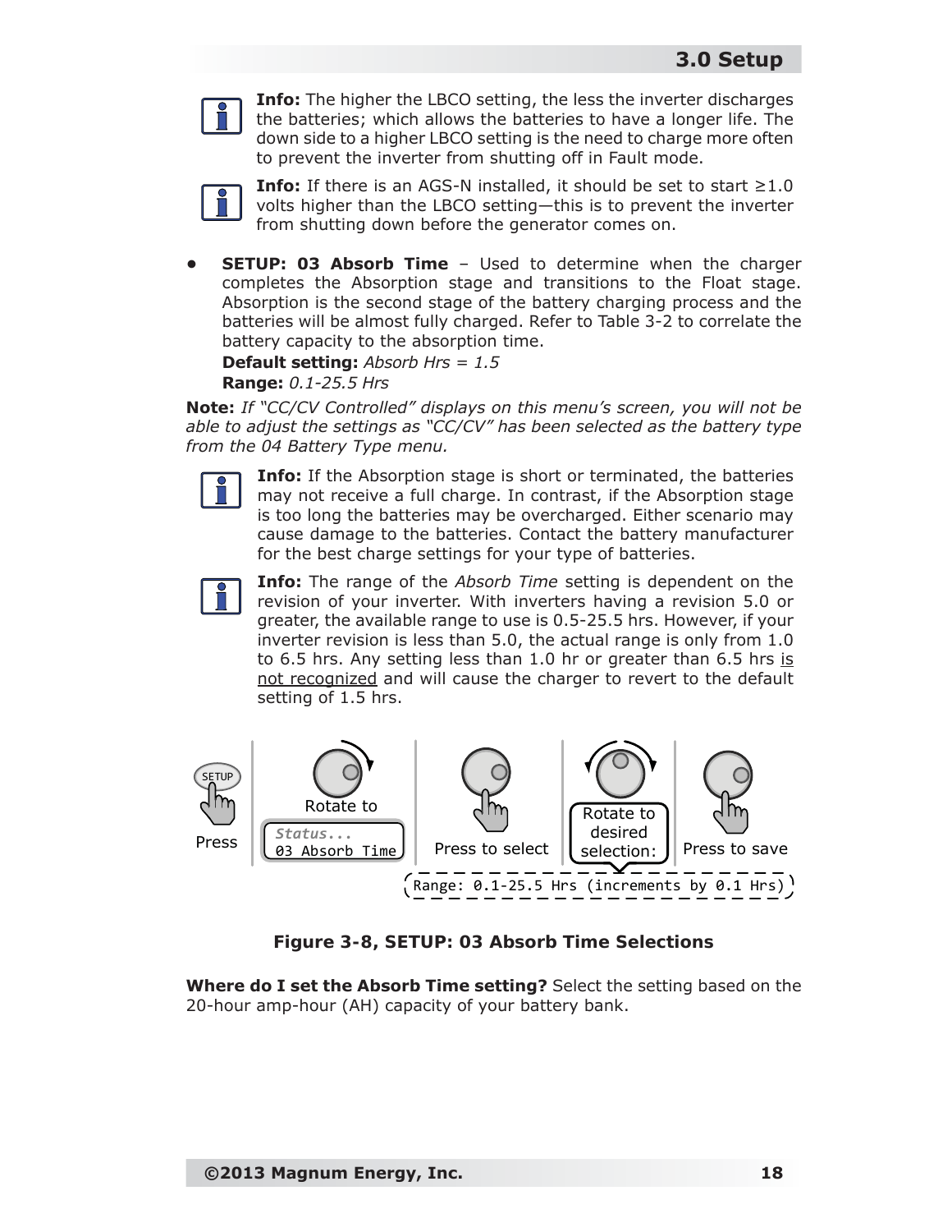**Info:** The higher the LBCO setting, the less the inverter discharges the batteries; which allows the batteries to have a longer life. The down side to a higher LBCO setting is the need to charge more often to prevent the inverter from shutting off in Fault mode.

**Info:** If there is an AGS-N installed, it should be set to start ≥1.0 volts higher than the LBCO setting—this is to prevent the inverter from shutting down before the generator comes on.

- **SETUP: 03 Absorb Time** – Used to determine when the charger completes the Absorption stage and transitions to the Float stage. Absorption is the second stage of the battery charging process and the batteries will be almost fully charged. Refer to Table 3-2 to correlate the battery capacity to the absorption time.
  **Default setting:** *Absorb Hrs = 1.5*
  **Range:** *0.1-25.5 Hrs*

**Note:** *If "CC/CV Controlled" displays on this menu's screen, you will not be able to adjust the settings as "CC/CV" has been selected as the battery type from the 04 Battery Type menu.*

**Info:** If the Absorption stage is short or terminated, the batteries may not receive a full charge. In contrast, if the Absorption stage is too long the batteries may be overcharged. Either scenario may cause damage to the batteries. Contact the battery manufacturer for the best charge settings for your type of batteries.

**Info:** The range of the *Absorb Time* setting is dependent on the revision of your inverter. With inverters having a revision 5.0 or greater, the available range to use is 0.5-25.5 hrs. However, if your inverter revision is less than 5.0, the actual range is only from 1.0 to 6.5 hrs. Any setting less than 1.0 hr or greater than 6.5 hrs is not recognized and will cause the charger to revert to the default setting of 1.5 hrs.

SETUP Press | Rotate to *Status...* 03 Absorb Time | Press to select | Rotate to desired selection: | Press to save

Range: 0.1-25.5 Hrs (increments by 0.1 Hrs)

**Figure 3-8, SETUP: 03 Absorb Time Selections**

**Where do I set the Absorb Time setting?** Select the setting based on the 20-hour amp-hour (AH) capacity of your battery bank.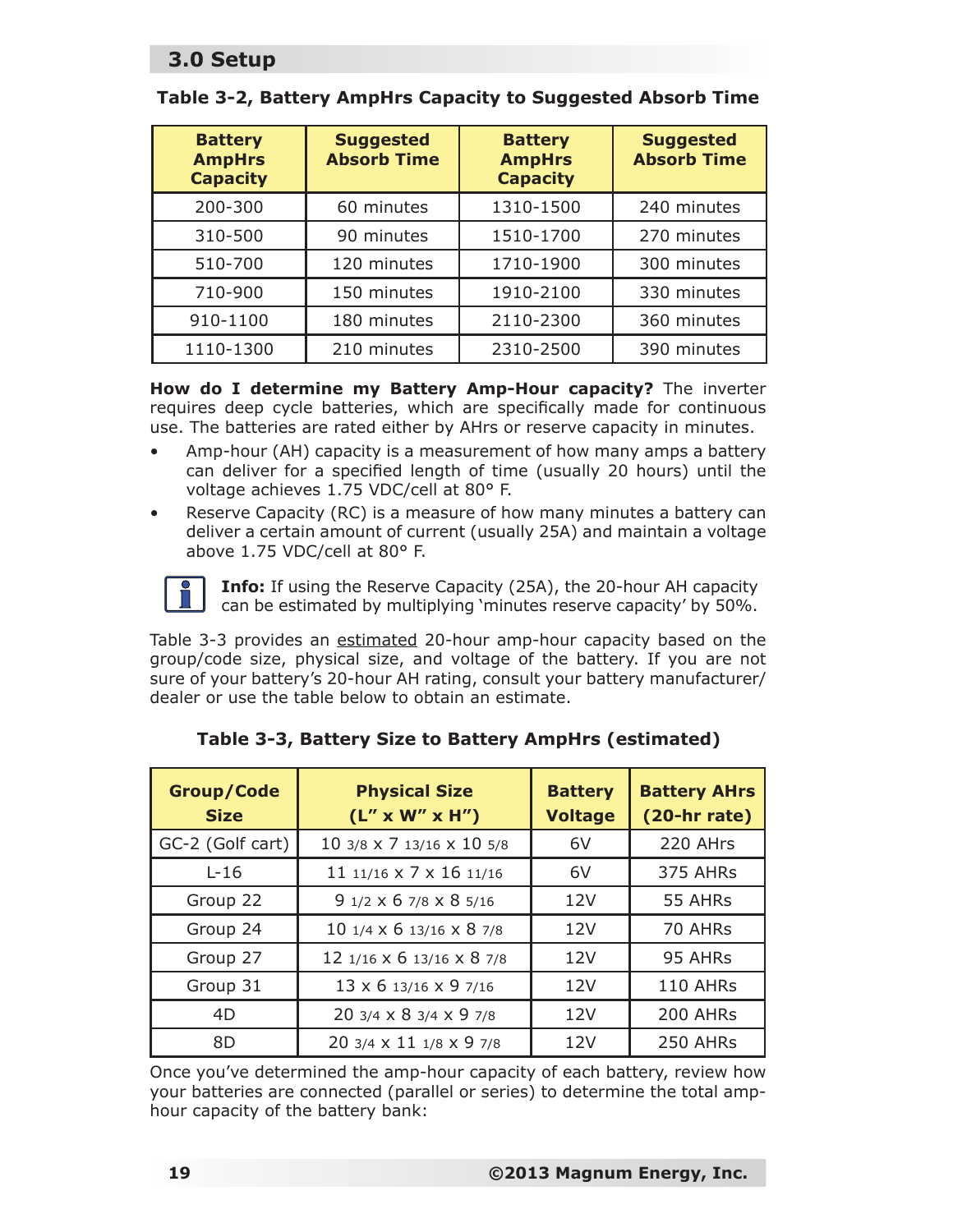## 3.0 Setup

**Table 3-2, Battery AmpHrs Capacity to Suggested Absorb Time**

| Battery AmpHrs Capacity | Suggested Absorb Time | Battery AmpHrs Capacity | Suggested Absorb Time |
|---|---|---|---|
| 200-300 | 60 minutes | 1310-1500 | 240 minutes |
| 310-500 | 90 minutes | 1510-1700 | 270 minutes |
| 510-700 | 120 minutes | 1710-1900 | 300 minutes |
| 710-900 | 150 minutes | 1910-2100 | 330 minutes |
| 910-1100 | 180 minutes | 2110-2300 | 360 minutes |
| 1110-1300 | 210 minutes | 2310-2500 | 390 minutes |

**How do I determine my Battery Amp-Hour capacity?** The inverter requires deep cycle batteries, which are specifically made for continuous use. The batteries are rated either by AHrs or reserve capacity in minutes.

- Amp-hour (AH) capacity is a measurement of how many amps a battery can deliver for a specified length of time (usually 20 hours) until the voltage achieves 1.75 VDC/cell at 80° F.
- Reserve Capacity (RC) is a measure of how many minutes a battery can deliver a certain amount of current (usually 25A) and maintain a voltage above 1.75 VDC/cell at 80° F.

**Info:** If using the Reserve Capacity (25A), the 20-hour AH capacity can be estimated by multiplying 'minutes reserve capacity' by 50%.

Table 3-3 provides an estimated 20-hour amp-hour capacity based on the group/code size, physical size, and voltage of the battery. If you are not sure of your battery's 20-hour AH rating, consult your battery manufacturer/dealer or use the table below to obtain an estimate.

**Table 3-3, Battery Size to Battery AmpHrs (estimated)**

| Group/Code Size | Physical Size (L" x W" x H") | Battery Voltage | Battery AHrs (20-hr rate) |
|---|---|---|---|
| GC-2 (Golf cart) | 10 3/8 x 7 13/16 x 10 5/8 | 6V | 220 AHrs |
| L-16 | 11 11/16 x 7 x 16 11/16 | 6V | 375 AHRs |
| Group 22 | 9 1/2 x 6 7/8 x 8 5/16 | 12V | 55 AHRs |
| Group 24 | 10 1/4 x 6 13/16 x 8 7/8 | 12V | 70 AHRs |
| Group 27 | 12 1/16 x 6 13/16 x 8 7/8 | 12V | 95 AHRs |
| Group 31 | 13 x 6 13/16 x 9 7/16 | 12V | 110 AHRs |
| 4D | 20 3/4 x 8 3/4 x 9 7/8 | 12V | 200 AHRs |
| 8D | 20 3/4 x 11 1/8 x 9 7/8 | 12V | 250 AHRs |

Once you've determined the amp-hour capacity of each battery, review how your batteries are connected (parallel or series) to determine the total amp-hour capacity of the battery bank: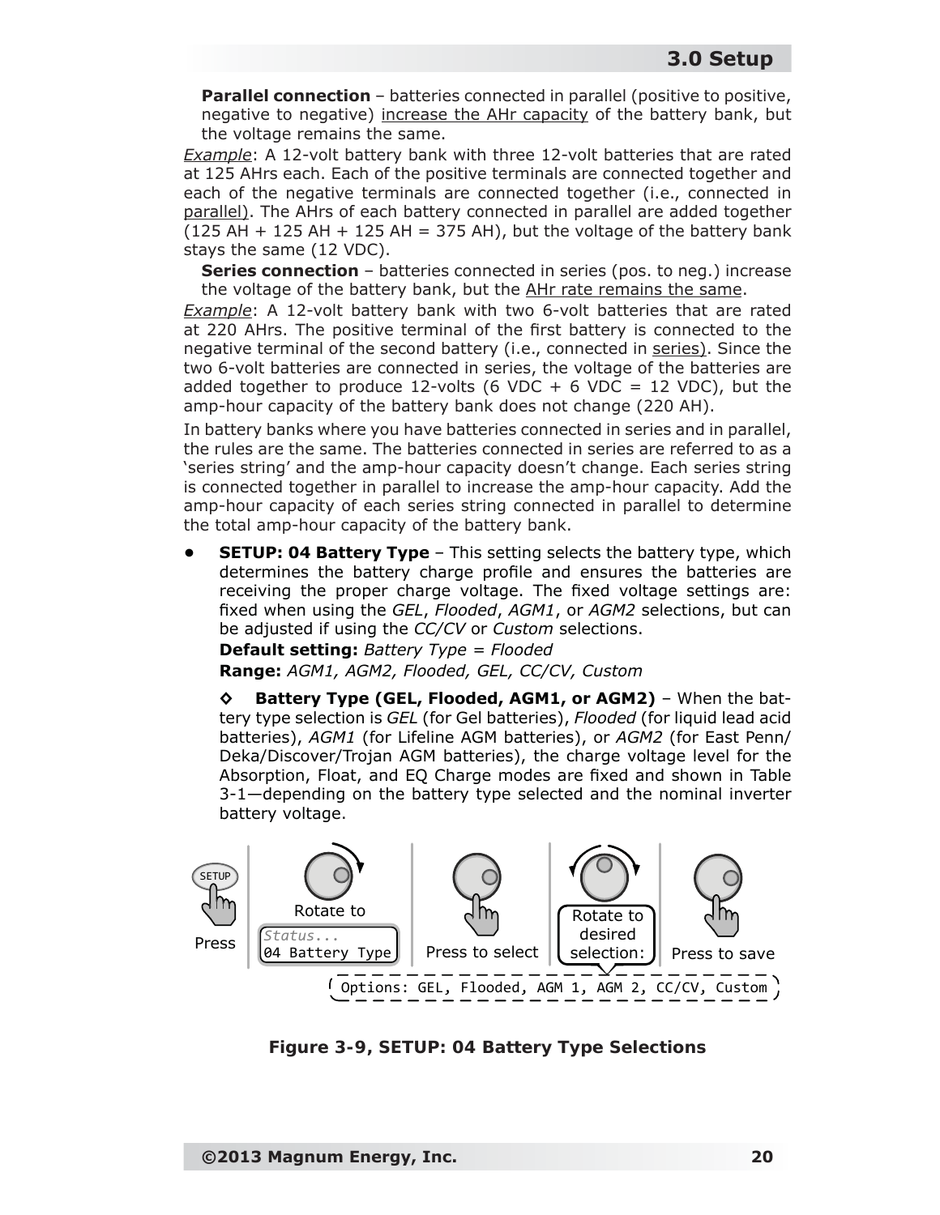**Parallel connection** – batteries connected in parallel (positive to positive, negative to negative) increase the AHr capacity of the battery bank, but the voltage remains the same.

*Example*: A 12-volt battery bank with three 12-volt batteries that are rated at 125 AHrs each. Each of the positive terminals are connected together and each of the negative terminals are connected together (i.e., connected in parallel). The AHrs of each battery connected in parallel are added together (125 AH + 125 AH + 125 AH = 375 AH), but the voltage of the battery bank stays the same (12 VDC).

**Series connection** – batteries connected in series (pos. to neg.) increase the voltage of the battery bank, but the AHr rate remains the same.

*Example*: A 12-volt battery bank with two 6-volt batteries that are rated at 220 AHrs. The positive terminal of the first battery is connected to the negative terminal of the second battery (i.e., connected in series). Since the two 6-volt batteries are connected in series, the voltage of the batteries are added together to produce 12-volts (6 VDC + 6 VDC = 12 VDC), but the amp-hour capacity of the battery bank does not change (220 AH).

In battery banks where you have batteries connected in series and in parallel, the rules are the same. The batteries connected in series are referred to as a 'series string' and the amp-hour capacity doesn't change. Each series string is connected together in parallel to increase the amp-hour capacity. Add the amp-hour capacity of each series string connected in parallel to determine the total amp-hour capacity of the battery bank.

- **SETUP: 04 Battery Type** – This setting selects the battery type, which determines the battery charge profile and ensures the batteries are receiving the proper charge voltage. The fixed voltage settings are: fixed when using the *GEL*, *Flooded*, *AGM1*, or *AGM2* selections, but can be adjusted if using the *CC/CV* or *Custom* selections.

  **Default setting:** *Battery Type = Flooded*

  **Range:** *AGM1, AGM2, Flooded, GEL, CC/CV, Custom*

  ◇ **Battery Type (GEL, Flooded, AGM1, or AGM2)** – When the battery type selection is *GEL* (for Gel batteries), *Flooded* (for liquid lead acid batteries), *AGM1* (for Lifeline AGM batteries), or *AGM2* (for East Penn/Deka/Discover/Trojan AGM batteries), the charge voltage level for the Absorption, Float, and EQ Charge modes are fixed and shown in Table 3-1—depending on the battery type selected and the nominal inverter battery voltage.

SETUP Press | Rotate to: Status... 04 Battery Type | Press to select | Rotate to desired selection: | Press to save

Options: GEL, Flooded, AGM 1, AGM 2, CC/CV, Custom

**Figure 3-9, SETUP: 04 Battery Type Selections**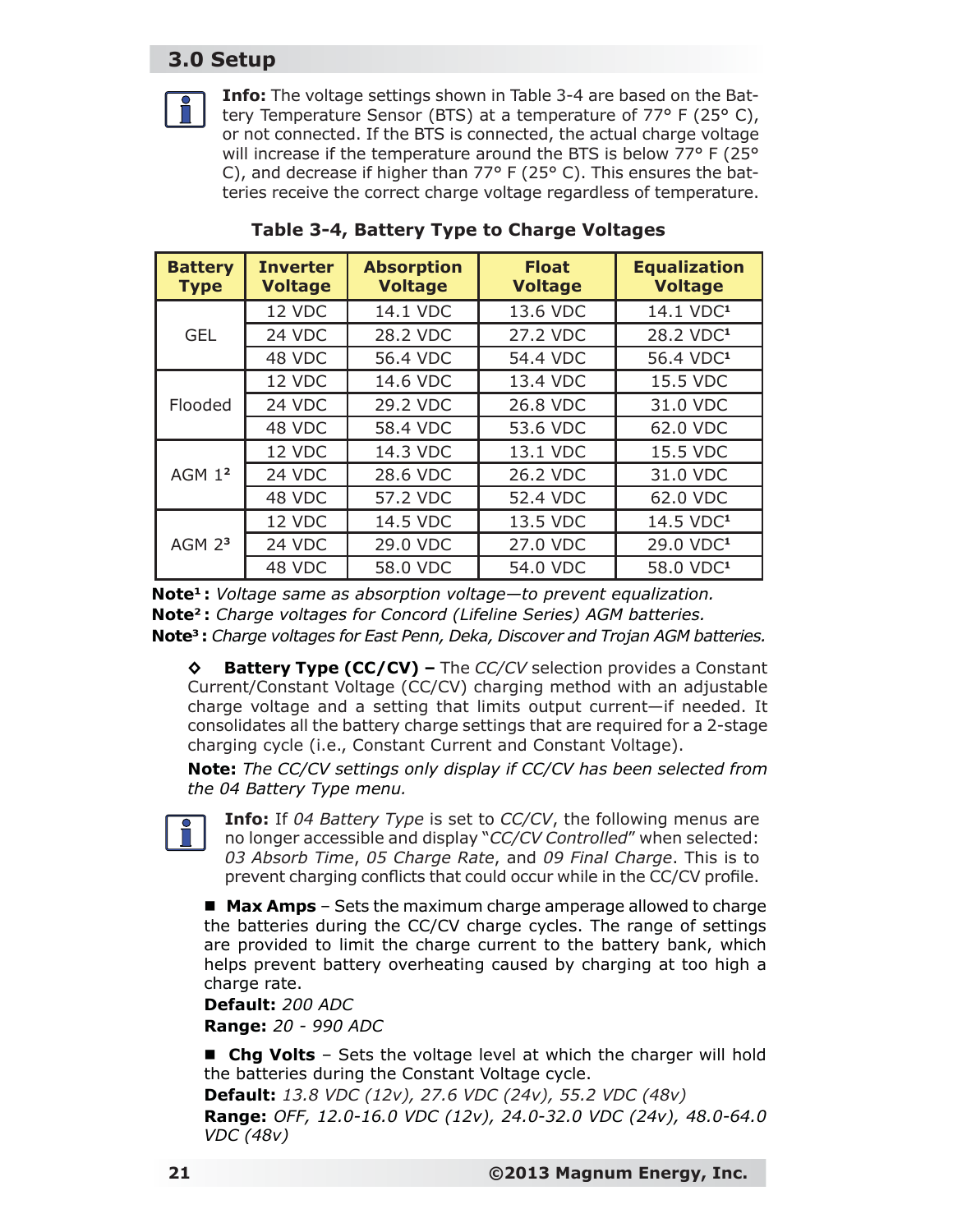## 3.0 Setup

**Info:** The voltage settings shown in Table 3-4 are based on the Battery Temperature Sensor (BTS) at a temperature of 77° F (25° C), or not connected. If the BTS is connected, the actual charge voltage will increase if the temperature around the BTS is below 77° F (25° C), and decrease if higher than 77° F (25° C). This ensures the batteries receive the correct charge voltage regardless of temperature.

**Table 3-4, Battery Type to Charge Voltages**

| Battery Type | Inverter Voltage | Absorption Voltage | Float Voltage | Equalization Voltage |
|---|---|---|---|---|
| GEL | 12 VDC | 14.1 VDC | 13.6 VDC | 14.1 VDC[1] |
| | 24 VDC | 28.2 VDC | 27.2 VDC | 28.2 VDC[1] |
| | 48 VDC | 56.4 VDC | 54.4 VDC | 56.4 VDC[1] |
| Flooded | 12 VDC | 14.6 VDC | 13.4 VDC | 15.5 VDC |
| | 24 VDC | 29.2 VDC | 26.8 VDC | 31.0 VDC |
| | 48 VDC | 58.4 VDC | 53.6 VDC | 62.0 VDC |
| AGM 1[2] | 12 VDC | 14.3 VDC | 13.1 VDC | 15.5 VDC |
| | 24 VDC | 28.6 VDC | 26.2 VDC | 31.0 VDC |
| | 48 VDC | 57.2 VDC | 52.4 VDC | 62.0 VDC |
| AGM 2[3] | 12 VDC | 14.5 VDC | 13.5 VDC | 14.5 VDC[1] |
| | 24 VDC | 29.0 VDC | 27.0 VDC | 29.0 VDC[1] |
| | 48 VDC | 58.0 VDC | 54.0 VDC | 58.0 VDC[1] |

**Note[1]:** *Voltage same as absorption voltage—to prevent equalization.*
**Note[2]:** *Charge voltages for Concord (Lifeline Series) AGM batteries.*
**Note[3]:** *Charge voltages for East Penn, Deka, Discover and Trojan AGM batteries.*

◇ **Battery Type (CC/CV) –** The *CC/CV* selection provides a Constant Current/Constant Voltage (CC/CV) charging method with an adjustable charge voltage and a setting that limits output current—if needed. It consolidates all the battery charge settings that are required for a 2-stage charging cycle (i.e., Constant Current and Constant Voltage).

**Note:** *The CC/CV settings only display if CC/CV has been selected from the 04 Battery Type menu.*

**Info:** If *04 Battery Type* is set to *CC/CV*, the following menus are no longer accessible and display "*CC/CV Controlled*" when selected: *03 Absorb Time*, *05 Charge Rate*, and *09 Final Charge*. This is to prevent charging conflicts that could occur while in the CC/CV profile.

- **Max Amps** – Sets the maximum charge amperage allowed to charge the batteries during the CC/CV charge cycles. The range of settings are provided to limit the charge current to the battery bank, which helps prevent battery overheating caused by charging at too high a charge rate.
  **Default:** *200 ADC*
  **Range:** *20 - 990 ADC*

- **Chg Volts** – Sets the voltage level at which the charger will hold the batteries during the Constant Voltage cycle.
  **Default:** *13.8 VDC (12v), 27.6 VDC (24v), 55.2 VDC (48v)*
  **Range:** *OFF, 12.0-16.0 VDC (12v), 24.0-32.0 VDC (24v), 48.0-64.0 VDC (48v)*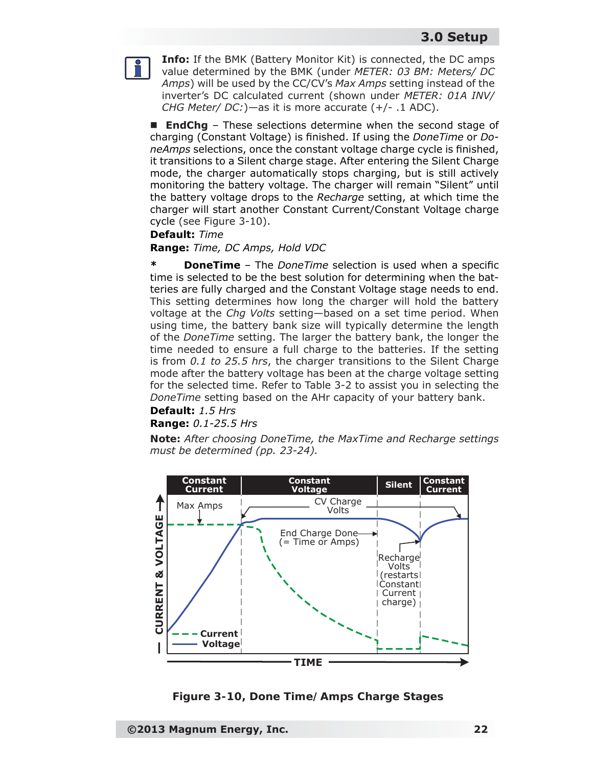**Info:** If the BMK (Battery Monitor Kit) is connected, the DC amps value determined by the BMK (under *METER: 03 BM: Meters/ DC Amps*) will be used by the CC/CV's *Max Amps* setting instead of the inverter's DC calculated current (shown under *METER: 01A INV/ CHG Meter/ DC:*)—as it is more accurate (+/- .1 ADC).

■ **EndChg** – These selections determine when the second stage of charging (Constant Voltage) is finished. If using the *DoneTime* or *DoneAmps* selections, once the constant voltage charge cycle is finished, it transitions to a Silent charge stage. After entering the Silent Charge mode, the charger automatically stops charging, but is still actively monitoring the battery voltage. The charger will remain "Silent" until the battery voltage drops to the *Recharge* setting, at which time the charger will start another Constant Current/Constant Voltage charge cycle (see Figure 3-10).

**Default:** *Time*

**Range:** *Time, DC Amps, Hold VDC*

\* **DoneTime** – The *DoneTime* selection is used when a specific time is selected to be the best solution for determining when the batteries are fully charged and the Constant Voltage stage needs to end. This setting determines how long the charger will hold the battery voltage at the *Chg Volts* setting—based on a set time period. When using time, the battery bank size will typically determine the length of the *DoneTime* setting. The larger the battery bank, the longer the time needed to ensure a full charge to the batteries. If the setting is from *0.1 to 25.5 hrs*, the charger transitions to the Silent Charge mode after the battery voltage has been at the charge voltage setting for the selected time. Refer to Table 3-2 to assist you in selecting the *DoneTime* setting based on the AHr capacity of your battery bank.

**Default:** *1.5 Hrs*

**Range:** *0.1-25.5 Hrs*

**Note:** *After choosing DoneTime, the MaxTime and Recharge settings must be determined (pp. 23-24).*

**Figure 3-10, Done Time/ Amps Charge Stages**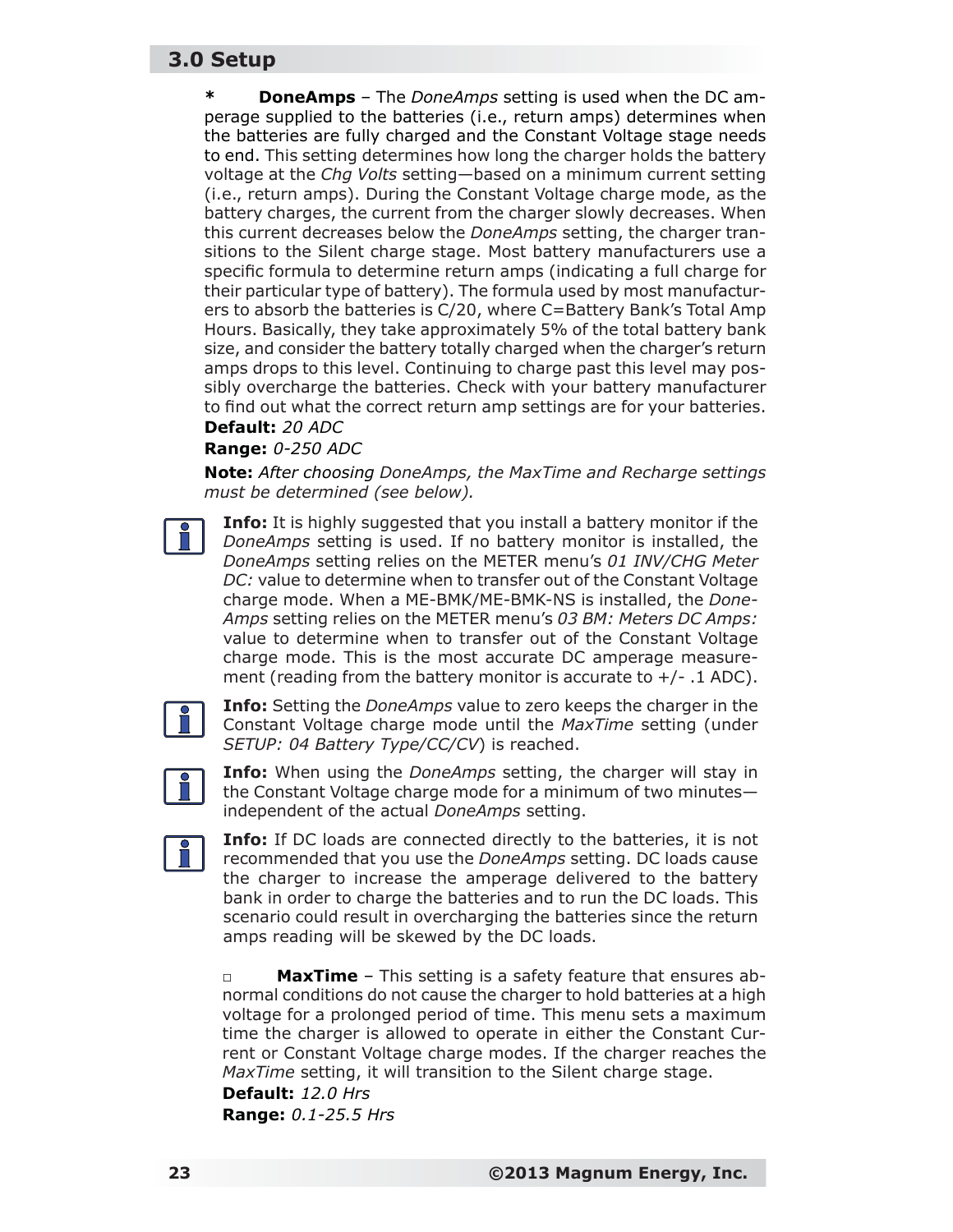## 3.0 Setup

\* **DoneAmps** – The *DoneAmps* setting is used when the DC amperage supplied to the batteries (i.e., return amps) determines when the batteries are fully charged and the Constant Voltage stage needs to end. This setting determines how long the charger holds the battery voltage at the *Chg Volts* setting—based on a minimum current setting (i.e., return amps). During the Constant Voltage charge mode, as the battery charges, the current from the charger slowly decreases. When this current decreases below the *DoneAmps* setting, the charger transitions to the Silent charge stage. Most battery manufacturers use a specific formula to determine return amps (indicating a full charge for their particular type of battery). The formula used by most manufacturers to absorb the batteries is C/20, where C=Battery Bank's Total Amp Hours. Basically, they take approximately 5% of the total battery bank size, and consider the battery totally charged when the charger's return amps drops to this level. Continuing to charge past this level may possibly overcharge the batteries. Check with your battery manufacturer to find out what the correct return amp settings are for your batteries.

**Default:** *20 ADC*

**Range:** *0-250 ADC*

**Note:** *After choosing DoneAmps, the MaxTime and Recharge settings must be determined (see below).*

**Info:** It is highly suggested that you install a battery monitor if the *DoneAmps* setting is used. If no battery monitor is installed, the *DoneAmps* setting relies on the METER menu's *01 INV/CHG Meter DC:* value to determine when to transfer out of the Constant Voltage charge mode. When a ME-BMK/ME-BMK-NS is installed, the *DoneAmps* setting relies on the METER menu's *03 BM: Meters DC Amps:* value to determine when to transfer out of the Constant Voltage charge mode. This is the most accurate DC amperage measurement (reading from the battery monitor is accurate to +/- .1 ADC).

**Info:** Setting the *DoneAmps* value to zero keeps the charger in the Constant Voltage charge mode until the *MaxTime* setting (under *SETUP: 04 Battery Type/CC/CV*) is reached.

**Info:** When using the *DoneAmps* setting, the charger will stay in the Constant Voltage charge mode for a minimum of two minutes—independent of the actual *DoneAmps* setting.

**Info:** If DC loads are connected directly to the batteries, it is not recommended that you use the *DoneAmps* setting. DC loads cause the charger to increase the amperage delivered to the battery bank in order to charge the batteries and to run the DC loads. This scenario could result in overcharging the batteries since the return amps reading will be skewed by the DC loads.

□ **MaxTime** – This setting is a safety feature that ensures abnormal conditions do not cause the charger to hold batteries at a high voltage for a prolonged period of time. This menu sets a maximum time the charger is allowed to operate in either the Constant Current or Constant Voltage charge modes. If the charger reaches the *MaxTime* setting, it will transition to the Silent charge stage.

**Default:** *12.0 Hrs*

**Range:** *0.1-25.5 Hrs*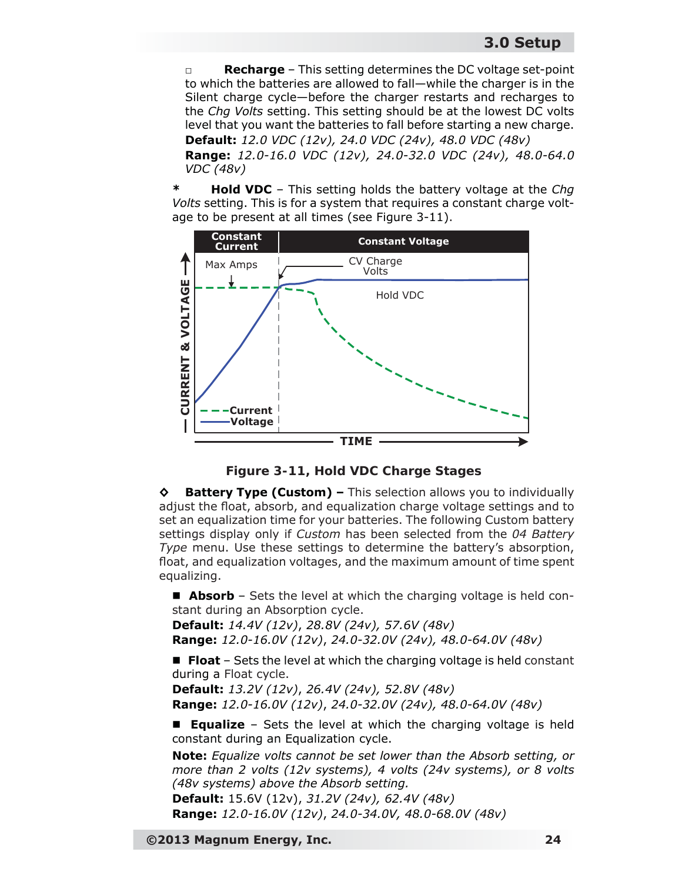- **Recharge** – This setting determines the DC voltage set-point to which the batteries are allowed to fall—while the charger is in the Silent charge cycle—before the charger restarts and recharges to the *Chg Volts* setting. This setting should be at the lowest DC volts level that you want the batteries to fall before starting a new charge.
  **Default:** *12.0 VDC (12v), 24.0 VDC (24v), 48.0 VDC (48v)*
  **Range:** *12.0-16.0 VDC (12v), 24.0-32.0 VDC (24v), 48.0-64.0 VDC (48v)*

\* **Hold VDC** – This setting holds the battery voltage at the *Chg Volts* setting. This is for a system that requires a constant charge voltage to be present at all times (see Figure 3-11).

**Figure 3-11, Hold VDC Charge Stages**

◇ **Battery Type (Custom) –** This selection allows you to individually adjust the float, absorb, and equalization charge voltage settings and to set an equalization time for your batteries. The following Custom battery settings display only if *Custom* has been selected from the *04 Battery Type* menu. Use these settings to determine the battery's absorption, float, and equalization voltages, and the maximum amount of time spent equalizing.

- **Absorb** – Sets the level at which the charging voltage is held constant during an Absorption cycle.
  **Default:** *14.4V (12v), 28.8V (24v), 57.6V (48v)*
  **Range:** *12.0-16.0V (12v), 24.0-32.0V (24v), 48.0-64.0V (48v)*

- **Float** – Sets the level at which the charging voltage is held constant during a Float cycle.
  **Default:** *13.2V (12v), 26.4V (24v), 52.8V (48v)*
  **Range:** *12.0-16.0V (12v), 24.0-32.0V (24v), 48.0-64.0V (48v)*

- **Equalize** – Sets the level at which the charging voltage is held constant during an Equalization cycle.
  **Note:** *Equalize volts cannot be set lower than the Absorb setting, or more than 2 volts (12v systems), 4 volts (24v systems), or 8 volts (48v systems) above the Absorb setting.*
  **Default:** 15.6V (12v), *31.2V (24v), 62.4V (48v)*
  **Range:** *12.0-16.0V (12v), 24.0-34.0V, 48.0-68.0V (48v)*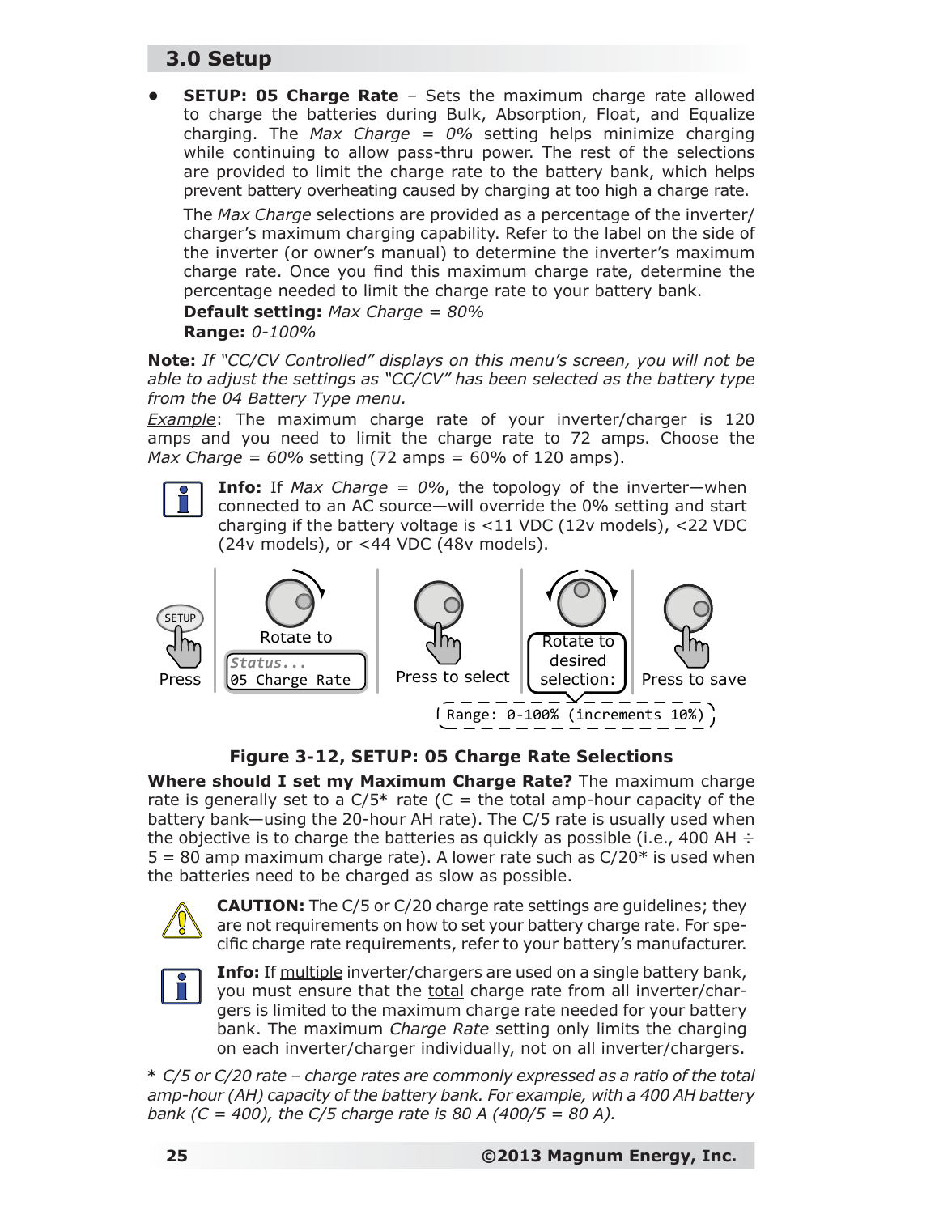## 3.0 Setup

- **SETUP: 05 Charge Rate** – Sets the maximum charge rate allowed to charge the batteries during Bulk, Absorption, Float, and Equalize charging. The *Max Charge = 0%* setting helps minimize charging while continuing to allow pass-thru power. The rest of the selections are provided to limit the charge rate to the battery bank, which helps prevent battery overheating caused by charging at too high a charge rate.

  The *Max Charge* selections are provided as a percentage of the inverter/charger's maximum charging capability. Refer to the label on the side of the inverter (or owner's manual) to determine the inverter's maximum charge rate. Once you find this maximum charge rate, determine the percentage needed to limit the charge rate to your battery bank.

  **Default setting:** *Max Charge = 80%*

  **Range:** *0-100%*

**Note:** *If "CC/CV Controlled" displays on this menu's screen, you will not be able to adjust the settings as "CC/CV" has been selected as the battery type from the 04 Battery Type menu.*

*Example*: The maximum charge rate of your inverter/charger is 120 amps and you need to limit the charge rate to 72 amps. Choose the *Max Charge = 60%* setting (72 amps = 60% of 120 amps).

**Info:** If *Max Charge = 0%*, the topology of the inverter—when connected to an AC source—will override the 0% setting and start charging if the battery voltage is <11 VDC (12v models), <22 VDC (24v models), or <44 VDC (48v models).

SETUP Press | Rotate to Status... 05 Charge Rate | Press to select | Rotate to desired selection: | Press to save

Range: 0-100% (increments 10%)

**Figure 3-12, SETUP: 05 Charge Rate Selections**

**Where should I set my Maximum Charge Rate?** The maximum charge rate is generally set to a C/5* rate (C = the total amp-hour capacity of the battery bank—using the 20-hour AH rate). The C/5 rate is usually used when the objective is to charge the batteries as quickly as possible (i.e., 400 AH ÷ 5 = 80 amp maximum charge rate). A lower rate such as C/20* is used when the batteries need to be charged as slow as possible.

**CAUTION:** The C/5 or C/20 charge rate settings are guidelines; they are not requirements on how to set your battery charge rate. For specific charge rate requirements, refer to your battery's manufacturer.

**Info:** If multiple inverter/chargers are used on a single battery bank, you must ensure that the total charge rate from all inverter/chargers is limited to the maximum charge rate needed for your battery bank. The maximum *Charge Rate* setting only limits the charging on each inverter/charger individually, not on all inverter/chargers.

\* *C/5 or C/20 rate – charge rates are commonly expressed as a ratio of the total amp-hour (AH) capacity of the battery bank. For example, with a 400 AH battery bank (C = 400), the C/5 charge rate is 80 A (400/5 = 80 A).*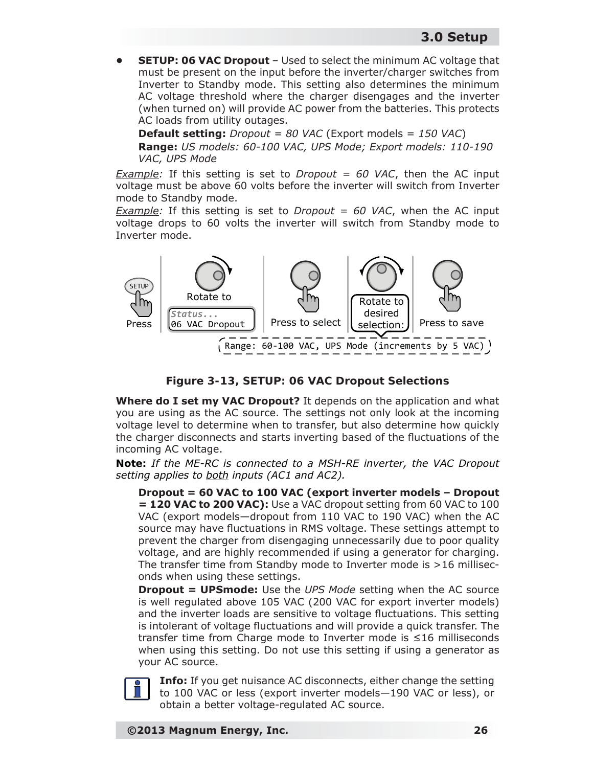- **SETUP: 06 VAC Dropout** – Used to select the minimum AC voltage that must be present on the input before the inverter/charger switches from Inverter to Standby mode. This setting also determines the minimum AC voltage threshold where the charger disengages and the inverter (when turned on) will provide AC power from the batteries. This protects AC loads from utility outages.

  **Default setting:** *Dropout = 80 VAC* (Export models = *150 VAC*)

  **Range:** *US models: 60-100 VAC, UPS Mode; Export models: 110-190 VAC, UPS Mode*

*Example:* If this setting is set to *Dropout = 60 VAC*, then the AC input voltage must be above 60 volts before the inverter will switch from Inverter mode to Standby mode.

*Example:* If this setting is set to *Dropout = 60 VAC*, when the AC input voltage drops to 60 volts the inverter will switch from Standby mode to Inverter mode.

SETUP Press | Rotate to Status... 06 VAC Dropout | Press to select | Rotate to desired selection: | Press to save

Range: 60-100 VAC, UPS Mode (increments by 5 VAC)

**Figure 3-13, SETUP: 06 VAC Dropout Selections**

**Where do I set my VAC Dropout?** It depends on the application and what you are using as the AC source. The settings not only look at the incoming voltage level to determine when to transfer, but also determine how quickly the charger disconnects and starts inverting based of the fluctuations of the incoming AC voltage.

**Note:** *If the ME-RC is connected to a MSH-RE inverter, the VAC Dropout setting applies to both inputs (AC1 and AC2).*

**Dropout = 60 VAC to 100 VAC (export inverter models – Dropout = 120 VAC to 200 VAC):** Use a VAC dropout setting from 60 VAC to 100 VAC (export models—dropout from 110 VAC to 190 VAC) when the AC source may have fluctuations in RMS voltage. These settings attempt to prevent the charger from disengaging unnecessarily due to poor quality voltage, and are highly recommended if using a generator for charging. The transfer time from Standby mode to Inverter mode is >16 milliseconds when using these settings.

**Dropout = UPSmode:** Use the *UPS Mode* setting when the AC source is well regulated above 105 VAC (200 VAC for export inverter models) and the inverter loads are sensitive to voltage fluctuations. This setting is intolerant of voltage fluctuations and will provide a quick transfer. The transfer time from Charge mode to Inverter mode is ≤16 milliseconds when using this setting. Do not use this setting if using a generator as your AC source.

**Info:** If you get nuisance AC disconnects, either change the setting to 100 VAC or less (export inverter models—190 VAC or less), or obtain a better voltage-regulated AC source.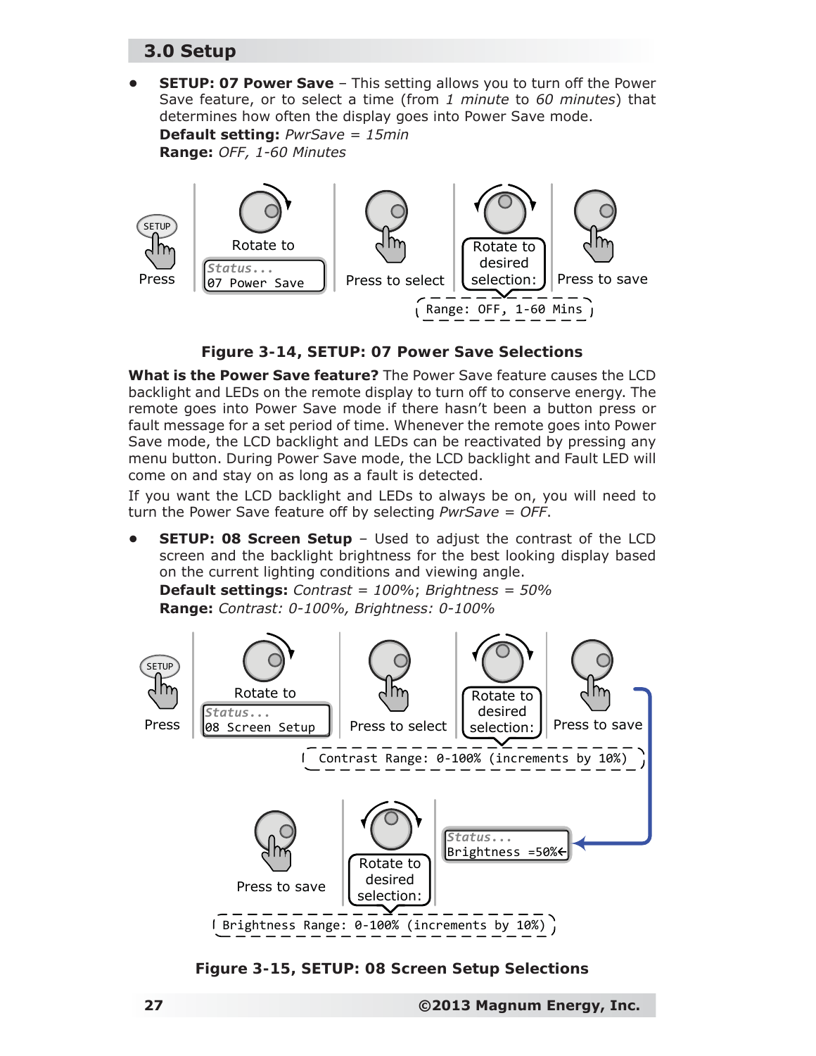## 3.0 Setup

- **SETUP: 07 Power Save** – This setting allows you to turn off the Power Save feature, or to select a time (from *1 minute* to *60 minutes*) that determines how often the display goes into Power Save mode.
  **Default setting:** *PwrSave = 15min*
  **Range:** *OFF, 1-60 Minutes*

Press | Rotate to Status... 07 Power Save | Press to select | Rotate to desired selection: | Press to save

Range: OFF, 1-60 Mins

**Figure 3-14, SETUP: 07 Power Save Selections**

**What is the Power Save feature?** The Power Save feature causes the LCD backlight and LEDs on the remote display to turn off to conserve energy. The remote goes into Power Save mode if there hasn't been a button press or fault message for a set period of time. Whenever the remote goes into Power Save mode, the LCD backlight and LEDs can be reactivated by pressing any menu button. During Power Save mode, the LCD backlight and Fault LED will come on and stay on as long as a fault is detected.

If you want the LCD backlight and LEDs to always be on, you will need to turn the Power Save feature off by selecting *PwrSave = OFF*.

- **SETUP: 08 Screen Setup** – Used to adjust the contrast of the LCD screen and the backlight brightness for the best looking display based on the current lighting conditions and viewing angle.
  **Default settings:** *Contrast = 100%*; *Brightness = 50%*
  **Range:** *Contrast: 0-100%, Brightness: 0-100%*

Press | Rotate to Status... 08 Screen Setup | Press to select | Rotate to desired selection: | Press to save

Contrast Range: 0-100% (increments by 10%)

Status... Brightness =50%← | Rotate to desired selection: | Press to save

Brightness Range: 0-100% (increments by 10%)

**Figure 3-15, SETUP: 08 Screen Setup Selections**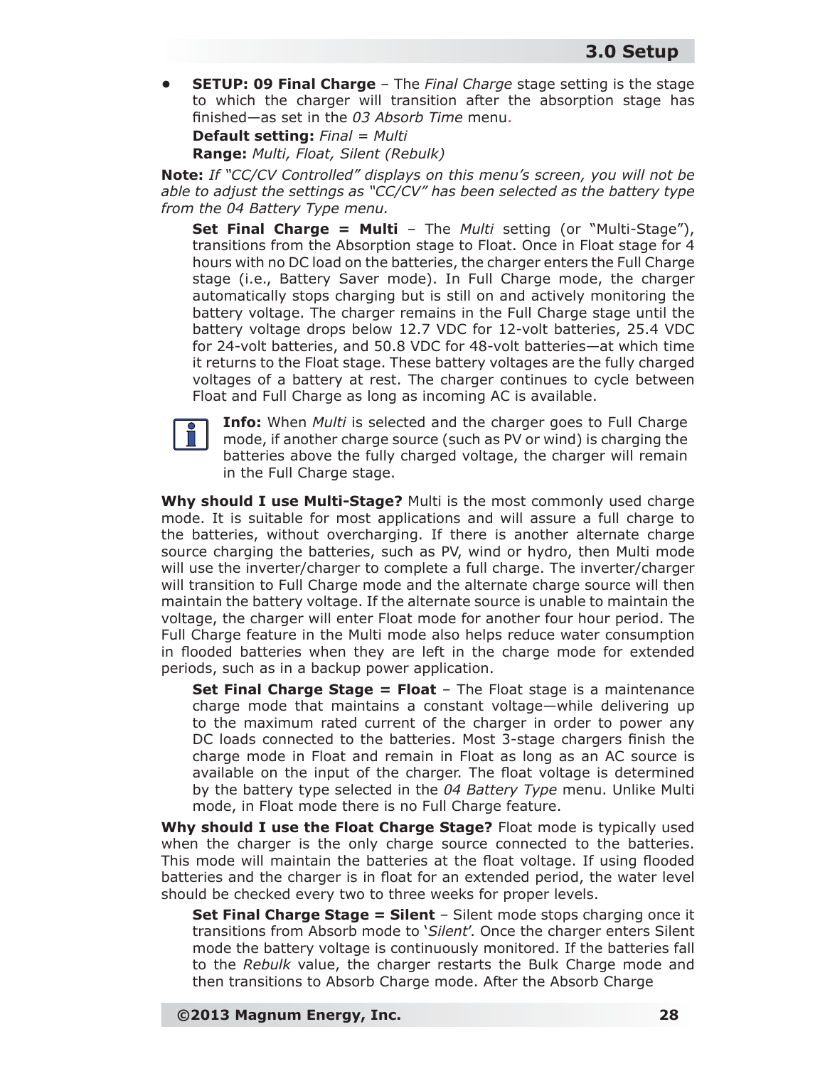- **SETUP: 09 Final Charge** – The *Final Charge* stage setting is the stage to which the charger will transition after the absorption stage has finished—as set in the *03 Absorb Time* menu.

  **Default setting:** *Final = Multi*

  **Range:** *Multi, Float, Silent (Rebulk)*

**Note:** *If "CC/CV Controlled" displays on this menu's screen, you will not be able to adjust the settings as "CC/CV" has been selected as the battery type from the 04 Battery Type menu.*

**Set Final Charge = Multi** – The *Multi* setting (or "Multi-Stage"), transitions from the Absorption stage to Float. Once in Float stage for 4 hours with no DC load on the batteries, the charger enters the Full Charge stage (i.e., Battery Saver mode). In Full Charge mode, the charger automatically stops charging but is still on and actively monitoring the battery voltage. The charger remains in the Full Charge stage until the battery voltage drops below 12.7 VDC for 12-volt batteries, 25.4 VDC for 24-volt batteries, and 50.8 VDC for 48-volt batteries—at which time it returns to the Float stage. These battery voltages are the fully charged voltages of a battery at rest. The charger continues to cycle between Float and Full Charge as long as incoming AC is available.

**Info:** When *Multi* is selected and the charger goes to Full Charge mode, if another charge source (such as PV or wind) is charging the batteries above the fully charged voltage, the charger will remain in the Full Charge stage.

**Why should I use Multi-Stage?** Multi is the most commonly used charge mode. It is suitable for most applications and will assure a full charge to the batteries, without overcharging. If there is another alternate charge source charging the batteries, such as PV, wind or hydro, then Multi mode will use the inverter/charger to complete a full charge. The inverter/charger will transition to Full Charge mode and the alternate charge source will then maintain the battery voltage. If the alternate source is unable to maintain the voltage, the charger will enter Float mode for another four hour period. The Full Charge feature in the Multi mode also helps reduce water consumption in flooded batteries when they are left in the charge mode for extended periods, such as in a backup power application.

**Set Final Charge Stage = Float** – The Float stage is a maintenance charge mode that maintains a constant voltage—while delivering up to the maximum rated current of the charger in order to power any DC loads connected to the batteries. Most 3-stage chargers finish the charge mode in Float and remain in Float as long as an AC source is available on the input of the charger. The float voltage is determined by the battery type selected in the *04 Battery Type* menu. Unlike Multi mode, in Float mode there is no Full Charge feature.

**Why should I use the Float Charge Stage?** Float mode is typically used when the charger is the only charge source connected to the batteries. This mode will maintain the batteries at the float voltage. If using flooded batteries and the charger is in float for an extended period, the water level should be checked every two to three weeks for proper levels.

**Set Final Charge Stage = Silent** – Silent mode stops charging once it transitions from Absorb mode to '*Silent*'. Once the charger enters Silent mode the battery voltage is continuously monitored. If the batteries fall to the *Rebulk* value, the charger restarts the Bulk Charge mode and then transitions to Absorb Charge mode. After the Absorb Charge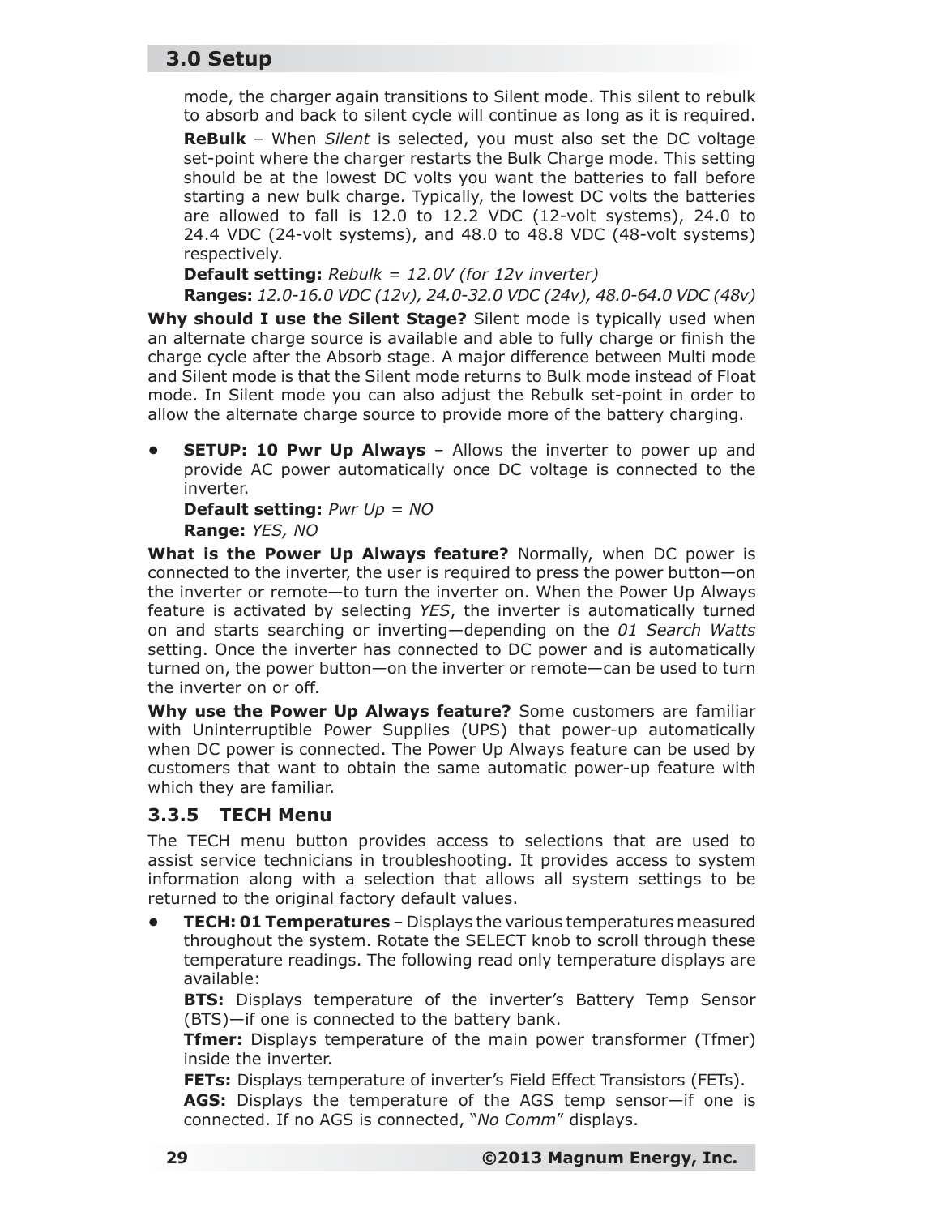mode, the charger again transitions to Silent mode. This silent to rebulk to absorb and back to silent cycle will continue as long as it is required.

**ReBulk** – When *Silent* is selected, you must also set the DC voltage set-point where the charger restarts the Bulk Charge mode. This setting should be at the lowest DC volts you want the batteries to fall before starting a new bulk charge. Typically, the lowest DC volts the batteries are allowed to fall is 12.0 to 12.2 VDC (12-volt systems), 24.0 to 24.4 VDC (24-volt systems), and 48.0 to 48.8 VDC (48-volt systems) respectively.

**Default setting:** *Rebulk = 12.0V (for 12v inverter)*

**Ranges:** *12.0-16.0 VDC (12v), 24.0-32.0 VDC (24v), 48.0-64.0 VDC (48v)*

**Why should I use the Silent Stage?** Silent mode is typically used when an alternate charge source is available and able to fully charge or finish the charge cycle after the Absorb stage. A major difference between Multi mode and Silent mode is that the Silent mode returns to Bulk mode instead of Float mode. In Silent mode you can also adjust the Rebulk set-point in order to allow the alternate charge source to provide more of the battery charging.

- **SETUP: 10 Pwr Up Always** – Allows the inverter to power up and provide AC power automatically once DC voltage is connected to the inverter.

  **Default setting:** *Pwr Up = NO*

  **Range:** *YES, NO*

**What is the Power Up Always feature?** Normally, when DC power is connected to the inverter, the user is required to press the power button—on the inverter or remote—to turn the inverter on. When the Power Up Always feature is activated by selecting *YES*, the inverter is automatically turned on and starts searching or inverting—depending on the *01 Search Watts* setting. Once the inverter has connected to DC power and is automatically turned on, the power button—on the inverter or remote—can be used to turn the inverter on or off.

**Why use the Power Up Always feature?** Some customers are familiar with Uninterruptible Power Supplies (UPS) that power-up automatically when DC power is connected. The Power Up Always feature can be used by customers that want to obtain the same automatic power-up feature with which they are familiar.

### 3.3.5 TECH Menu

The TECH menu button provides access to selections that are used to assist service technicians in troubleshooting. It provides access to system information along with a selection that allows all system settings to be returned to the original factory default values.

- **TECH: 01 Temperatures** – Displays the various temperatures measured throughout the system. Rotate the SELECT knob to scroll through these temperature readings. The following read only temperature displays are available:

  **BTS:** Displays temperature of the inverter's Battery Temp Sensor (BTS)—if one is connected to the battery bank.

  **Tfmer:** Displays temperature of the main power transformer (Tfmer) inside the inverter.

  **FETs:** Displays temperature of inverter's Field Effect Transistors (FETs).

  **AGS:** Displays the temperature of the AGS temp sensor—if one is connected. If no AGS is connected, "*No Comm*" displays.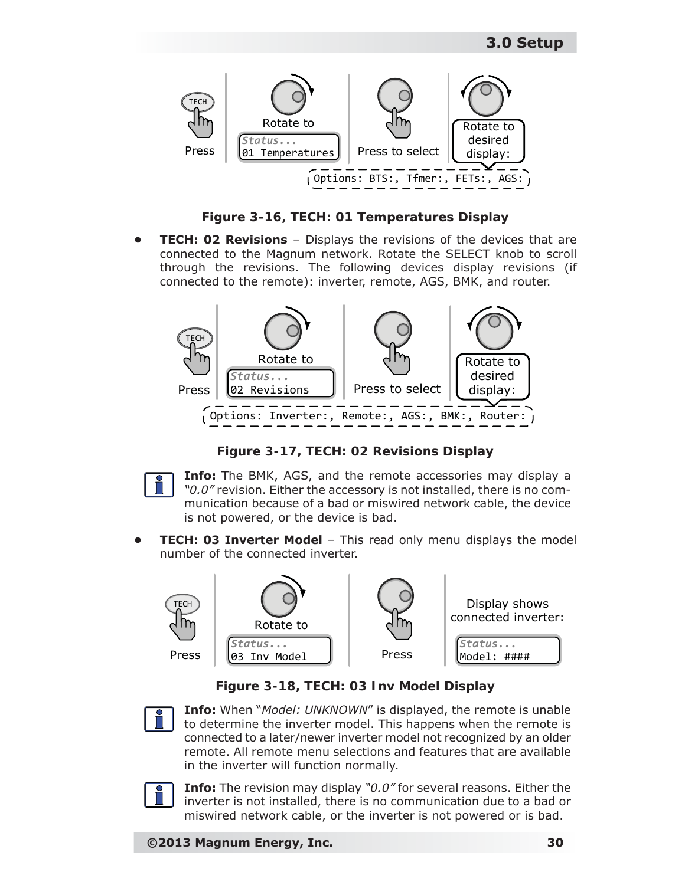TECH

Press

Rotate to

Status...
01 Temperatures

Press to select

Rotate to desired display:

Options: BTS:, Tfmer:, FETs:, AGS:

**Figure 3-16, TECH: 01 Temperatures Display**

- **TECH: 02 Revisions** – Displays the revisions of the devices that are connected to the Magnum network. Rotate the SELECT knob to scroll through the revisions. The following devices display revisions (if connected to the remote): inverter, remote, AGS, BMK, and router.

TECH

Press

Rotate to

Status...
02 Revisions

Press to select

Rotate to desired display:

Options: Inverter:, Remote:, AGS:, BMK:, Router:

**Figure 3-17, TECH: 02 Revisions Display**

**Info:** The BMK, AGS, and the remote accessories may display a *"0.0"* revision. Either the accessory is not installed, there is no communication because of a bad or miswired network cable, the device is not powered, or the device is bad.

- **TECH: 03 Inverter Model** – This read only menu displays the model number of the connected inverter.

TECH

Press

Rotate to

Status...
03 Inv Model

Press

Display shows connected inverter:

Status...
Model: ####

**Figure 3-18, TECH: 03 Inv Model Display**

**Info:** When "*Model: UNKNOWN*" is displayed, the remote is unable to determine the inverter model. This happens when the remote is connected to a later/newer inverter model not recognized by an older remote. All remote menu selections and features that are available in the inverter will function normally.

**Info:** The revision may display *"0.0"* for several reasons. Either the inverter is not installed, there is no communication due to a bad or miswired network cable, or the inverter is not powered or is bad.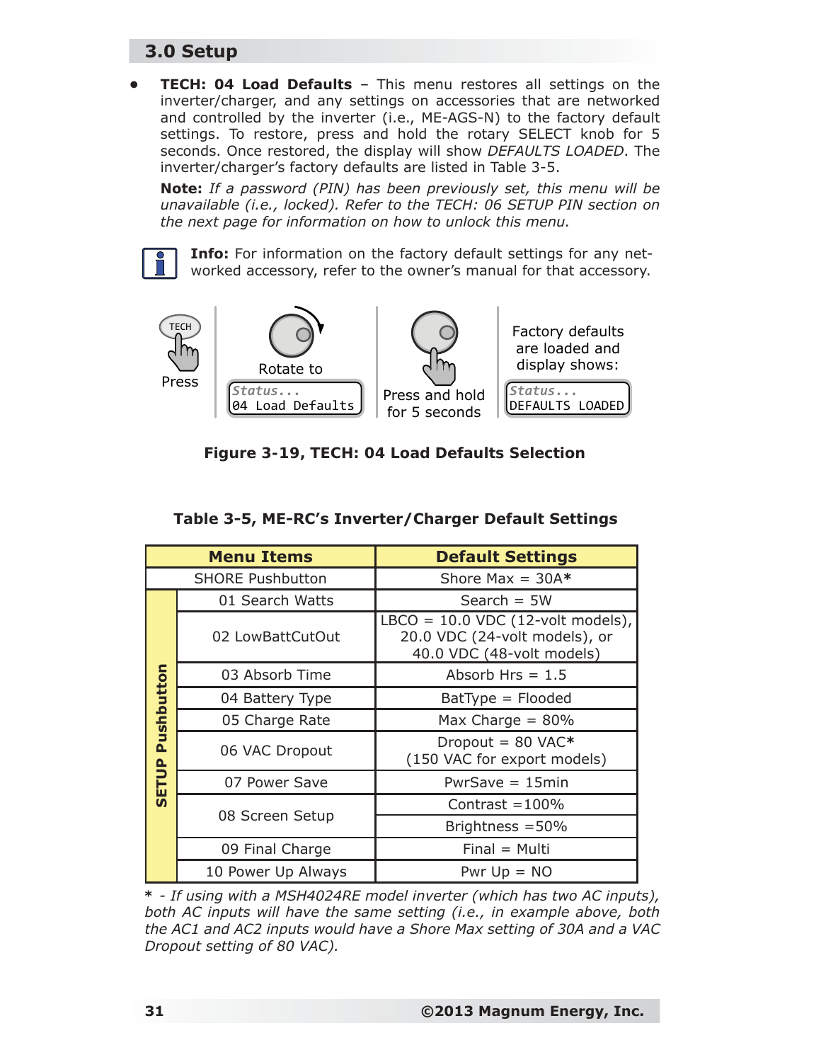## 3.0 Setup

- **TECH: 04 Load Defaults** – This menu restores all settings on the inverter/charger, and any settings on accessories that are networked and controlled by the inverter (i.e., ME-AGS-N) to the factory default settings. To restore, press and hold the rotary SELECT knob for 5 seconds. Once restored, the display will show *DEFAULTS LOADED*. The inverter/charger's factory defaults are listed in Table 3-5.

  **Note:** *If a password (PIN) has been previously set, this menu will be unavailable (i.e., locked). Refer to the TECH: 06 SETUP PIN section on the next page for information on how to unlock this menu.*

**Info:** For information on the factory default settings for any networked accessory, refer to the owner's manual for that accessory.

TECH Press | Rotate to Status... 04 Load Defaults | Press and hold for 5 seconds | Factory defaults are loaded and display shows: Status... DEFAULTS LOADED

**Figure 3-19, TECH: 04 Load Defaults Selection**

**Table 3-5, ME-RC's Inverter/Charger Default Settings**

| | Menu Items | Default Settings |
|---|---|---|
| | SHORE Pushbutton | Shore Max = 30A* |
| SETUP Pushbutton | 01 Search Watts | Search = 5W |
| | 02 LowBattCutOut | LBCO = 10.0 VDC (12-volt models), 20.0 VDC (24-volt models), or 40.0 VDC (48-volt models) |
| | 03 Absorb Time | Absorb Hrs = 1.5 |
| | 04 Battery Type | BatType = Flooded |
| | 05 Charge Rate | Max Charge = 80% |
| | 06 VAC Dropout | Dropout = 80 VAC* (150 VAC for export models) |
| | 07 Power Save | PwrSave = 15min |
| | 08 Screen Setup | Contrast =100% |
| | | Brightness =50% |
| | 09 Final Charge | Final = Multi |
| | 10 Power Up Always | Pwr Up = NO |

\* - *If using with a MSH4024RE model inverter (which has two AC inputs), both AC inputs will have the same setting (i.e., in example above, both the AC1 and AC2 inputs would have a Shore Max setting of 30A and a VAC Dropout setting of 80 VAC).*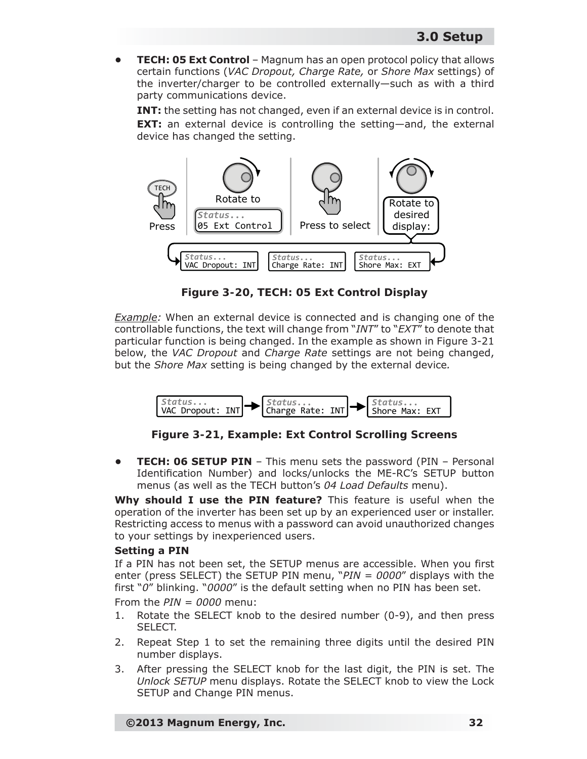- **TECH: 05 Ext Control** – Magnum has an open protocol policy that allows certain functions (*VAC Dropout, Charge Rate,* or *Shore Max* settings) of the inverter/charger to be controlled externally—such as with a third party communications device.

  **INT:** the setting has not changed, even if an external device is in control.

  **EXT:** an external device is controlling the setting—and, the external device has changed the setting.

**Figure 3-20, TECH: 05 Ext Control Display**

*Example:* When an external device is connected and is changing one of the controllable functions, the text will change from "*INT*" to "*EXT*" to denote that particular function is being changed. In the example as shown in Figure 3-21 below, the *VAC Dropout* and *Charge Rate* settings are not being changed, but the *Shore Max* setting is being changed by the external device*.*

**Figure 3-21, Example: Ext Control Scrolling Screens**

- **TECH: 06 SETUP PIN** – This menu sets the password (PIN – Personal Identification Number) and locks/unlocks the ME-RC's SETUP button menus (as well as the TECH button's *04 Load Defaults* menu).

**Why should I use the PIN feature?** This feature is useful when the operation of the inverter has been set up by an experienced user or installer. Restricting access to menus with a password can avoid unauthorized changes to your settings by inexperienced users.

**Setting a PIN**

If a PIN has not been set, the SETUP menus are accessible. When you first enter (press SELECT) the SETUP PIN menu, "*PIN = 0000*" displays with the first "*0*" blinking. "*0000*" is the default setting when no PIN has been set.

From the *PIN = 0000* menu:

1. Rotate the SELECT knob to the desired number (0-9), and then press SELECT.
2. Repeat Step 1 to set the remaining three digits until the desired PIN number displays.
3. After pressing the SELECT knob for the last digit, the PIN is set. The *Unlock SETUP* menu displays. Rotate the SELECT knob to view the Lock SETUP and Change PIN menus.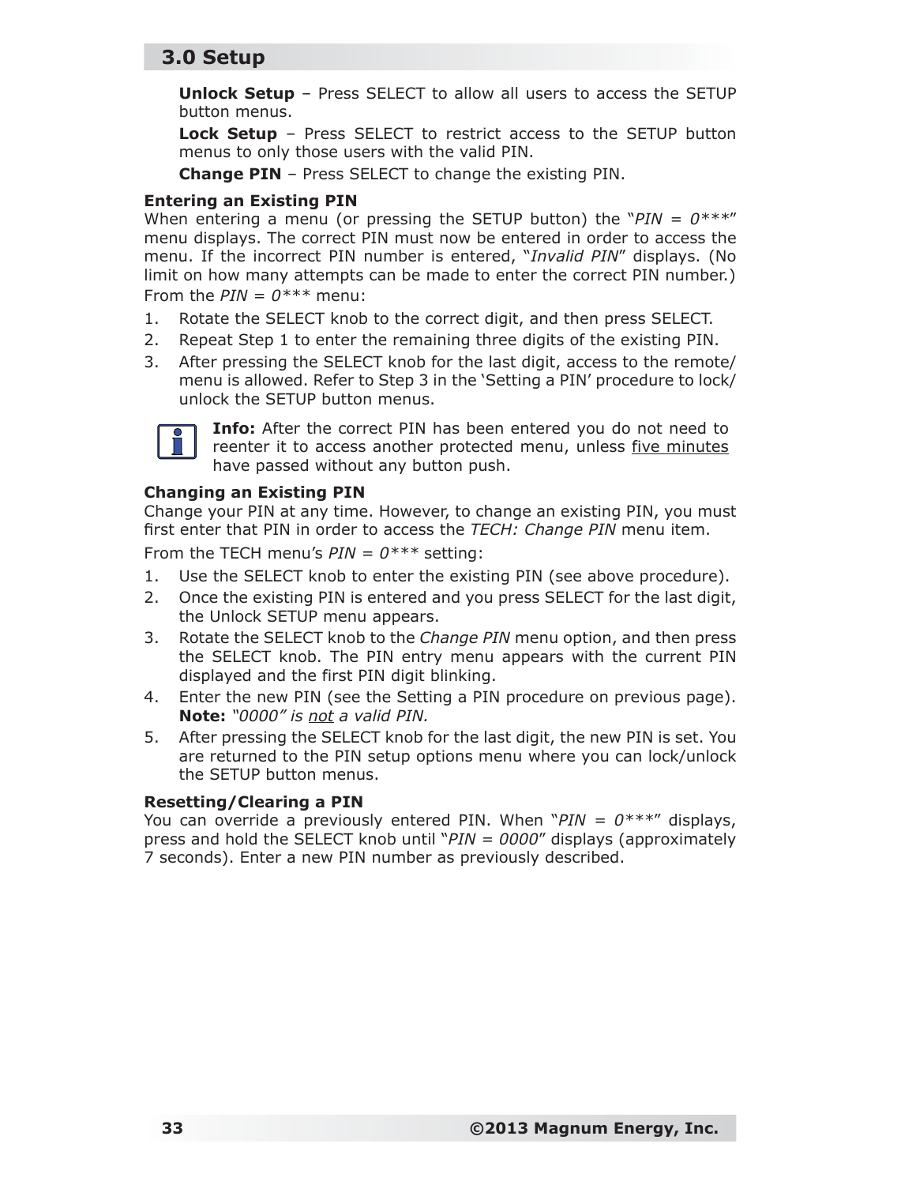**Unlock Setup** – Press SELECT to allow all users to access the SETUP button menus.

**Lock Setup** – Press SELECT to restrict access to the SETUP button menus to only those users with the valid PIN.

**Change PIN** – Press SELECT to change the existing PIN.

### Entering an Existing PIN

When entering a menu (or pressing the SETUP button) the "*PIN = 0****" menu displays. The correct PIN must now be entered in order to access the menu. If the incorrect PIN number is entered, "*Invalid PIN*" displays. (No limit on how many attempts can be made to enter the correct PIN number.)

From the *PIN = 0**** menu:

1. Rotate the SELECT knob to the correct digit, and then press SELECT.
2. Repeat Step 1 to enter the remaining three digits of the existing PIN.
3. After pressing the SELECT knob for the last digit, access to the remote/menu is allowed. Refer to Step 3 in the 'Setting a PIN' procedure to lock/unlock the SETUP button menus.

**Info:** After the correct PIN has been entered you do not need to reenter it to access another protected menu, unless five minutes have passed without any button push.

### Changing an Existing PIN

Change your PIN at any time. However, to change an existing PIN, you must first enter that PIN in order to access the *TECH: Change PIN* menu item.

From the TECH menu's *PIN = 0**** setting:

1. Use the SELECT knob to enter the existing PIN (see above procedure).
2. Once the existing PIN is entered and you press SELECT for the last digit, the Unlock SETUP menu appears.
3. Rotate the SELECT knob to the *Change PIN* menu option, and then press the SELECT knob. The PIN entry menu appears with the current PIN displayed and the first PIN digit blinking.
4. Enter the new PIN (see the Setting a PIN procedure on previous page). **Note:** *"0000" is not a valid PIN.*
5. After pressing the SELECT knob for the last digit, the new PIN is set. You are returned to the PIN setup options menu where you can lock/unlock the SETUP button menus.

### Resetting/Clearing a PIN

You can override a previously entered PIN. When "*PIN = 0****" displays, press and hold the SELECT knob until "*PIN = 0000*" displays (approximately 7 seconds). Enter a new PIN number as previously described.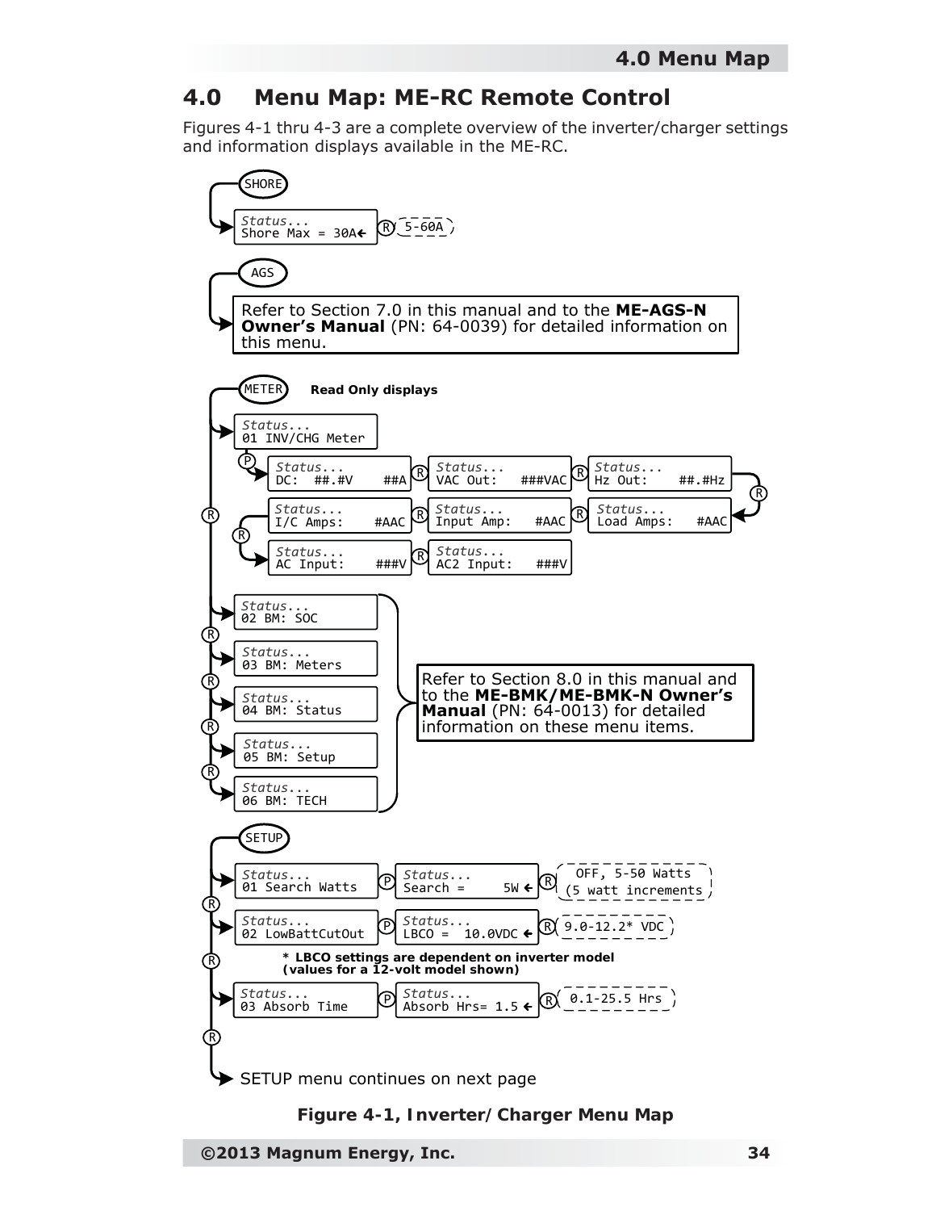# 4.0 Menu Map: ME-RC Remote Control

Figures 4-1 thru 4-3 are a complete overview of the inverter/charger settings and information displays available in the ME-RC.

**SHORE**

- Status... Shore Max = 30A ← (R) 5-60A

**AGS**

Refer to Section 7.0 in this manual and to the **ME-AGS-N Owner's Manual** (PN: 64-0039) for detailed information on this menu.

**METER** — **Read Only displays**

- Status... 01 INV/CHG Meter
  - (P) Status... DC: ##.#V ##A (R) Status... VAC Out: ###VAC (R) Status... Hz Out: ##.#Hz (R)
  - Status... Load Amps: #AAC (R) Status... Input Amp: #AAC (R) Status... I/C Amps: #AAC (R)
  - Status... AC Input: ###V (R) Status... AC2 Input: ###V
- (R) Status... 02 BM: SOC
- (R) Status... 03 BM: Meters
- (R) Status... 04 BM: Status
- (R) Status... 05 BM: Setup
- (R) Status... 06 BM: TECH

Refer to Section 8.0 in this manual and to the **ME-BMK/ME-BMK-N Owner's Manual** (PN: 64-0013) for detailed information on these menu items.

**SETUP**

- Status... 01 Search Watts (P) Status... Search = 5W ← (R) OFF, 5-50 Watts (5 watt increments)
- (R) Status... 02 LowBattCutOut (P) Status... LBCO = 10.0VDC ← (R) 9.0-12.2* VDC
  - **\* LBCO settings are dependent on inverter model (values for a 12-volt model shown)**
- (R) Status... 03 Absorb Time (P) Status... Absorb Hrs= 1.5 ← (R) 0.1-25.5 Hrs
- (R) SETUP menu continues on next page

**Figure 4-1, Inverter/Charger Menu Map**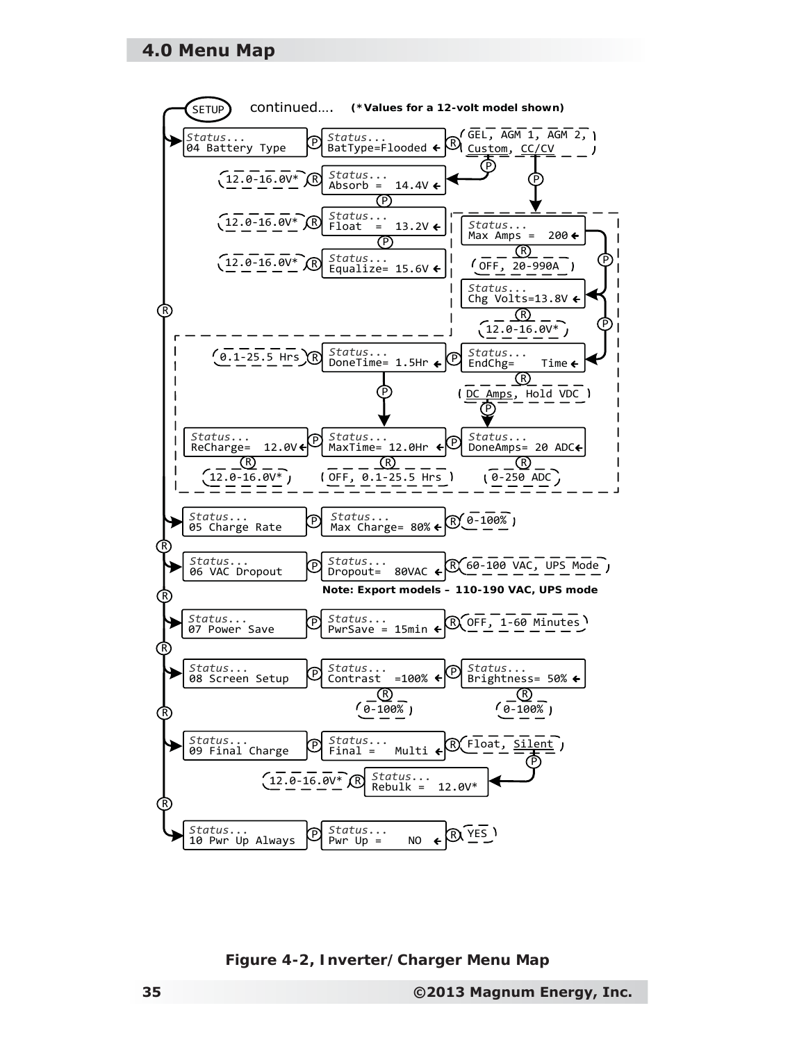## 4.0 Menu Map

SETUP continued.... **(*Values for a 12-volt model shown)**

- Status... 04 Battery Type → (P) Status... BatType=Flooded → (R) GEL, AGM 1, AGM 2, Custom, CC/CV
  - Custom → (P) Status... Absorb = 14.4V → (R) 12.0-16.0V*
    - (P) Status... Float = 13.2V → (R) 12.0-16.0V*
    - (P) Status... Equalize= 15.6V → (R) 12.0-16.0V*
  - CC/CV → (P) Status... Max Amps = 200 → (R) OFF, 20-990A
    - (P) Status... Chg Volts=13.8V → (R) 12.0-16.0V*
    - (P) Status... EndChg= Time → (R) DC Amps, Hold VDC
      - Time → (P) Status... DoneTime= 1.5Hr → (R) 0.1-25.5 Hrs
        - (P) Status... MaxTime= 12.0Hr → (R) OFF, 0.1-25.5 Hrs
      - DC Amps → (P) Status... DoneAmps= 20 ADC → (R) 0-250 ADC
        - (P) Status... MaxTime= 12.0Hr → (R) OFF, 0.1-25.5 Hrs
      - (P) Status... ReCharge= 12.0V → (R) 12.0-16.0V*
- (R) Status... 05 Charge Rate → (P) Status... Max Charge= 80% → (R) 0-100%
- (R) Status... 06 VAC Dropout → (P) Status... Dropout= 80VAC → (R) 60-100 VAC, UPS Mode

  **Note: Export models – 110-190 VAC, UPS mode**
- (R) Status... 07 Power Save → (P) Status... PwrSave = 15min → (R) OFF, 1-60 Minutes
- (R) Status... 08 Screen Setup → (P) Status... Contrast =100% → (R) 0-100%
  - (P) Status... Brightness= 50% → (R) 0-100%
- (R) Status... 09 Final Charge → (P) Status... Final = Multi → (R) Float, Silent
  - Silent → (P) Status... Rebulk = 12.0V* → (R) 12.0-16.0V*
- (R) Status... 10 Pwr Up Always → (P) Status... Pwr Up = NO → (R) YES

**Figure 4-2, Inverter/Charger Menu Map**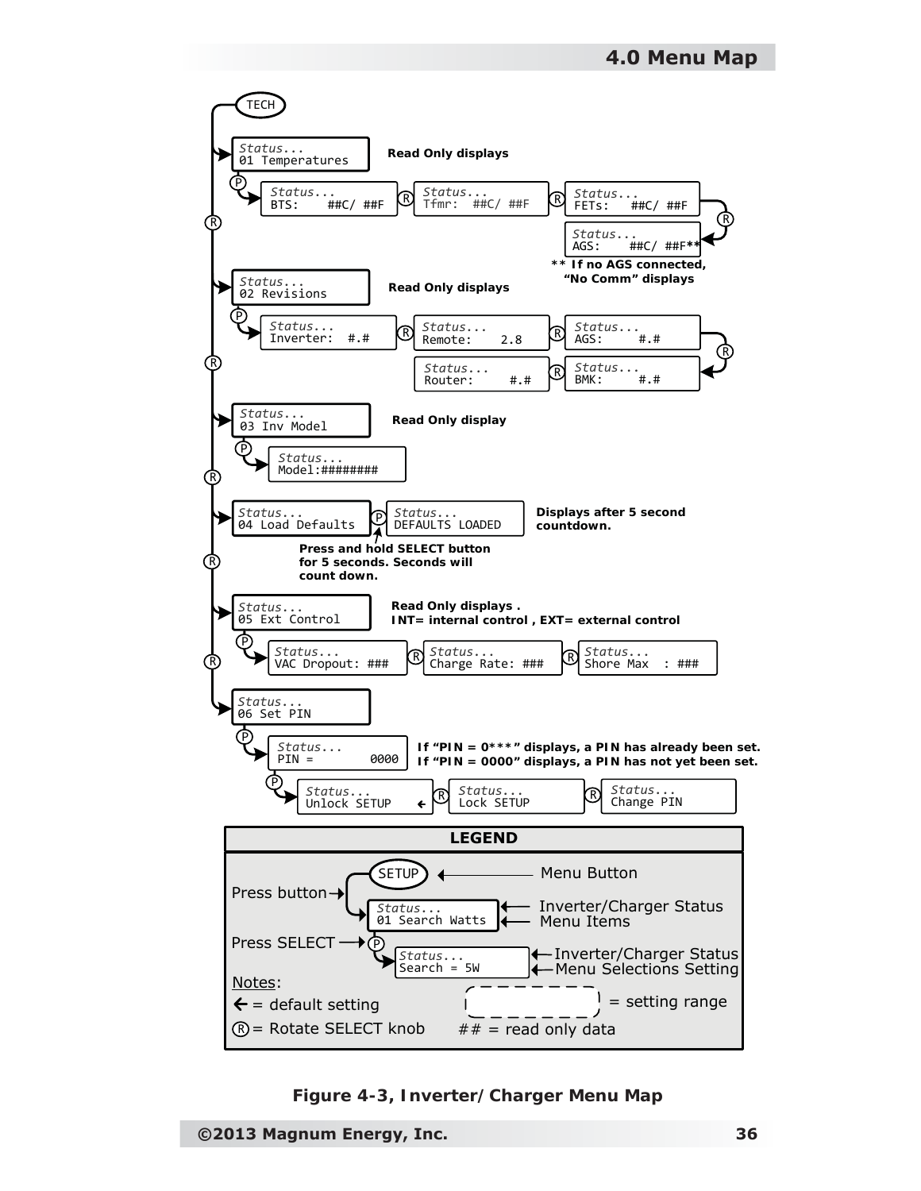## 4.0 Menu Map

TECH

**Status... 01 Temperatures** — Read Only displays

- (P) Status... BTS: ##C/ ##F (R) Status... Tfmr: ##C/ ##F (R) Status... FETs: ##C/ ##F (R) Status... AGS: ##C/ ##F**

** If no AGS connected, "No Comm" displays

(R)

**Status... 02 Revisions** — Read Only displays

- (P) Status... Inverter: #.# (R) Status... Remote: 2.8 (R) Status... AGS: #.# (R) Status... BMK: #.# (R) Status... Router: #.#

(R)

**Status... 03 Inv Model** — Read Only display

- (P) Status... Model:########

(R)

**Status... 04 Load Defaults** (P) Status... DEFAULTS LOADED — Displays after 5 second countdown.

Press and hold SELECT button for 5 seconds. Seconds will count down.

(R)

**Status... 05 Ext Control** — Read Only displays . INT= internal control , EXT= external control

- (P) Status... VAC Dropout: ### (R) Status... Charge Rate: ### (R) Status... Shore Max : ###

(R)

**Status... 06 Set PIN**

- (P) Status... PIN = 0000

  If "PIN = 0***" displays, a PIN has already been set.
  If "PIN = 0000" displays, a PIN has not yet been set.

  - (P) Status... Unlock SETUP ← (R) Status... Lock SETUP (R) Status... Change PIN

| LEGEND |
|---|
| SETUP — Menu Button |
| Press button → Status... 01 Search Watts — Inverter/Charger Status; Menu Items |
| Press SELECT → (P) Status... Search = 5W — Inverter/Charger Status; Menu Selections Setting |
| Notes: |
| ← = default setting |
| (R) = Rotate SELECT knob |
| [dashed box] = setting range |
| ## = read only data |

**Figure 4-3, Inverter/Charger Menu Map**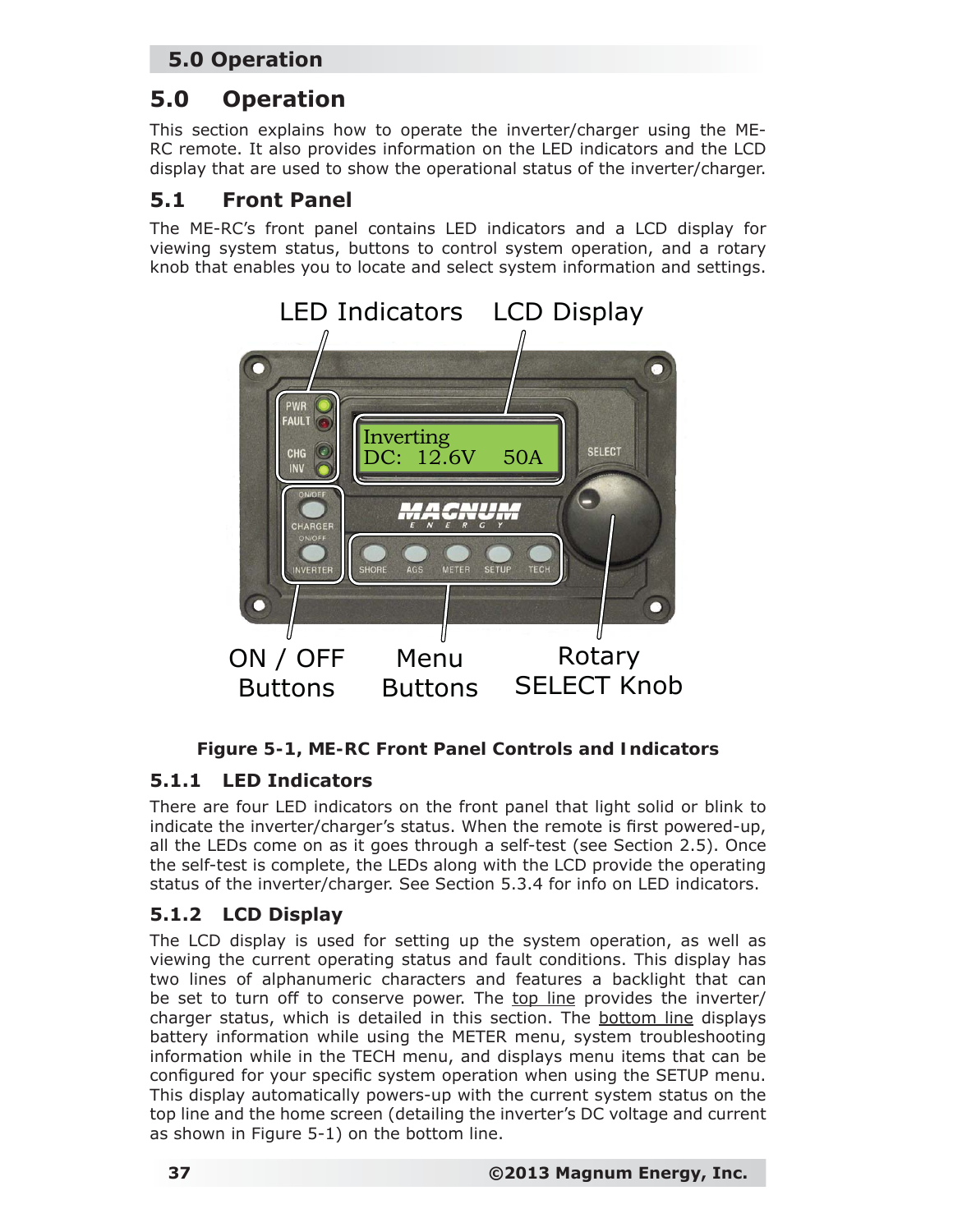# 5.0 Operation

This section explains how to operate the inverter/charger using the ME-RC remote. It also provides information on the LED indicators and the LCD display that are used to show the operational status of the inverter/charger.

## 5.1 Front Panel

The ME-RC's front panel contains LED indicators and a LCD display for viewing system status, buttons to control system operation, and a rotary knob that enables you to locate and select system information and settings.

**Figure 5-1, ME-RC Front Panel Controls and Indicators**

### 5.1.1 LED Indicators

There are four LED indicators on the front panel that light solid or blink to indicate the inverter/charger's status. When the remote is first powered-up, all the LEDs come on as it goes through a self-test (see Section 2.5). Once the self-test is complete, the LEDs along with the LCD provide the operating status of the inverter/charger. See Section 5.3.4 for info on LED indicators.

### 5.1.2 LCD Display

The LCD display is used for setting up the system operation, as well as viewing the current operating status and fault conditions. This display has two lines of alphanumeric characters and features a backlight that can be set to turn off to conserve power. The top line provides the inverter/charger status, which is detailed in this section. The bottom line displays battery information while using the METER menu, system troubleshooting information while in the TECH menu, and displays menu items that can be configured for your specific system operation when using the SETUP menu. This display automatically powers-up with the current system status on the top line and the home screen (detailing the inverter's DC voltage and current as shown in Figure 5-1) on the bottom line.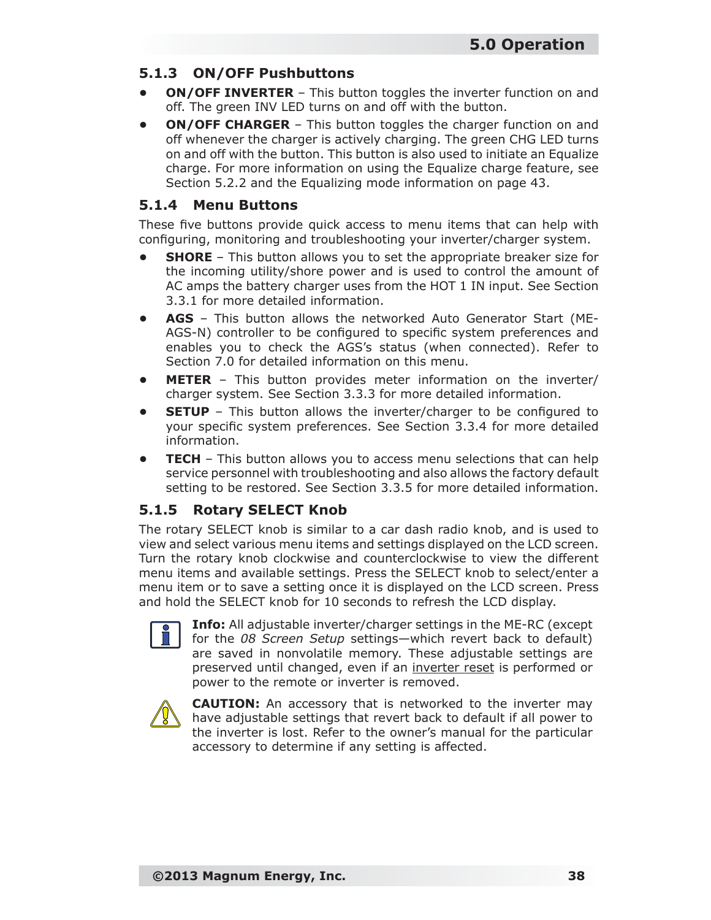### 5.1.3 ON/OFF Pushbuttons

- **ON/OFF INVERTER** – This button toggles the inverter function on and off. The green INV LED turns on and off with the button.
- **ON/OFF CHARGER** – This button toggles the charger function on and off whenever the charger is actively charging. The green CHG LED turns on and off with the button. This button is also used to initiate an Equalize charge. For more information on using the Equalize charge feature, see Section 5.2.2 and the Equalizing mode information on page 43.

### 5.1.4 Menu Buttons

These five buttons provide quick access to menu items that can help with configuring, monitoring and troubleshooting your inverter/charger system.

- **SHORE** – This button allows you to set the appropriate breaker size for the incoming utility/shore power and is used to control the amount of AC amps the battery charger uses from the HOT 1 IN input. See Section 3.3.1 for more detailed information.
- **AGS** – This button allows the networked Auto Generator Start (ME-AGS-N) controller to be configured to specific system preferences and enables you to check the AGS's status (when connected). Refer to Section 7.0 for detailed information on this menu.
- **METER** – This button provides meter information on the inverter/charger system. See Section 3.3.3 for more detailed information.
- **SETUP** – This button allows the inverter/charger to be configured to your specific system preferences. See Section 3.3.4 for more detailed information.
- **TECH** – This button allows you to access menu selections that can help service personnel with troubleshooting and also allows the factory default setting to be restored. See Section 3.3.5 for more detailed information.

### 5.1.5 Rotary SELECT Knob

The rotary SELECT knob is similar to a car dash radio knob, and is used to view and select various menu items and settings displayed on the LCD screen. Turn the rotary knob clockwise and counterclockwise to view the different menu items and available settings. Press the SELECT knob to select/enter a menu item or to save a setting once it is displayed on the LCD screen. Press and hold the SELECT knob for 10 seconds to refresh the LCD display.

**Info:** All adjustable inverter/charger settings in the ME-RC (except for the *08 Screen Setup* settings—which revert back to default) are saved in nonvolatile memory. These adjustable settings are preserved until changed, even if an inverter reset is performed or power to the remote or inverter is removed.

**CAUTION:** An accessory that is networked to the inverter may have adjustable settings that revert back to default if all power to the inverter is lost. Refer to the owner's manual for the particular accessory to determine if any setting is affected.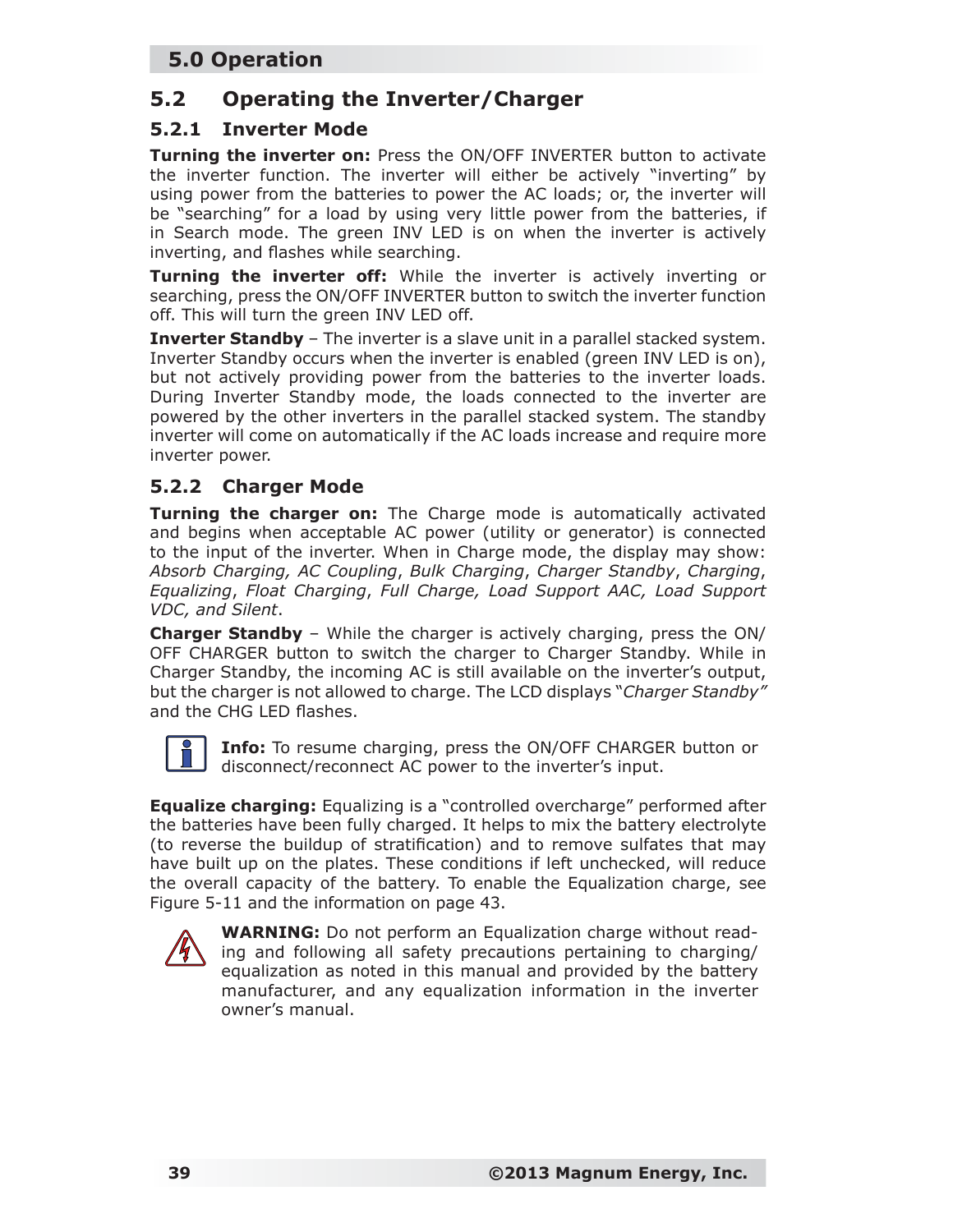## 5.2 Operating the Inverter/Charger

### 5.2.1 Inverter Mode

**Turning the inverter on:** Press the ON/OFF INVERTER button to activate the inverter function. The inverter will either be actively "inverting" by using power from the batteries to power the AC loads; or, the inverter will be "searching" for a load by using very little power from the batteries, if in Search mode. The green INV LED is on when the inverter is actively inverting, and flashes while searching.

**Turning the inverter off:** While the inverter is actively inverting or searching, press the ON/OFF INVERTER button to switch the inverter function off. This will turn the green INV LED off.

**Inverter Standby** – The inverter is a slave unit in a parallel stacked system. Inverter Standby occurs when the inverter is enabled (green INV LED is on), but not actively providing power from the batteries to the inverter loads. During Inverter Standby mode, the loads connected to the inverter are powered by the other inverters in the parallel stacked system. The standby inverter will come on automatically if the AC loads increase and require more inverter power.

### 5.2.2 Charger Mode

**Turning the charger on:** The Charge mode is automatically activated and begins when acceptable AC power (utility or generator) is connected to the input of the inverter. When in Charge mode, the display may show: *Absorb Charging, AC Coupling*, *Bulk Charging*, *Charger Standby*, *Charging*, *Equalizing*, *Float Charging*, *Full Charge, Load Support AAC, Load Support VDC, and Silent*.

**Charger Standby** – While the charger is actively charging, press the ON/OFF CHARGER button to switch the charger to Charger Standby. While in Charger Standby, the incoming AC is still available on the inverter's output, but the charger is not allowed to charge. The LCD displays "*Charger Standby"* and the CHG LED flashes.

**Info:** To resume charging, press the ON/OFF CHARGER button or disconnect/reconnect AC power to the inverter's input.

**Equalize charging:** Equalizing is a "controlled overcharge" performed after the batteries have been fully charged. It helps to mix the battery electrolyte (to reverse the buildup of stratification) and to remove sulfates that may have built up on the plates. These conditions if left unchecked, will reduce the overall capacity of the battery. To enable the Equalization charge, see Figure 5-11 and the information on page 43.

**WARNING:** Do not perform an Equalization charge without reading and following all safety precautions pertaining to charging/equalization as noted in this manual and provided by the battery manufacturer, and any equalization information in the inverter owner's manual.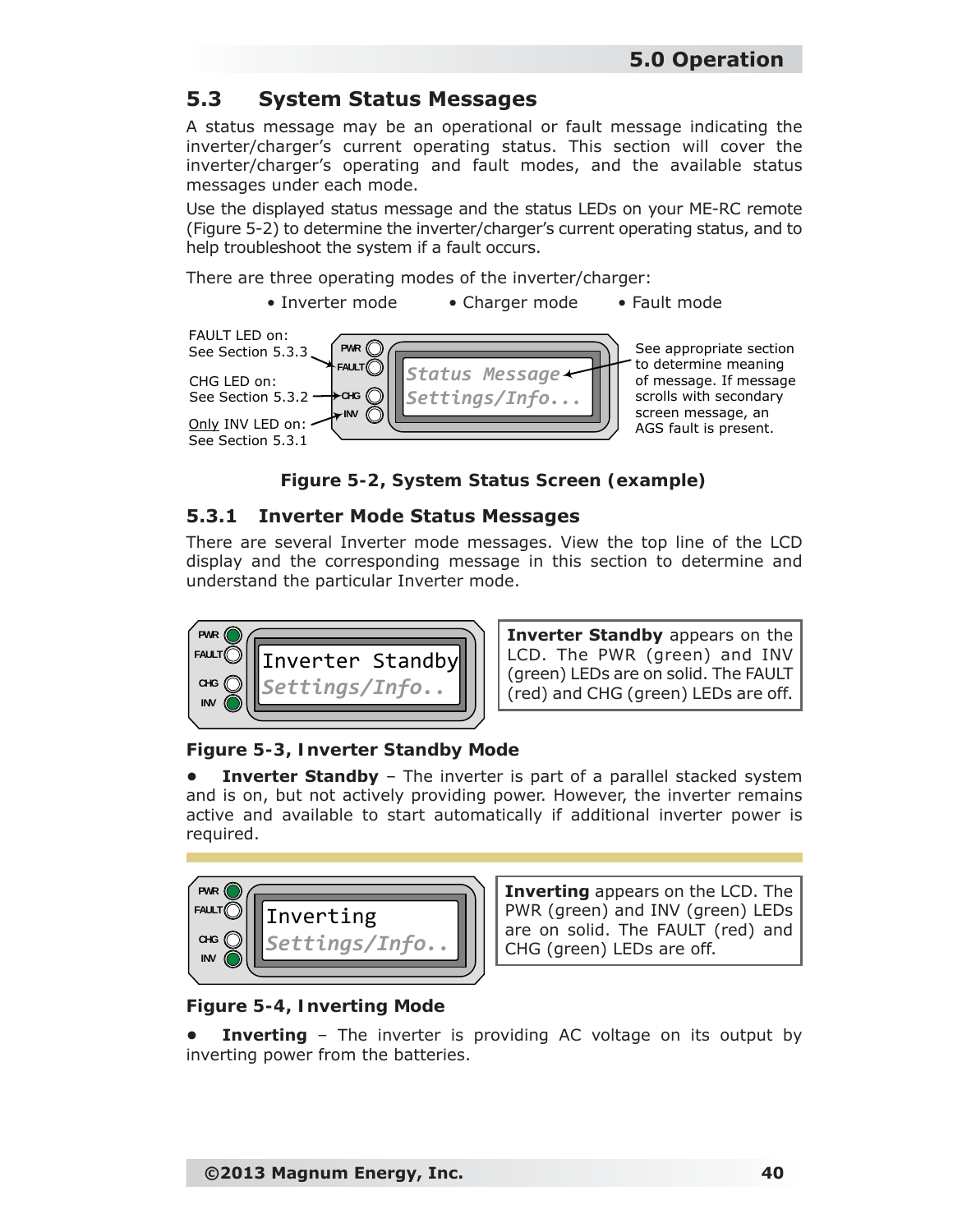## 5.3 System Status Messages

A status message may be an operational or fault message indicating the inverter/charger's current operating status. This section will cover the inverter/charger's operating and fault modes, and the available status messages under each mode.

Use the displayed status message and the status LEDs on your ME-RC remote (Figure 5-2) to determine the inverter/charger's current operating status, and to help troubleshoot the system if a fault occurs.

There are three operating modes of the inverter/charger:

- Inverter mode
- Charger mode
- Fault mode

FAULT LED on: See Section 5.3.3

CHG LED on: See Section 5.3.2

Only INV LED on: See Section 5.3.1

Status Message
Settings/Info...

See appropriate section to determine meaning of message. If message scrolls with secondary screen message, an AGS fault is present.

**Figure 5-2, System Status Screen (example)**

### 5.3.1 Inverter Mode Status Messages

There are several Inverter mode messages. View the top line of the LCD display and the corresponding message in this section to determine and understand the particular Inverter mode.

Inverter Standby
Settings/Info..

**Inverter Standby** appears on the LCD. The PWR (green) and INV (green) LEDs are on solid. The FAULT (red) and CHG (green) LEDs are off.

**Figure 5-3, Inverter Standby Mode**

- **Inverter Standby** – The inverter is part of a parallel stacked system and is on, but not actively providing power. However, the inverter remains active and available to start automatically if additional inverter power is required.

Inverting
Settings/Info..

**Inverting** appears on the LCD. The PWR (green) and INV (green) LEDs are on solid. The FAULT (red) and CHG (green) LEDs are off.

**Figure 5-4, Inverting Mode**

- **Inverting** – The inverter is providing AC voltage on its output by inverting power from the batteries.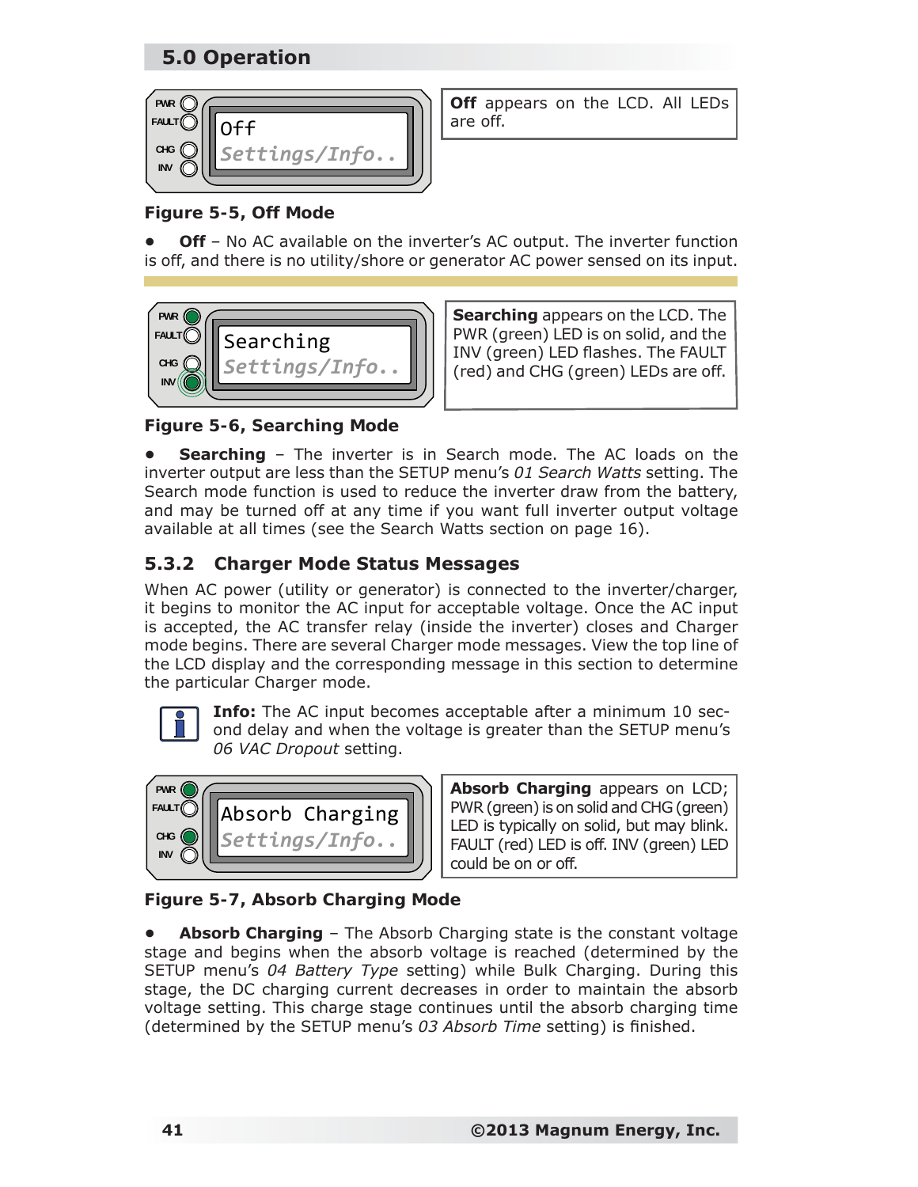## 5.0 Operation

Off
Settings/Info..

**Off** appears on the LCD. All LEDs are off.

**Figure 5-5, Off Mode**

- **Off** – No AC available on the inverter's AC output. The inverter function is off, and there is no utility/shore or generator AC power sensed on its input.

Searching
Settings/Info..

**Searching** appears on the LCD. The PWR (green) LED is on solid, and the INV (green) LED flashes. The FAULT (red) and CHG (green) LEDs are off.

**Figure 5-6, Searching Mode**

- **Searching** – The inverter is in Search mode. The AC loads on the inverter output are less than the SETUP menu's *01 Search Watts* setting. The Search mode function is used to reduce the inverter draw from the battery, and may be turned off at any time if you want full inverter output voltage available at all times (see the Search Watts section on page 16).

### 5.3.2 Charger Mode Status Messages

When AC power (utility or generator) is connected to the inverter/charger, it begins to monitor the AC input for acceptable voltage. Once the AC input is accepted, the AC transfer relay (inside the inverter) closes and Charger mode begins. There are several Charger mode messages. View the top line of the LCD display and the corresponding message in this section to determine the particular Charger mode.

**Info:** The AC input becomes acceptable after a minimum 10 second delay and when the voltage is greater than the SETUP menu's *06 VAC Dropout* setting.

Absorb Charging
Settings/Info..

**Absorb Charging** appears on LCD; PWR (green) is on solid and CHG (green) LED is typically on solid, but may blink. FAULT (red) LED is off. INV (green) LED could be on or off.

**Figure 5-7, Absorb Charging Mode**

- **Absorb Charging** – The Absorb Charging state is the constant voltage stage and begins when the absorb voltage is reached (determined by the SETUP menu's *04 Battery Type* setting) while Bulk Charging. During this stage, the DC charging current decreases in order to maintain the absorb voltage setting. This charge stage continues until the absorb charging time (determined by the SETUP menu's *03 Absorb Time* setting) is finished.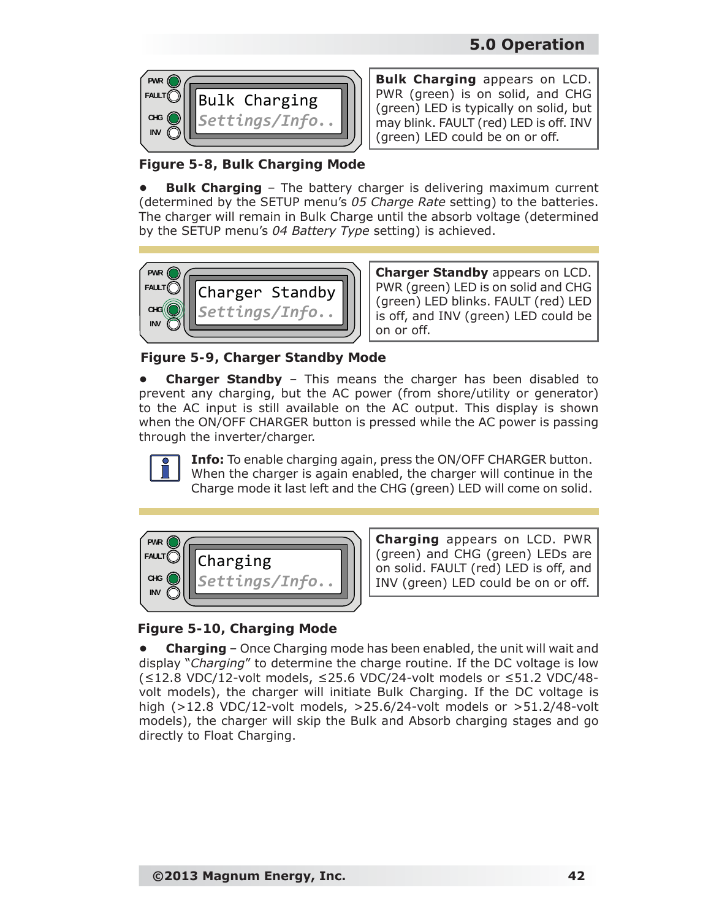Bulk Charging
Settings/Info..

**Bulk Charging** appears on LCD. PWR (green) is on solid, and CHG (green) LED is typically on solid, but may blink. FAULT (red) LED is off. INV (green) LED could be on or off.

**Figure 5-8, Bulk Charging Mode**

- **Bulk Charging** – The battery charger is delivering maximum current (determined by the SETUP menu's *05 Charge Rate* setting) to the batteries. The charger will remain in Bulk Charge until the absorb voltage (determined by the SETUP menu's *04 Battery Type* setting) is achieved.

Charger Standby
Settings/Info..

**Charger Standby** appears on LCD. PWR (green) LED is on solid and CHG (green) LED blinks. FAULT (red) LED is off, and INV (green) LED could be on or off.

**Figure 5-9, Charger Standby Mode**

- **Charger Standby** – This means the charger has been disabled to prevent any charging, but the AC power (from shore/utility or generator) to the AC input is still available on the AC output. This display is shown when the ON/OFF CHARGER button is pressed while the AC power is passing through the inverter/charger.

**Info:** To enable charging again, press the ON/OFF CHARGER button. When the charger is again enabled, the charger will continue in the Charge mode it last left and the CHG (green) LED will come on solid.

Charging
Settings/Info..

**Charging** appears on LCD. PWR (green) and CHG (green) LEDs are on solid. FAULT (red) LED is off, and INV (green) LED could be on or off.

**Figure 5-10, Charging Mode**

- **Charging** – Once Charging mode has been enabled, the unit will wait and display "*Charging*" to determine the charge routine. If the DC voltage is low (≤12.8 VDC/12-volt models, ≤25.6 VDC/24-volt models or ≤51.2 VDC/48-volt models), the charger will initiate Bulk Charging. If the DC voltage is high (>12.8 VDC/12-volt models, >25.6/24-volt models or >51.2/48-volt models), the charger will skip the Bulk and Absorb charging stages and go directly to Float Charging.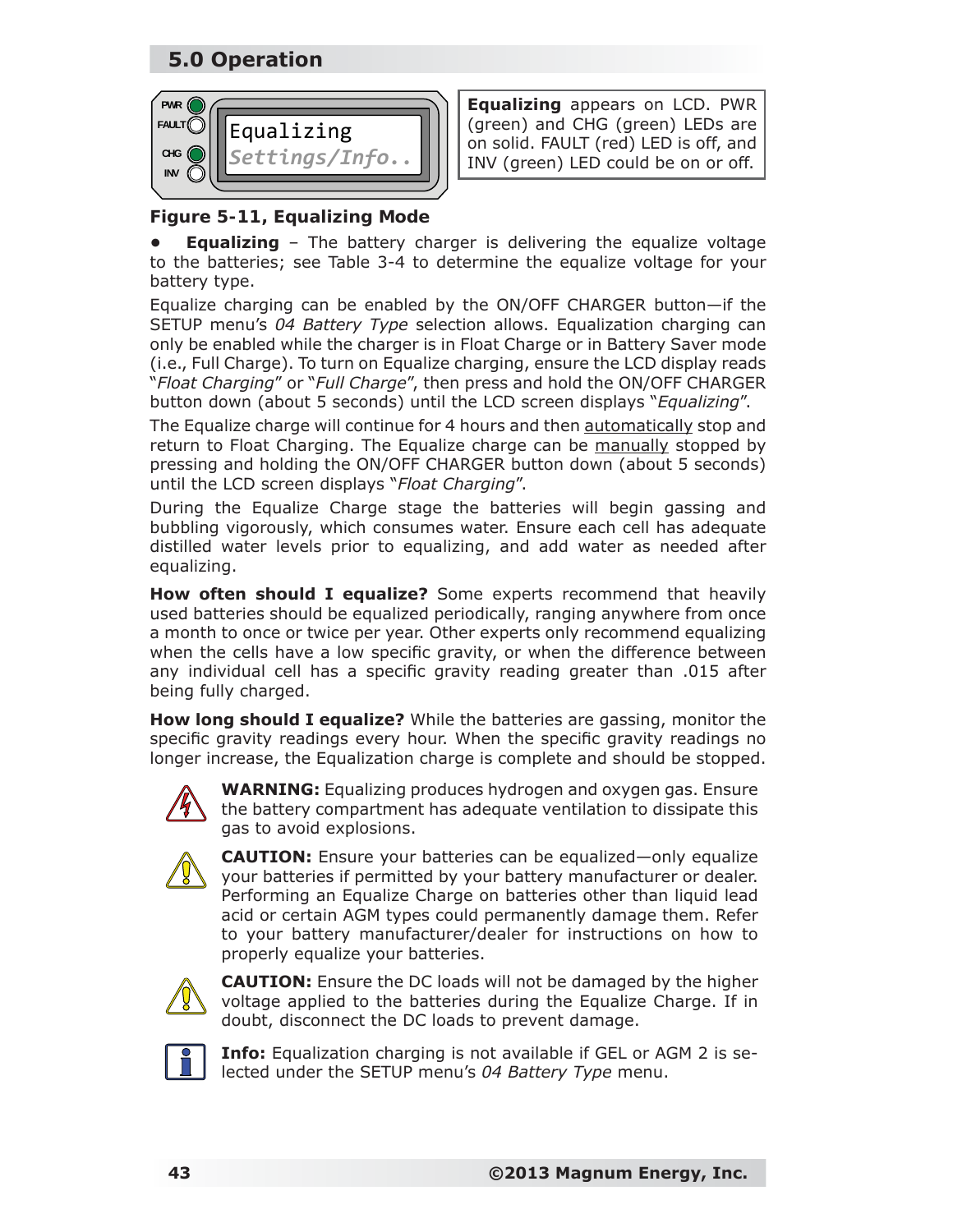## 5.0 Operation

PWR
FAULT
CHG
INV

Equalizing
*Settings/Info..*

**Equalizing** appears on LCD. PWR (green) and CHG (green) LEDs are on solid. FAULT (red) LED is off, and INV (green) LED could be on or off.

**Figure 5-11, Equalizing Mode**

- **Equalizing** – The battery charger is delivering the equalize voltage to the batteries; see Table 3-4 to determine the equalize voltage for your battery type.

Equalize charging can be enabled by the ON/OFF CHARGER button—if the SETUP menu's *04 Battery Type* selection allows. Equalization charging can only be enabled while the charger is in Float Charge or in Battery Saver mode (i.e., Full Charge). To turn on Equalize charging, ensure the LCD display reads "*Float Charging*" or "*Full Charge*", then press and hold the ON/OFF CHARGER button down (about 5 seconds) until the LCD screen displays "*Equalizing*".

The Equalize charge will continue for 4 hours and then automatically stop and return to Float Charging. The Equalize charge can be manually stopped by pressing and holding the ON/OFF CHARGER button down (about 5 seconds) until the LCD screen displays "*Float Charging*".

During the Equalize Charge stage the batteries will begin gassing and bubbling vigorously, which consumes water. Ensure each cell has adequate distilled water levels prior to equalizing, and add water as needed after equalizing.

**How often should I equalize?** Some experts recommend that heavily used batteries should be equalized periodically, ranging anywhere from once a month to once or twice per year. Other experts only recommend equalizing when the cells have a low specific gravity, or when the difference between any individual cell has a specific gravity reading greater than .015 after being fully charged.

**How long should I equalize?** While the batteries are gassing, monitor the specific gravity readings every hour. When the specific gravity readings no longer increase, the Equalization charge is complete and should be stopped.

**WARNING:** Equalizing produces hydrogen and oxygen gas. Ensure the battery compartment has adequate ventilation to dissipate this gas to avoid explosions.

**CAUTION:** Ensure your batteries can be equalized—only equalize your batteries if permitted by your battery manufacturer or dealer. Performing an Equalize Charge on batteries other than liquid lead acid or certain AGM types could permanently damage them. Refer to your battery manufacturer/dealer for instructions on how to properly equalize your batteries.

**CAUTION:** Ensure the DC loads will not be damaged by the higher voltage applied to the batteries during the Equalize Charge. If in doubt, disconnect the DC loads to prevent damage.

**Info:** Equalization charging is not available if GEL or AGM 2 is selected under the SETUP menu's *04 Battery Type* menu.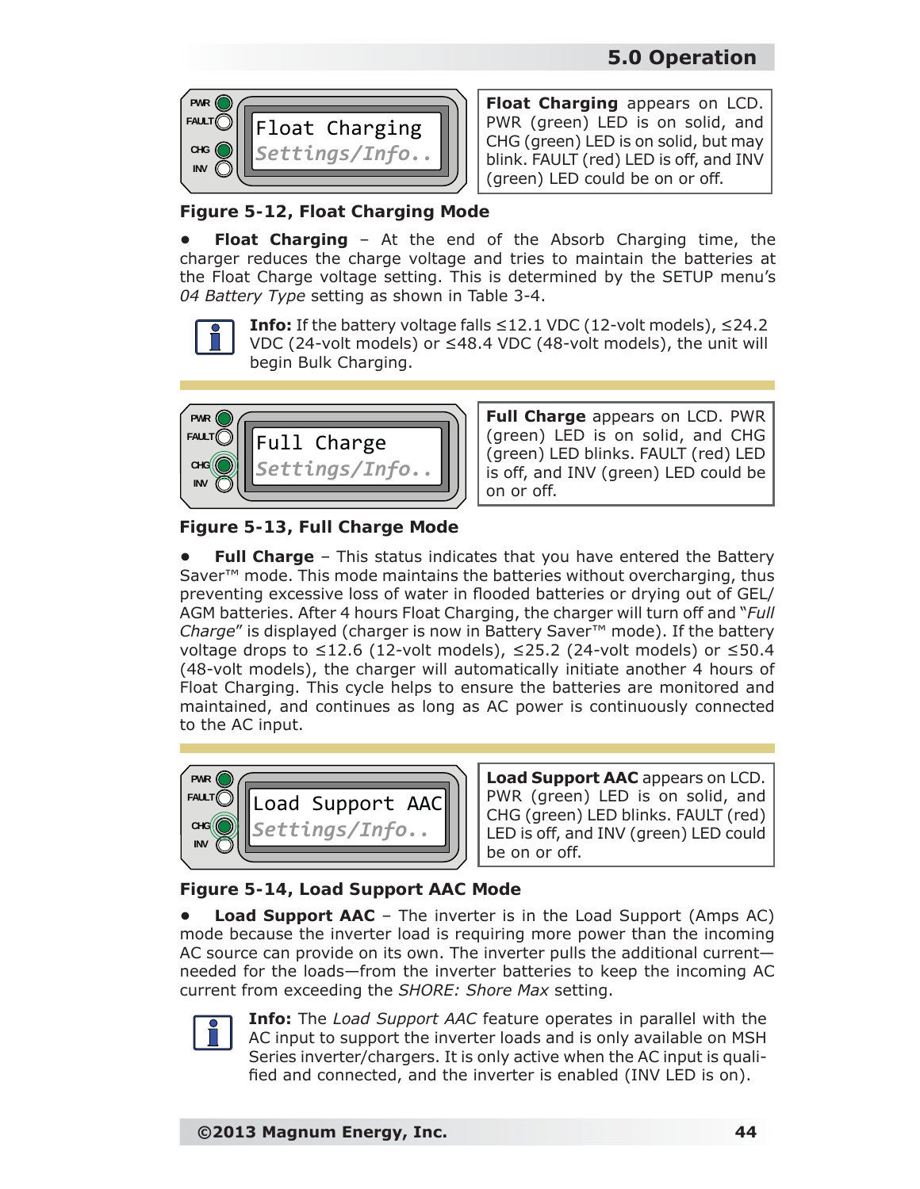**Float Charging** appears on LCD. PWR (green) LED is on solid, and CHG (green) LED is on solid, but may blink. FAULT (red) LED is off, and INV (green) LED could be on or off.

**Figure 5-12, Float Charging Mode**

- **Float Charging** – At the end of the Absorb Charging time, the charger reduces the charge voltage and tries to maintain the batteries at the Float Charge voltage setting. This is determined by the SETUP menu's *04 Battery Type* setting as shown in Table 3-4.

**Info:** If the battery voltage falls ≤12.1 VDC (12-volt models), ≤24.2 VDC (24-volt models) or ≤48.4 VDC (48-volt models), the unit will begin Bulk Charging.

**Full Charge** appears on LCD. PWR (green) LED is on solid, and CHG (green) LED blinks. FAULT (red) LED is off, and INV (green) LED could be on or off.

**Figure 5-13, Full Charge Mode**

- **Full Charge** – This status indicates that you have entered the Battery Saver™ mode. This mode maintains the batteries without overcharging, thus preventing excessive loss of water in flooded batteries or drying out of GEL/AGM batteries. After 4 hours Float Charging, the charger will turn off and "*Full Charge*" is displayed (charger is now in Battery Saver™ mode). If the battery voltage drops to ≤12.6 (12-volt models), ≤25.2 (24-volt models) or ≤50.4 (48-volt models), the charger will automatically initiate another 4 hours of Float Charging. This cycle helps to ensure the batteries are monitored and maintained, and continues as long as AC power is continuously connected to the AC input.

**Load Support AAC** appears on LCD. PWR (green) LED is on solid, and CHG (green) LED blinks. FAULT (red) LED is off, and INV (green) LED could be on or off.

**Figure 5-14, Load Support AAC Mode**

- **Load Support AAC** – The inverter is in the Load Support (Amps AC) mode because the inverter load is requiring more power than the incoming AC source can provide on its own. The inverter pulls the additional current—needed for the loads—from the inverter batteries to keep the incoming AC current from exceeding the *SHORE: Shore Max* setting.

**Info:** The *Load Support AAC* feature operates in parallel with the AC input to support the inverter loads and is only available on MSH Series inverter/chargers. It is only active when the AC input is qualified and connected, and the inverter is enabled (INV LED is on).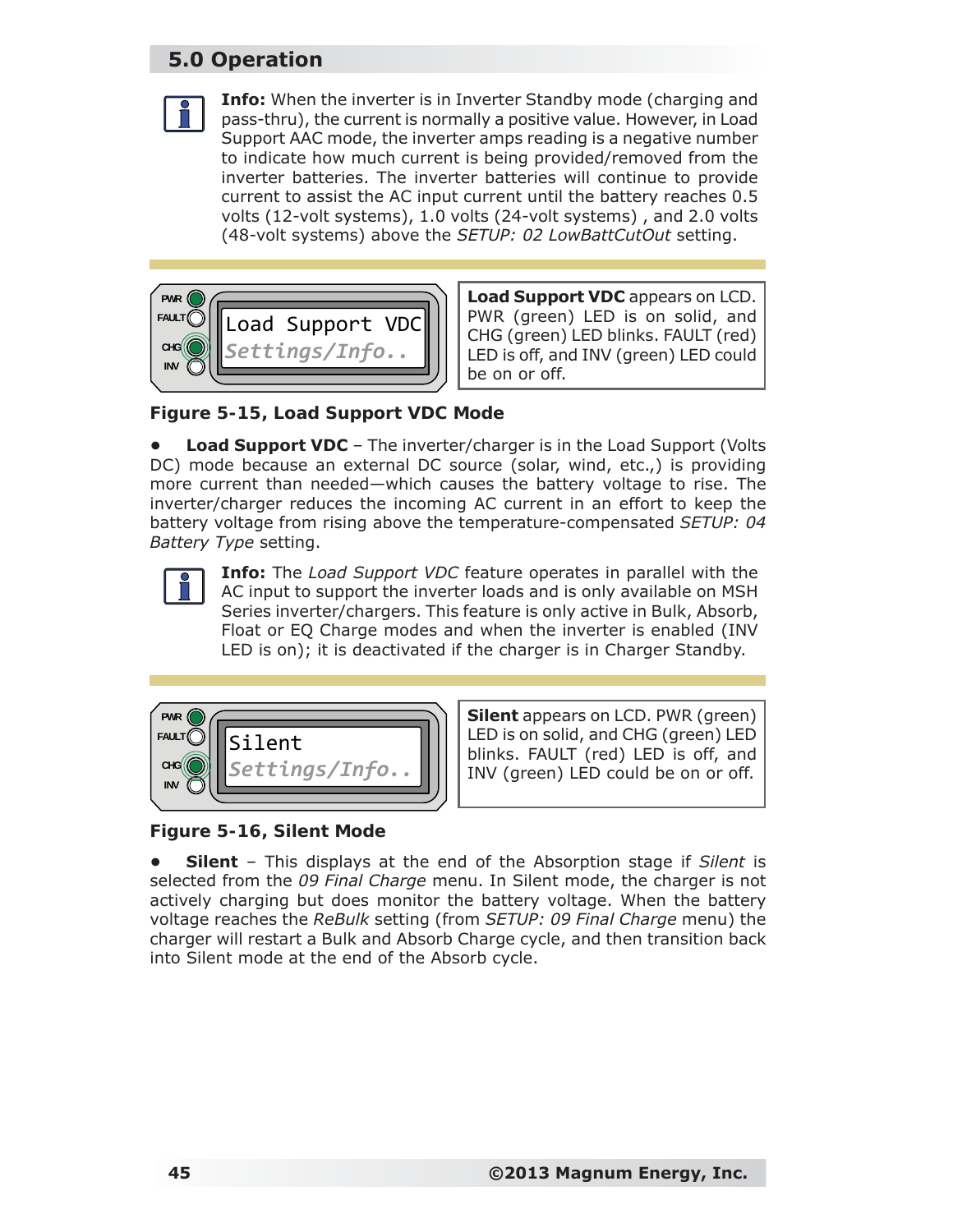## 5.0 Operation

**Info:** When the inverter is in Inverter Standby mode (charging and pass-thru), the current is normally a positive value. However, in Load Support AAC mode, the inverter amps reading is a negative number to indicate how much current is being provided/removed from the inverter batteries. The inverter batteries will continue to provide current to assist the AC input current until the battery reaches 0.5 volts (12-volt systems), 1.0 volts (24-volt systems) , and 2.0 volts (48-volt systems) above the *SETUP: 02 LowBattCutOut* setting.

PWR FAULT CHG INV

Load Support VDC
*Settings/Info..*

**Load Support VDC** appears on LCD. PWR (green) LED is on solid, and CHG (green) LED blinks. FAULT (red) LED is off, and INV (green) LED could be on or off.

**Figure 5-15, Load Support VDC Mode**

- **Load Support VDC** – The inverter/charger is in the Load Support (Volts DC) mode because an external DC source (solar, wind, etc.,) is providing more current than needed—which causes the battery voltage to rise. The inverter/charger reduces the incoming AC current in an effort to keep the battery voltage from rising above the temperature-compensated *SETUP: 04 Battery Type* setting.

**Info:** The *Load Support VDC* feature operates in parallel with the AC input to support the inverter loads and is only available on MSH Series inverter/chargers. This feature is only active in Bulk, Absorb, Float or EQ Charge modes and when the inverter is enabled (INV LED is on); it is deactivated if the charger is in Charger Standby.

PWR FAULT CHG INV

Silent
*Settings/Info..*

**Silent** appears on LCD. PWR (green) LED is on solid, and CHG (green) LED blinks. FAULT (red) LED is off, and INV (green) LED could be on or off.

**Figure 5-16, Silent Mode**

- **Silent** – This displays at the end of the Absorption stage if *Silent* is selected from the *09 Final Charge* menu. In Silent mode, the charger is not actively charging but does monitor the battery voltage. When the battery voltage reaches the *ReBulk* setting (from *SETUP: 09 Final Charge* menu) the charger will restart a Bulk and Absorb Charge cycle, and then transition back into Silent mode at the end of the Absorb cycle.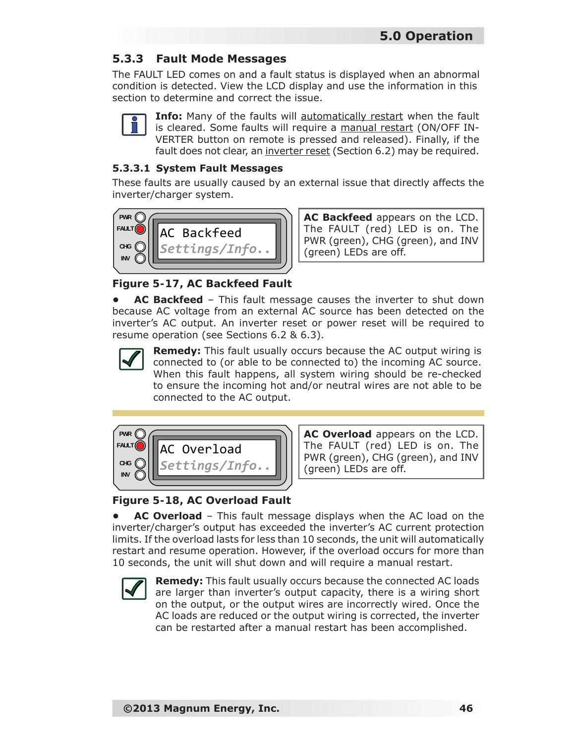### 5.3.3 Fault Mode Messages

The FAULT LED comes on and a fault status is displayed when an abnormal condition is detected. View the LCD display and use the information in this section to determine and correct the issue.

**Info:** Many of the faults will automatically restart when the fault is cleared. Some faults will require a manual restart (ON/OFF INVERTER button on remote is pressed and released). Finally, if the fault does not clear, an inverter reset (Section 6.2) may be required.

#### 5.3.3.1 System Fault Messages

These faults are usually caused by an external issue that directly affects the inverter/charger system.

PWR
FAULT
CHG
INV

AC Backfeed
Settings/Info..

**AC Backfeed** appears on the LCD. The FAULT (red) LED is on. The PWR (green), CHG (green), and INV (green) LEDs are off.

**Figure 5-17, AC Backfeed Fault**

- **AC Backfeed** – This fault message causes the inverter to shut down because AC voltage from an external AC source has been detected on the inverter's AC output. An inverter reset or power reset will be required to resume operation (see Sections 6.2 & 6.3).

**Remedy:** This fault usually occurs because the AC output wiring is connected to (or able to be connected to) the incoming AC source. When this fault happens, all system wiring should be re-checked to ensure the incoming hot and/or neutral wires are not able to be connected to the AC output.

---

PWR
FAULT
CHG
INV

AC Overload
Settings/Info..

**AC Overload** appears on the LCD. The FAULT (red) LED is on. The PWR (green), CHG (green), and INV (green) LEDs are off.

**Figure 5-18, AC Overload Fault**

- **AC Overload** – This fault message displays when the AC load on the inverter/charger's output has exceeded the inverter's AC current protection limits. If the overload lasts for less than 10 seconds, the unit will automatically restart and resume operation. However, if the overload occurs for more than 10 seconds, the unit will shut down and will require a manual restart.

**Remedy:** This fault usually occurs because the connected AC loads are larger than inverter's output capacity, there is a wiring short on the output, or the output wires are incorrectly wired. Once the AC loads are reduced or the output wiring is corrected, the inverter can be restarted after a manual restart has been accomplished.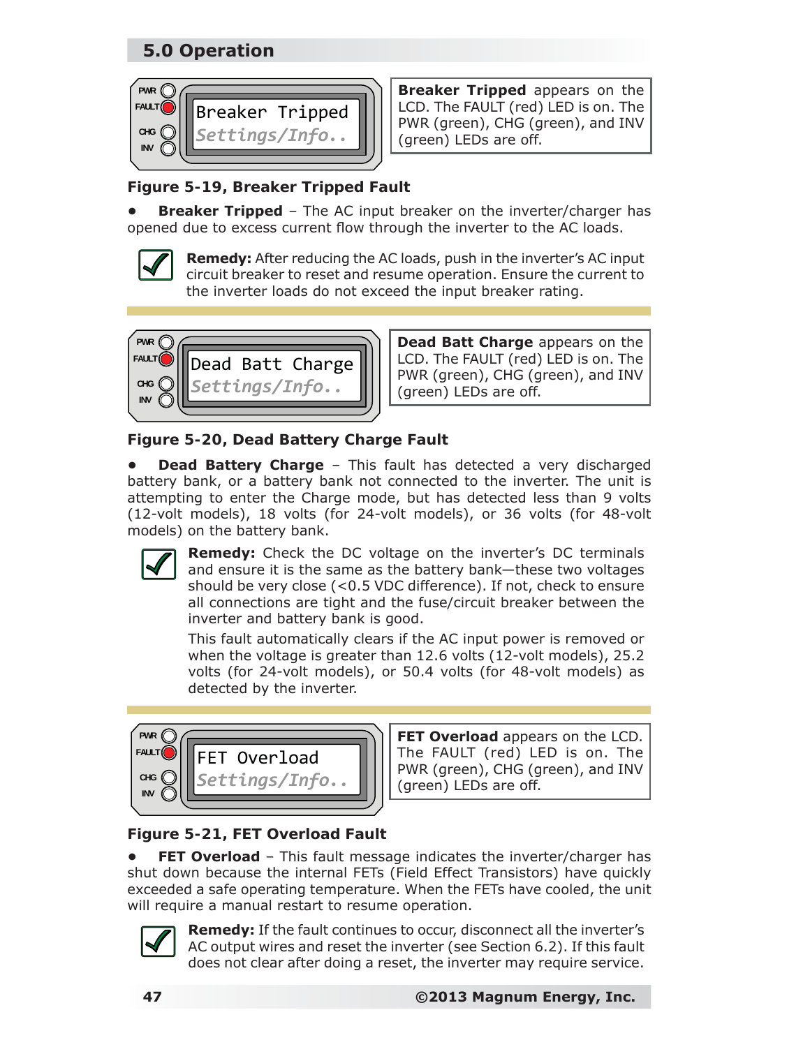## 5.0 Operation

**Breaker Tripped** appears on the LCD. The FAULT (red) LED is on. The PWR (green), CHG (green), and INV (green) LEDs are off.

**Figure 5-19, Breaker Tripped Fault**

- **Breaker Tripped** – The AC input breaker on the inverter/charger has opened due to excess current flow through the inverter to the AC loads.

**Remedy:** After reducing the AC loads, push in the inverter's AC input circuit breaker to reset and resume operation. Ensure the current to the inverter loads do not exceed the input breaker rating.

---

**Dead Batt Charge** appears on the LCD. The FAULT (red) LED is on. The PWR (green), CHG (green), and INV (green) LEDs are off.

**Figure 5-20, Dead Battery Charge Fault**

- **Dead Battery Charge** – This fault has detected a very discharged battery bank, or a battery bank not connected to the inverter. The unit is attempting to enter the Charge mode, but has detected less than 9 volts (12-volt models), 18 volts (for 24-volt models), or 36 volts (for 48-volt models) on the battery bank.

**Remedy:** Check the DC voltage on the inverter's DC terminals and ensure it is the same as the battery bank—these two voltages should be very close (<0.5 VDC difference). If not, check to ensure all connections are tight and the fuse/circuit breaker between the inverter and battery bank is good.

This fault automatically clears if the AC input power is removed or when the voltage is greater than 12.6 volts (12-volt models), 25.2 volts (for 24-volt models), or 50.4 volts (for 48-volt models) as detected by the inverter.

---

**FET Overload** appears on the LCD. The FAULT (red) LED is on. The PWR (green), CHG (green), and INV (green) LEDs are off.

**Figure 5-21, FET Overload Fault**

- **FET Overload** – This fault message indicates the inverter/charger has shut down because the internal FETs (Field Effect Transistors) have quickly exceeded a safe operating temperature. When the FETs have cooled, the unit will require a manual restart to resume operation.

**Remedy:** If the fault continues to occur, disconnect all the inverter's AC output wires and reset the inverter (see Section 6.2). If this fault does not clear after doing a reset, the inverter may require service.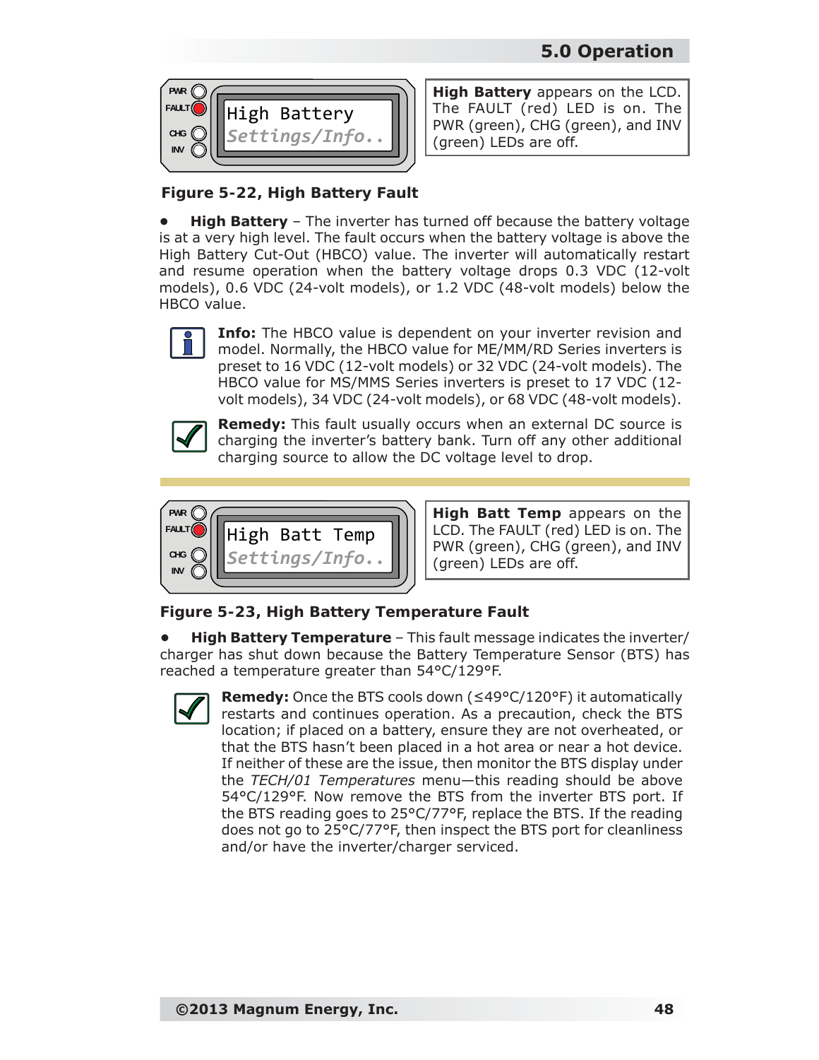High Battery
Settings/Info..

**High Battery** appears on the LCD. The FAULT (red) LED is on. The PWR (green), CHG (green), and INV (green) LEDs are off.

**Figure 5-22, High Battery Fault**

- **High Battery** – The inverter has turned off because the battery voltage is at a very high level. The fault occurs when the battery voltage is above the High Battery Cut-Out (HBCO) value. The inverter will automatically restart and resume operation when the battery voltage drops 0.3 VDC (12-volt models), 0.6 VDC (24-volt models), or 1.2 VDC (48-volt models) below the HBCO value.

**Info:** The HBCO value is dependent on your inverter revision and model. Normally, the HBCO value for ME/MM/RD Series inverters is preset to 16 VDC (12-volt models) or 32 VDC (24-volt models). The HBCO value for MS/MMS Series inverters is preset to 17 VDC (12-volt models), 34 VDC (24-volt models), or 68 VDC (48-volt models).

**Remedy:** This fault usually occurs when an external DC source is charging the inverter's battery bank. Turn off any other additional charging source to allow the DC voltage level to drop.

High Batt Temp
Settings/Info..

**High Batt Temp** appears on the LCD. The FAULT (red) LED is on. The PWR (green), CHG (green), and INV (green) LEDs are off.

**Figure 5-23, High Battery Temperature Fault**

- **High Battery Temperature** – This fault message indicates the inverter/charger has shut down because the Battery Temperature Sensor (BTS) has reached a temperature greater than 54°C/129°F.

**Remedy:** Once the BTS cools down (≤49°C/120°F) it automatically restarts and continues operation. As a precaution, check the BTS location; if placed on a battery, ensure they are not overheated, or that the BTS hasn't been placed in a hot area or near a hot device. If neither of these are the issue, then monitor the BTS display under the *TECH/01 Temperatures* menu—this reading should be above 54°C/129°F. Now remove the BTS from the inverter BTS port. If the BTS reading goes to 25°C/77°F, replace the BTS. If the reading does not go to 25°C/77°F, then inspect the BTS port for cleanliness and/or have the inverter/charger serviced.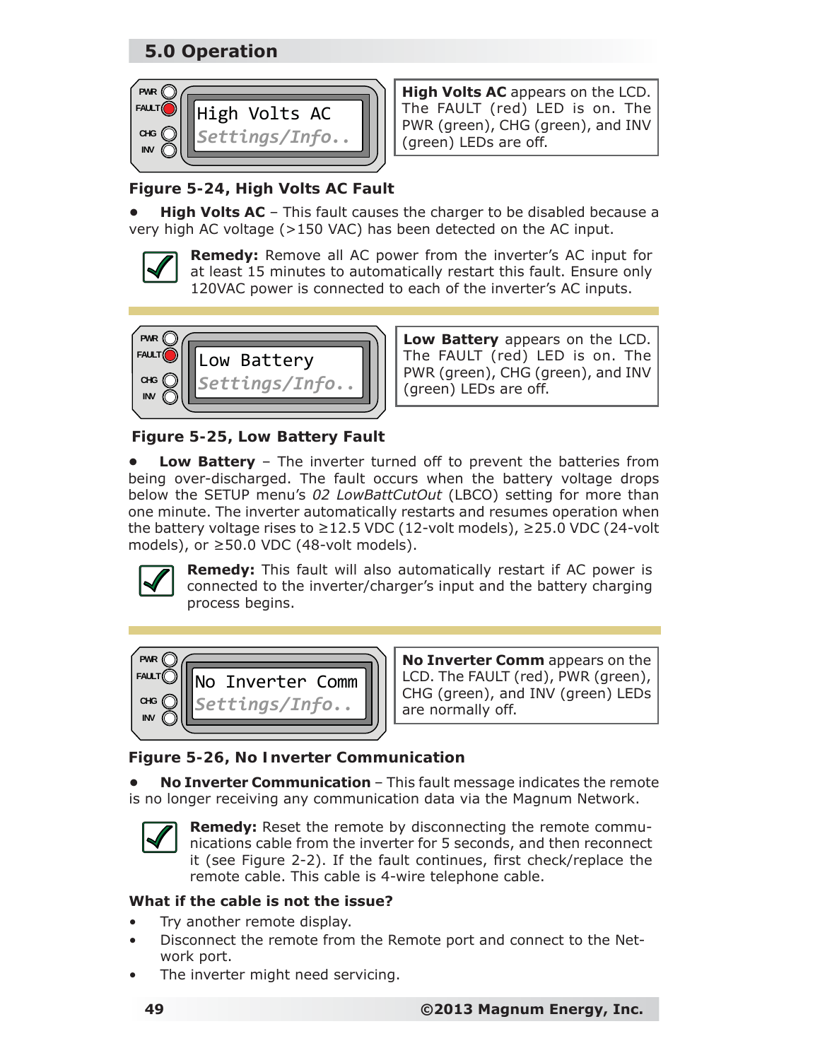## 5.0 Operation

**High Volts AC** appears on the LCD. The FAULT (red) LED is on. The PWR (green), CHG (green), and INV (green) LEDs are off.

**Figure 5-24, High Volts AC Fault**

- **High Volts AC** – This fault causes the charger to be disabled because a very high AC voltage (>150 VAC) has been detected on the AC input.

**Remedy:** Remove all AC power from the inverter's AC input for at least 15 minutes to automatically restart this fault. Ensure only 120VAC power is connected to each of the inverter's AC inputs.

---

**Low Battery** appears on the LCD. The FAULT (red) LED is on. The PWR (green), CHG (green), and INV (green) LEDs are off.

**Figure 5-25, Low Battery Fault**

- **Low Battery** – The inverter turned off to prevent the batteries from being over-discharged. The fault occurs when the battery voltage drops below the SETUP menu's *02 LowBattCutOut* (LBCO) setting for more than one minute. The inverter automatically restarts and resumes operation when the battery voltage rises to ≥12.5 VDC (12-volt models), ≥25.0 VDC (24-volt models), or ≥50.0 VDC (48-volt models).

**Remedy:** This fault will also automatically restart if AC power is connected to the inverter/charger's input and the battery charging process begins.

---

**No Inverter Comm** appears on the LCD. The FAULT (red), PWR (green), CHG (green), and INV (green) LEDs are normally off.

**Figure 5-26, No Inverter Communication**

- **No Inverter Communication** – This fault message indicates the remote is no longer receiving any communication data via the Magnum Network.

**Remedy:** Reset the remote by disconnecting the remote communications cable from the inverter for 5 seconds, and then reconnect it (see Figure 2-2). If the fault continues, first check/replace the remote cable. This cable is 4-wire telephone cable.

**What if the cable is not the issue?**

- Try another remote display.
- Disconnect the remote from the Remote port and connect to the Network port.
- The inverter might need servicing.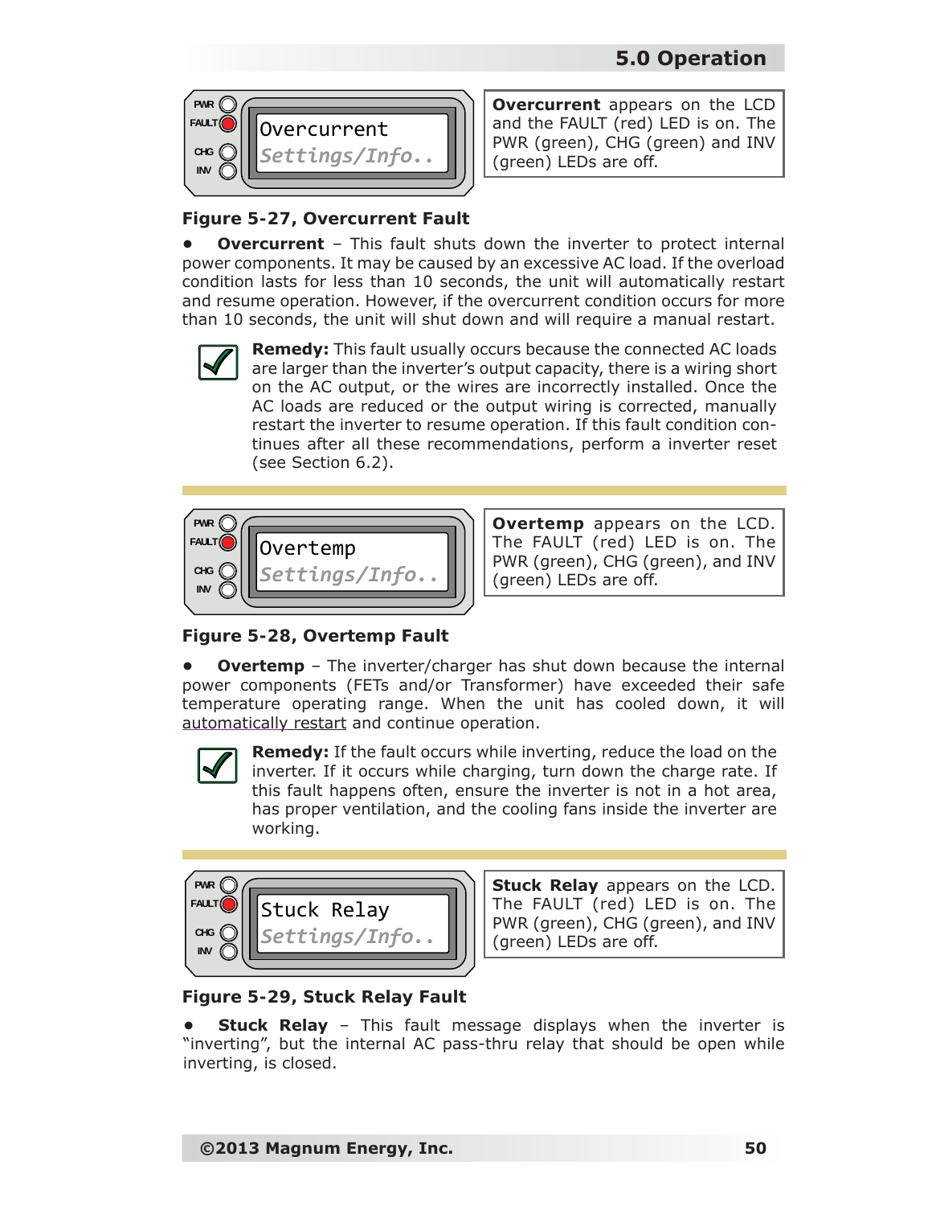Overcurrent
Settings/Info..

**Overcurrent** appears on the LCD and the FAULT (red) LED is on. The PWR (green), CHG (green) and INV (green) LEDs are off.

**Figure 5-27, Overcurrent Fault**

- **Overcurrent** – This fault shuts down the inverter to protect internal power components. It may be caused by an excessive AC load. If the overload condition lasts for less than 10 seconds, the unit will automatically restart and resume operation. However, if the overcurrent condition occurs for more than 10 seconds, the unit will shut down and will require a manual restart.

**Remedy:** This fault usually occurs because the connected AC loads are larger than the inverter's output capacity, there is a wiring short on the AC output, or the wires are incorrectly installed. Once the AC loads are reduced or the output wiring is corrected, manually restart the inverter to resume operation. If this fault condition continues after all these recommendations, perform a inverter reset (see Section 6.2).

Overtemp
Settings/Info..

**Overtemp** appears on the LCD. The FAULT (red) LED is on. The PWR (green), CHG (green), and INV (green) LEDs are off.

**Figure 5-28, Overtemp Fault**

- **Overtemp** – The inverter/charger has shut down because the internal power components (FETs and/or Transformer) have exceeded their safe temperature operating range. When the unit has cooled down, it will automatically restart and continue operation.

**Remedy:** If the fault occurs while inverting, reduce the load on the inverter. If it occurs while charging, turn down the charge rate. If this fault happens often, ensure the inverter is not in a hot area, has proper ventilation, and the cooling fans inside the inverter are working.

Stuck Relay
Settings/Info..

**Stuck Relay** appears on the LCD. The FAULT (red) LED is on. The PWR (green), CHG (green), and INV (green) LEDs are off.

**Figure 5-29, Stuck Relay Fault**

- **Stuck Relay** – This fault message displays when the inverter is "inverting", but the internal AC pass-thru relay that should be open while inverting, is closed.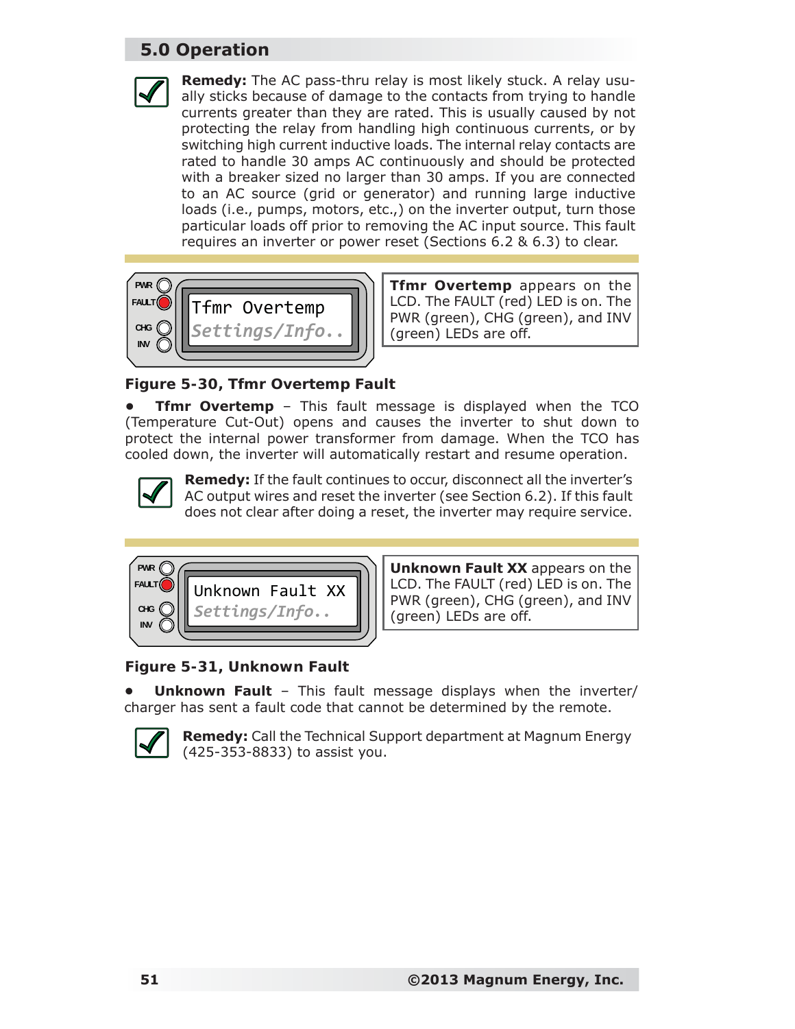## 5.0 Operation

**Remedy:** The AC pass-thru relay is most likely stuck. A relay usually sticks because of damage to the contacts from trying to handle currents greater than they are rated. This is usually caused by not protecting the relay from handling high continuous currents, or by switching high current inductive loads. The internal relay contacts are rated to handle 30 amps AC continuously and should be protected with a breaker sized no larger than 30 amps. If you are connected to an AC source (grid or generator) and running large inductive loads (i.e., pumps, motors, etc.,) on the inverter output, turn those particular loads off prior to removing the AC input source. This fault requires an inverter or power reset (Sections 6.2 & 6.3) to clear.

PWR
FAULT
CHG
INV

Tfmr Overtemp
*Settings/Info..*

**Tfmr Overtemp** appears on the LCD. The FAULT (red) LED is on. The PWR (green), CHG (green), and INV (green) LEDs are off.

**Figure 5-30, Tfmr Overtemp Fault**

- **Tfmr Overtemp** – This fault message is displayed when the TCO (Temperature Cut-Out) opens and causes the inverter to shut down to protect the internal power transformer from damage. When the TCO has cooled down, the inverter will automatically restart and resume operation.

**Remedy:** If the fault continues to occur, disconnect all the inverter's AC output wires and reset the inverter (see Section 6.2). If this fault does not clear after doing a reset, the inverter may require service.

PWR
FAULT
CHG
INV

Unknown Fault XX
*Settings/Info..*

**Unknown Fault XX** appears on the LCD. The FAULT (red) LED is on. The PWR (green), CHG (green), and INV (green) LEDs are off.

**Figure 5-31, Unknown Fault**

- **Unknown Fault** – This fault message displays when the inverter/charger has sent a fault code that cannot be determined by the remote.

**Remedy:** Call the Technical Support department at Magnum Energy (425-353-8833) to assist you.

©2013 Magnum Energy, Inc.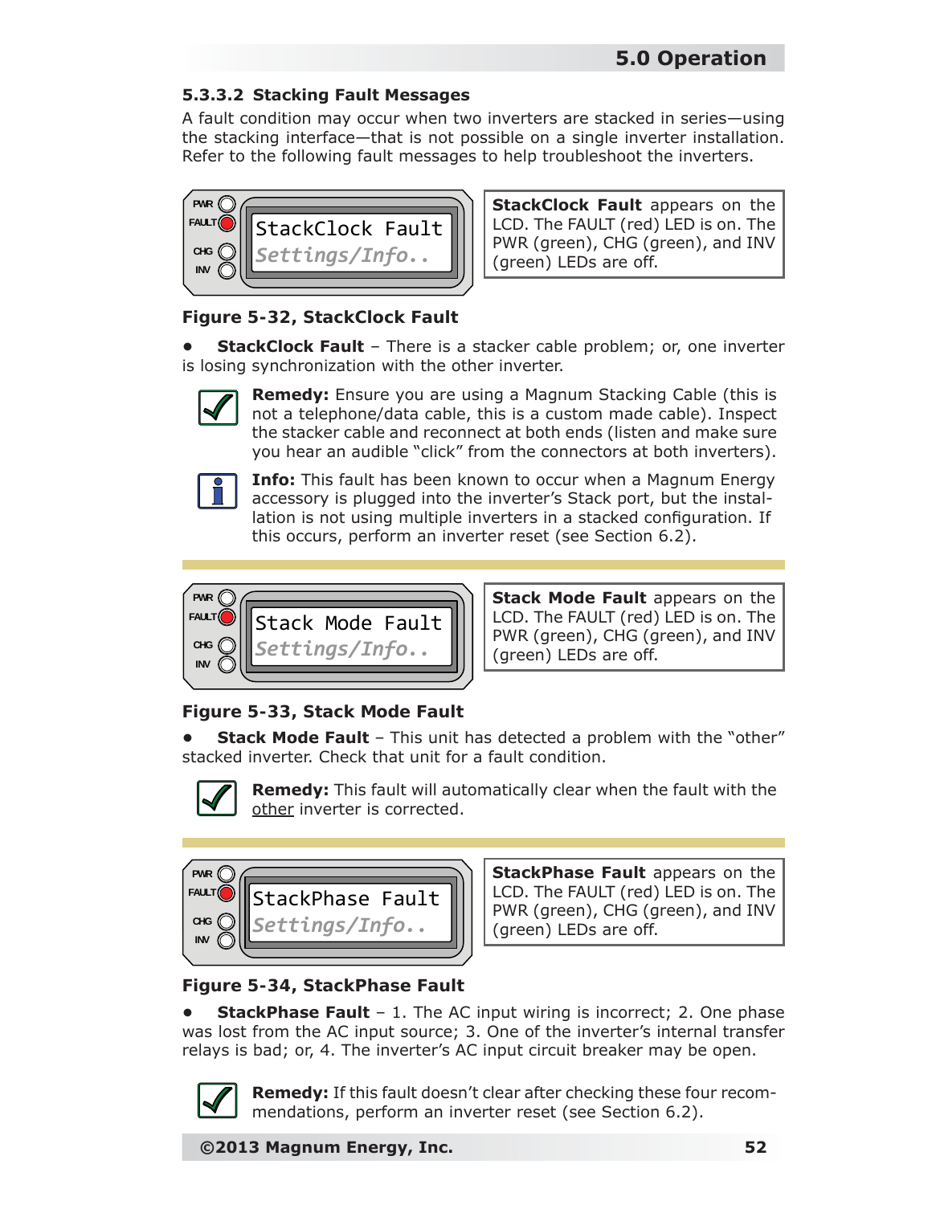### 5.3.3.2 Stacking Fault Messages

A fault condition may occur when two inverters are stacked in series—using the stacking interface—that is not possible on a single inverter installation. Refer to the following fault messages to help troubleshoot the inverters.

PWR
FAULT
CHG
INV

StackClock Fault
Settings/Info..

**StackClock Fault** appears on the LCD. The FAULT (red) LED is on. The PWR (green), CHG (green), and INV (green) LEDs are off.

**Figure 5-32, StackClock Fault**

- **StackClock Fault** – There is a stacker cable problem; or, one inverter is losing synchronization with the other inverter.

**Remedy:** Ensure you are using a Magnum Stacking Cable (this is not a telephone/data cable, this is a custom made cable). Inspect the stacker cable and reconnect at both ends (listen and make sure you hear an audible "click" from the connectors at both inverters).

**Info:** This fault has been known to occur when a Magnum Energy accessory is plugged into the inverter's Stack port, but the installation is not using multiple inverters in a stacked configuration. If this occurs, perform an inverter reset (see Section 6.2).

PWR
FAULT
CHG
INV

Stack Mode Fault
Settings/Info..

**Stack Mode Fault** appears on the LCD. The FAULT (red) LED is on. The PWR (green), CHG (green), and INV (green) LEDs are off.

**Figure 5-33, Stack Mode Fault**

- **Stack Mode Fault** – This unit has detected a problem with the "other" stacked inverter. Check that unit for a fault condition.

**Remedy:** This fault will automatically clear when the fault with the other inverter is corrected.

PWR
FAULT
CHG
INV

StackPhase Fault
Settings/Info..

**StackPhase Fault** appears on the LCD. The FAULT (red) LED is on. The PWR (green), CHG (green), and INV (green) LEDs are off.

**Figure 5-34, StackPhase Fault**

- **StackPhase Fault** – 1. The AC input wiring is incorrect; 2. One phase was lost from the AC input source; 3. One of the inverter's internal transfer relays is bad; or, 4. The inverter's AC input circuit breaker may be open.

**Remedy:** If this fault doesn't clear after checking these four recommendations, perform an inverter reset (see Section 6.2).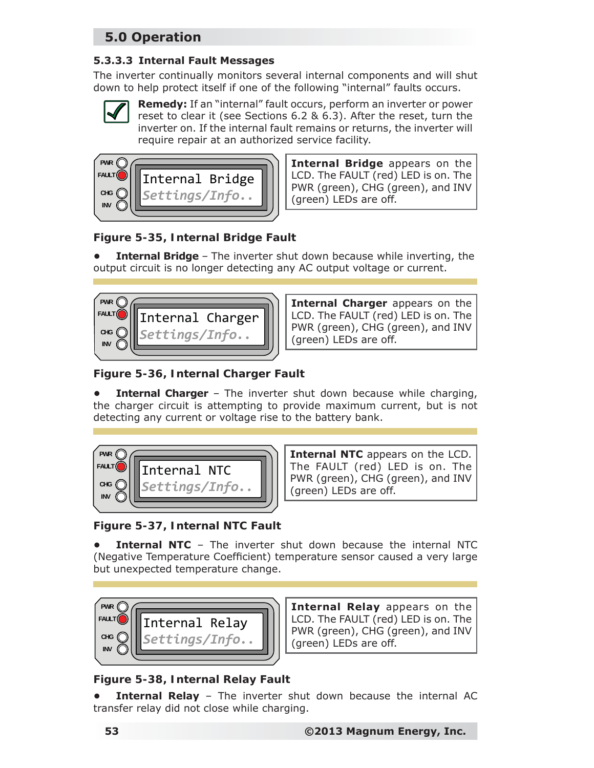## 5.0 Operation

### 5.3.3.3 Internal Fault Messages

The inverter continually monitors several internal components and will shut down to help protect itself if one of the following "internal" faults occurs.

**Remedy:** If an "internal" fault occurs, perform an inverter or power reset to clear it (see Sections 6.2 & 6.3). After the reset, turn the inverter on. If the internal fault remains or returns, the inverter will require repair at an authorized service facility.

PWR
FAULT
CHG
INV

Internal Bridge
*Settings/Info..*

**Internal Bridge** appears on the LCD. The FAULT (red) LED is on. The PWR (green), CHG (green), and INV (green) LEDs are off.

**Figure 5-35, Internal Bridge Fault**

- **Internal Bridge** – The inverter shut down because while inverting, the output circuit is no longer detecting any AC output voltage or current.

PWR
FAULT
CHG
INV

Internal Charger
*Settings/Info..*

**Internal Charger** appears on the LCD. The FAULT (red) LED is on. The PWR (green), CHG (green), and INV (green) LEDs are off.

**Figure 5-36, Internal Charger Fault**

- **Internal Charger** – The inverter shut down because while charging, the charger circuit is attempting to provide maximum current, but is not detecting any current or voltage rise to the battery bank.

PWR
FAULT
CHG
INV

Internal NTC
*Settings/Info..*

**Internal NTC** appears on the LCD. The FAULT (red) LED is on. The PWR (green), CHG (green), and INV (green) LEDs are off.

**Figure 5-37, Internal NTC Fault**

- **Internal NTC** – The inverter shut down because the internal NTC (Negative Temperature Coefficient) temperature sensor caused a very large but unexpected temperature change.

PWR
FAULT
CHG
INV

Internal Relay
*Settings/Info..*

**Internal Relay** appears on the LCD. The FAULT (red) LED is on. The PWR (green), CHG (green), and INV (green) LEDs are off.

**Figure 5-38, Internal Relay Fault**

- **Internal Relay** – The inverter shut down because the internal AC transfer relay did not close while charging.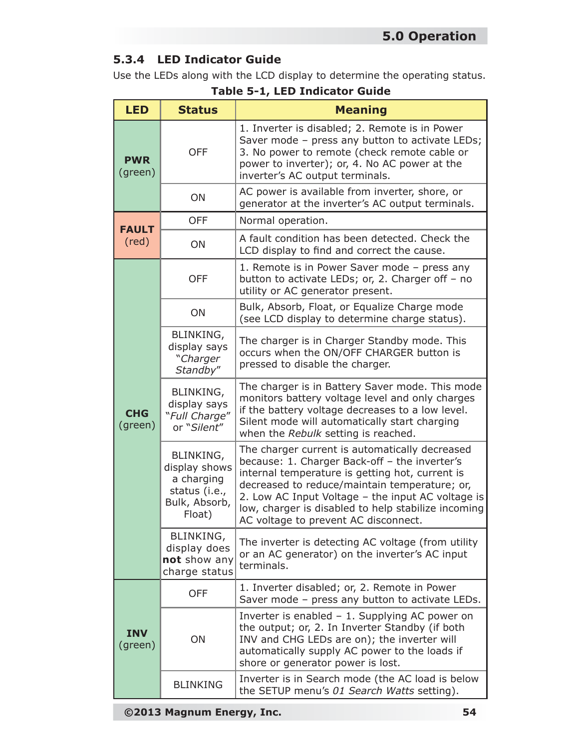### 5.3.4 LED Indicator Guide

Use the LEDs along with the LCD display to determine the operating status.

**Table 5-1, LED Indicator Guide**

| LED | Status | Meaning |
|---|---|---|
| **PWR** (green) | OFF | 1. Inverter is disabled; 2. Remote is in Power Saver mode – press any button to activate LEDs; 3. No power to remote (check remote cable or power to inverter); or, 4. No AC power at the inverter's AC output terminals. |
| | ON | AC power is available from inverter, shore, or generator at the inverter's AC output terminals. |
| **FAULT** (red) | OFF | Normal operation. |
| | ON | A fault condition has been detected. Check the LCD display to find and correct the cause. |
| **CHG** (green) | OFF | 1. Remote is in Power Saver mode – press any button to activate LEDs; or, 2. Charger off – no utility or AC generator present. |
| | ON | Bulk, Absorb, Float, or Equalize Charge mode (see LCD display to determine charge status). |
| | BLINKING, display says "*Charger Standby*" | The charger is in Charger Standby mode. This occurs when the ON/OFF CHARGER button is pressed to disable the charger. |
| | BLINKING, display says "*Full Charge*" or "*Silent*" | The charger is in Battery Saver mode. This mode monitors battery voltage level and only charges if the battery voltage decreases to a low level. Silent mode will automatically start charging when the *Rebulk* setting is reached. |
| | BLINKING, display shows a charging status (i.e., Bulk, Absorb, Float) | The charger current is automatically decreased because: 1. Charger Back-off – the inverter's internal temperature is getting hot, current is decreased to reduce/maintain temperature; or, 2. Low AC Input Voltage – the input AC voltage is low, charger is disabled to help stabilize incoming AC voltage to prevent AC disconnect. |
| | BLINKING, display does **not** show any charge status | The inverter is detecting AC voltage (from utility or an AC generator) on the inverter's AC input terminals. |
| **INV** (green) | OFF | 1. Inverter disabled; or, 2. Remote in Power Saver mode – press any button to activate LEDs. |
| | ON | Inverter is enabled – 1. Supplying AC power on the output; or, 2. In Inverter Standby (if both INV and CHG LEDs are on); the inverter will automatically supply AC power to the loads if shore or generator power is lost. |
| | BLINKING | Inverter is in Search mode (the AC load is below the SETUP menu's *01 Search Watts* setting). |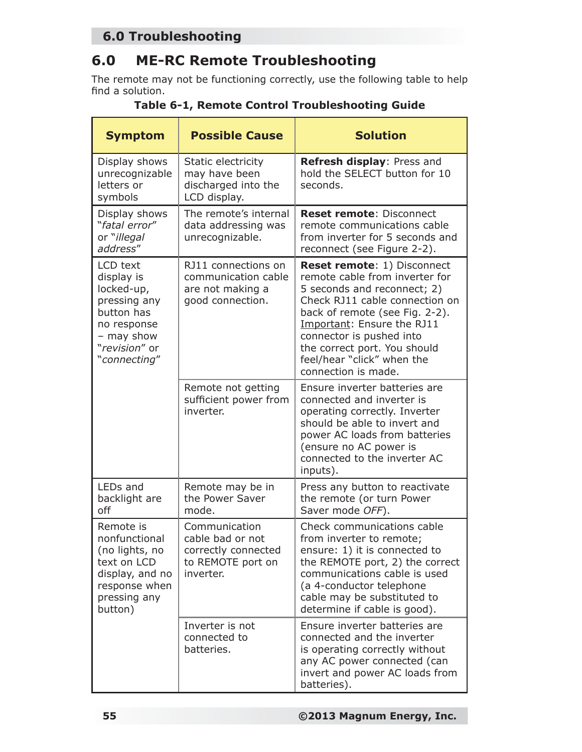# 6.0 ME-RC Remote Troubleshooting

The remote may not be functioning correctly, use the following table to help find a solution.

**Table 6-1, Remote Control Troubleshooting Guide**

| Symptom | Possible Cause | Solution |
|---|---|---|
| Display shows unrecognizable letters or symbols | Static electricity may have been discharged into the LCD display. | **Refresh display**: Press and hold the SELECT button for 10 seconds. |
| Display shows "*fatal error*" or "*illegal address*" | The remote's internal data addressing was unrecognizable. | **Reset remote**: Disconnect remote communications cable from inverter for 5 seconds and reconnect (see Figure 2-2). |
| LCD text display is locked-up, pressing any button has no response – may show "*revision*" or "*connecting*" | RJ11 connections on communication cable are not making a good connection. | **Reset remote**: 1) Disconnect remote cable from inverter for 5 seconds and reconnect; 2) Check RJ11 cable connection on back of remote (see Fig. 2-2). Important: Ensure the RJ11 connector is pushed into the correct port. You should feel/hear "click" when the connection is made. |
| | Remote not getting sufficient power from inverter. | Ensure inverter batteries are connected and inverter is operating correctly. Inverter should be able to invert and power AC loads from batteries (ensure no AC power is connected to the inverter AC inputs). |
| LEDs and backlight are off | Remote may be in the Power Saver mode. | Press any button to reactivate the remote (or turn Power Saver mode *OFF*). |
| Remote is nonfunctional (no lights, no text on LCD display, and no response when pressing any button) | Communication cable bad or not correctly connected to REMOTE port on inverter. | Check communications cable from inverter to remote; ensure: 1) it is connected to the REMOTE port, 2) the correct communications cable is used (a 4-conductor telephone cable may be substituted to determine if cable is good). |
| | Inverter is not connected to batteries. | Ensure inverter batteries are connected and the inverter is operating correctly without any AC power connected (can invert and power AC loads from batteries). |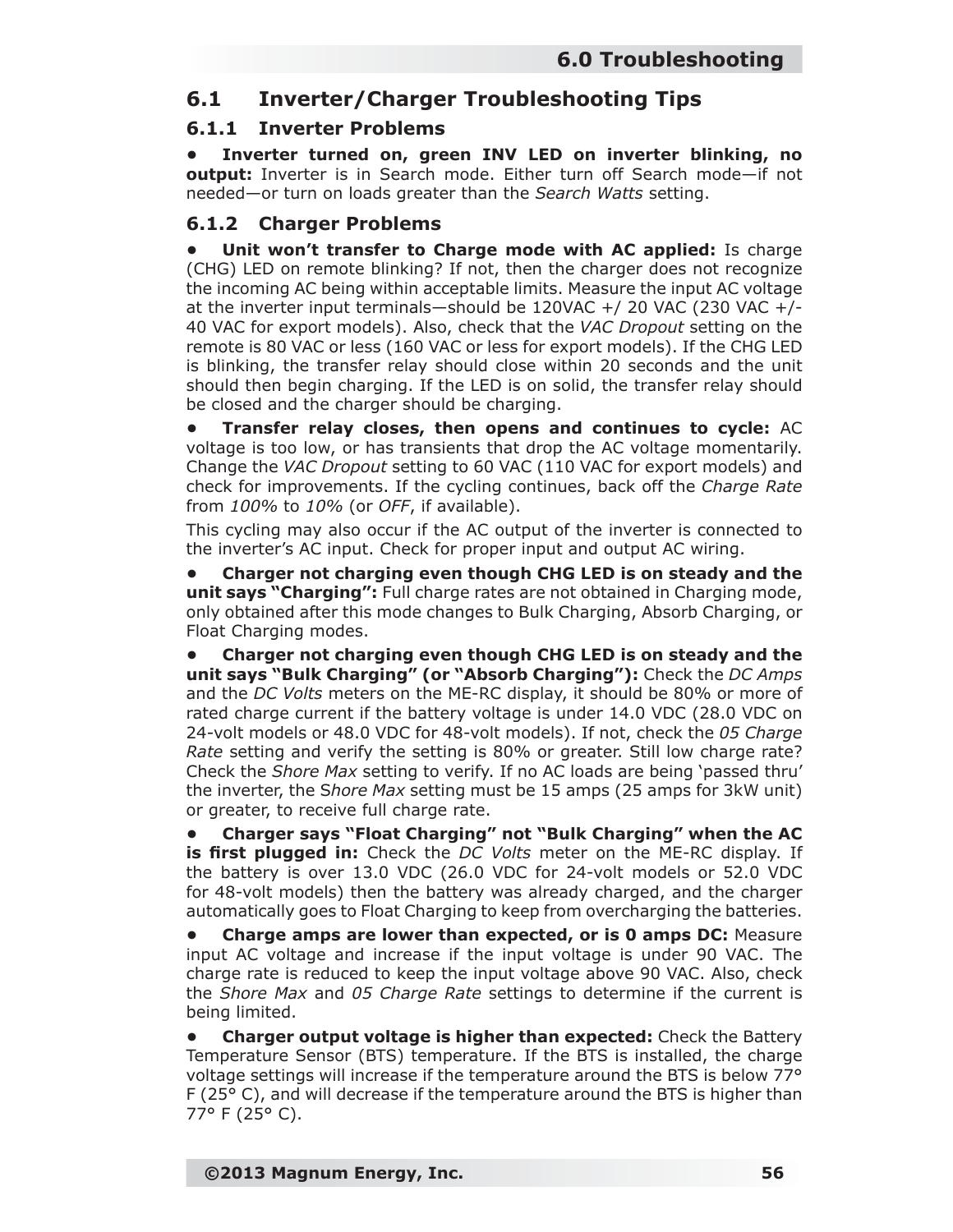## 6.1 Inverter/Charger Troubleshooting Tips

### 6.1.1 Inverter Problems

- **Inverter turned on, green INV LED on inverter blinking, no output:** Inverter is in Search mode. Either turn off Search mode—if not needed—or turn on loads greater than the *Search Watts* setting.

### 6.1.2 Charger Problems

- **Unit won't transfer to Charge mode with AC applied:** Is charge (CHG) LED on remote blinking? If not, then the charger does not recognize the incoming AC being within acceptable limits. Measure the input AC voltage at the inverter input terminals—should be 120VAC +/ 20 VAC (230 VAC +/- 40 VAC for export models). Also, check that the *VAC Dropout* setting on the remote is 80 VAC or less (160 VAC or less for export models). If the CHG LED is blinking, the transfer relay should close within 20 seconds and the unit should then begin charging. If the LED is on solid, the transfer relay should be closed and the charger should be charging.

- **Transfer relay closes, then opens and continues to cycle:** AC voltage is too low, or has transients that drop the AC voltage momentarily. Change the *VAC Dropout* setting to 60 VAC (110 VAC for export models) and check for improvements. If the cycling continues, back off the *Charge Rate* from *100%* to *10%* (or *OFF*, if available).

  This cycling may also occur if the AC output of the inverter is connected to the inverter's AC input. Check for proper input and output AC wiring.

- **Charger not charging even though CHG LED is on steady and the unit says "Charging":** Full charge rates are not obtained in Charging mode, only obtained after this mode changes to Bulk Charging, Absorb Charging, or Float Charging modes.

- **Charger not charging even though CHG LED is on steady and the unit says "Bulk Charging" (or "Absorb Charging"):** Check the *DC Amps* and the *DC Volts* meters on the ME-RC display, it should be 80% or more of rated charge current if the battery voltage is under 14.0 VDC (28.0 VDC on 24-volt models or 48.0 VDC for 48-volt models). If not, check the *05 Charge Rate* setting and verify the setting is 80% or greater. Still low charge rate? Check the *Shore Max* setting to verify. If no AC loads are being 'passed thru' the inverter, the S*hore Max* setting must be 15 amps (25 amps for 3kW unit) or greater, to receive full charge rate.

- **Charger says "Float Charging" not "Bulk Charging" when the AC is first plugged in:** Check the *DC Volts* meter on the ME-RC display. If the battery is over 13.0 VDC (26.0 VDC for 24-volt models or 52.0 VDC for 48-volt models) then the battery was already charged, and the charger automatically goes to Float Charging to keep from overcharging the batteries.

- **Charge amps are lower than expected, or is 0 amps DC:** Measure input AC voltage and increase if the input voltage is under 90 VAC. The charge rate is reduced to keep the input voltage above 90 VAC. Also, check the *Shore Max* and *05 Charge Rate* settings to determine if the current is being limited.

- **Charger output voltage is higher than expected:** Check the Battery Temperature Sensor (BTS) temperature. If the BTS is installed, the charge voltage settings will increase if the temperature around the BTS is below 77° F (25° C), and will decrease if the temperature around the BTS is higher than 77° F (25° C).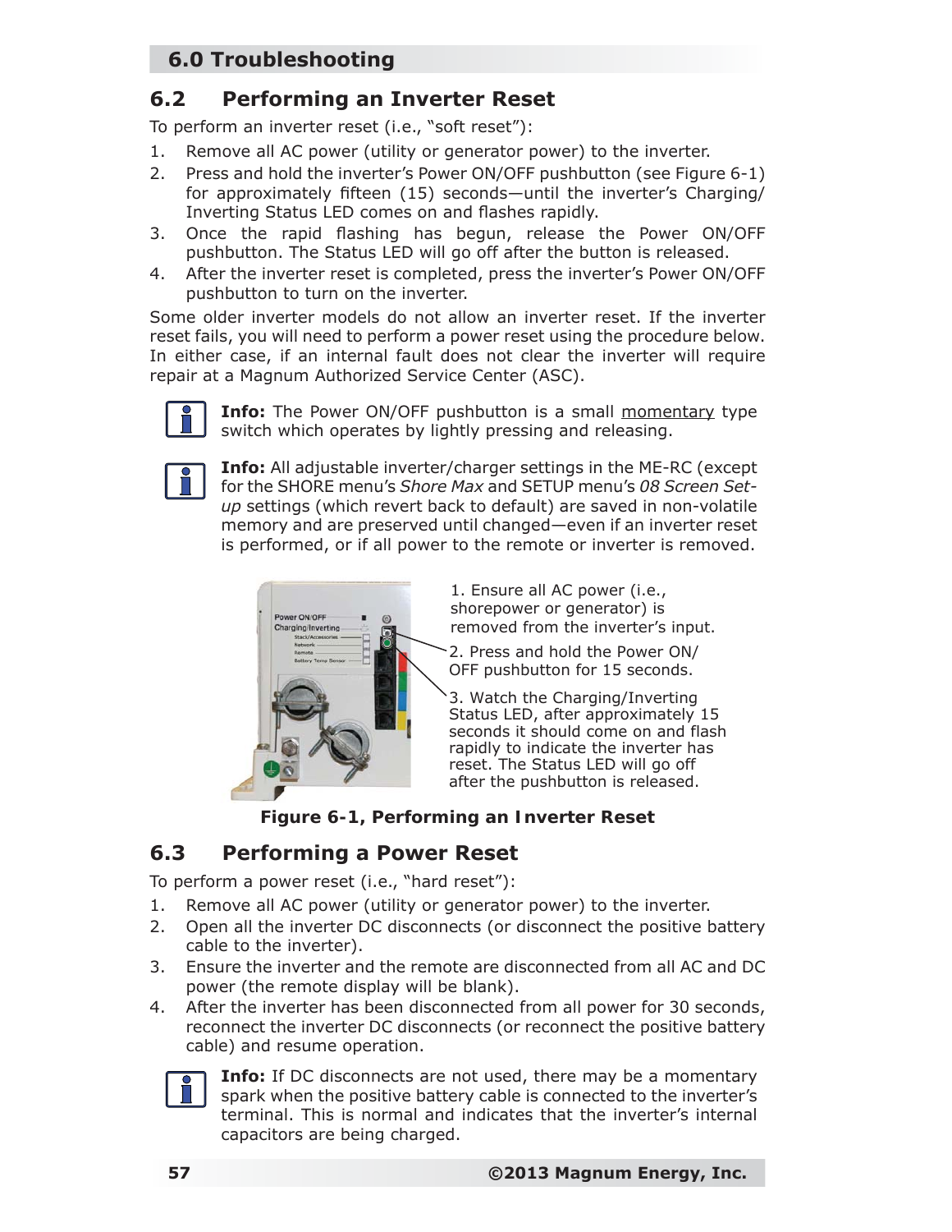## 6.2 Performing an Inverter Reset

To perform an inverter reset (i.e., "soft reset"):

1. Remove all AC power (utility or generator power) to the inverter.
2. Press and hold the inverter's Power ON/OFF pushbutton (see Figure 6-1) for approximately fifteen (15) seconds—until the inverter's Charging/Inverting Status LED comes on and flashes rapidly.
3. Once the rapid flashing has begun, release the Power ON/OFF pushbutton. The Status LED will go off after the button is released.
4. After the inverter reset is completed, press the inverter's Power ON/OFF pushbutton to turn on the inverter.

Some older inverter models do not allow an inverter reset. If the inverter reset fails, you will need to perform a power reset using the procedure below. In either case, if an internal fault does not clear the inverter will require repair at a Magnum Authorized Service Center (ASC).

**Info:** The Power ON/OFF pushbutton is a small momentary type switch which operates by lightly pressing and releasing.

**Info:** All adjustable inverter/charger settings in the ME-RC (except for the SHORE menu's *Shore Max* and SETUP menu's *08 Screen Setup* settings (which revert back to default) are saved in non-volatile memory and are preserved until changed—even if an inverter reset is performed, or if all power to the remote or inverter is removed.

1. Ensure all AC power (i.e., shorepower or generator) is removed from the inverter's input.

2. Press and hold the Power ON/OFF pushbutton for 15 seconds.

3. Watch the Charging/Inverting Status LED, after approximately 15 seconds it should come on and flash rapidly to indicate the inverter has reset. The Status LED will go off after the pushbutton is released.

**Figure 6-1, Performing an Inverter Reset**

## 6.3 Performing a Power Reset

To perform a power reset (i.e., "hard reset"):

1. Remove all AC power (utility or generator power) to the inverter.
2. Open all the inverter DC disconnects (or disconnect the positive battery cable to the inverter).
3. Ensure the inverter and the remote are disconnected from all AC and DC power (the remote display will be blank).
4. After the inverter has been disconnected from all power for 30 seconds, reconnect the inverter DC disconnects (or reconnect the positive battery cable) and resume operation.

**Info:** If DC disconnects are not used, there may be a momentary spark when the positive battery cable is connected to the inverter's terminal. This is normal and indicates that the inverter's internal capacitors are being charged.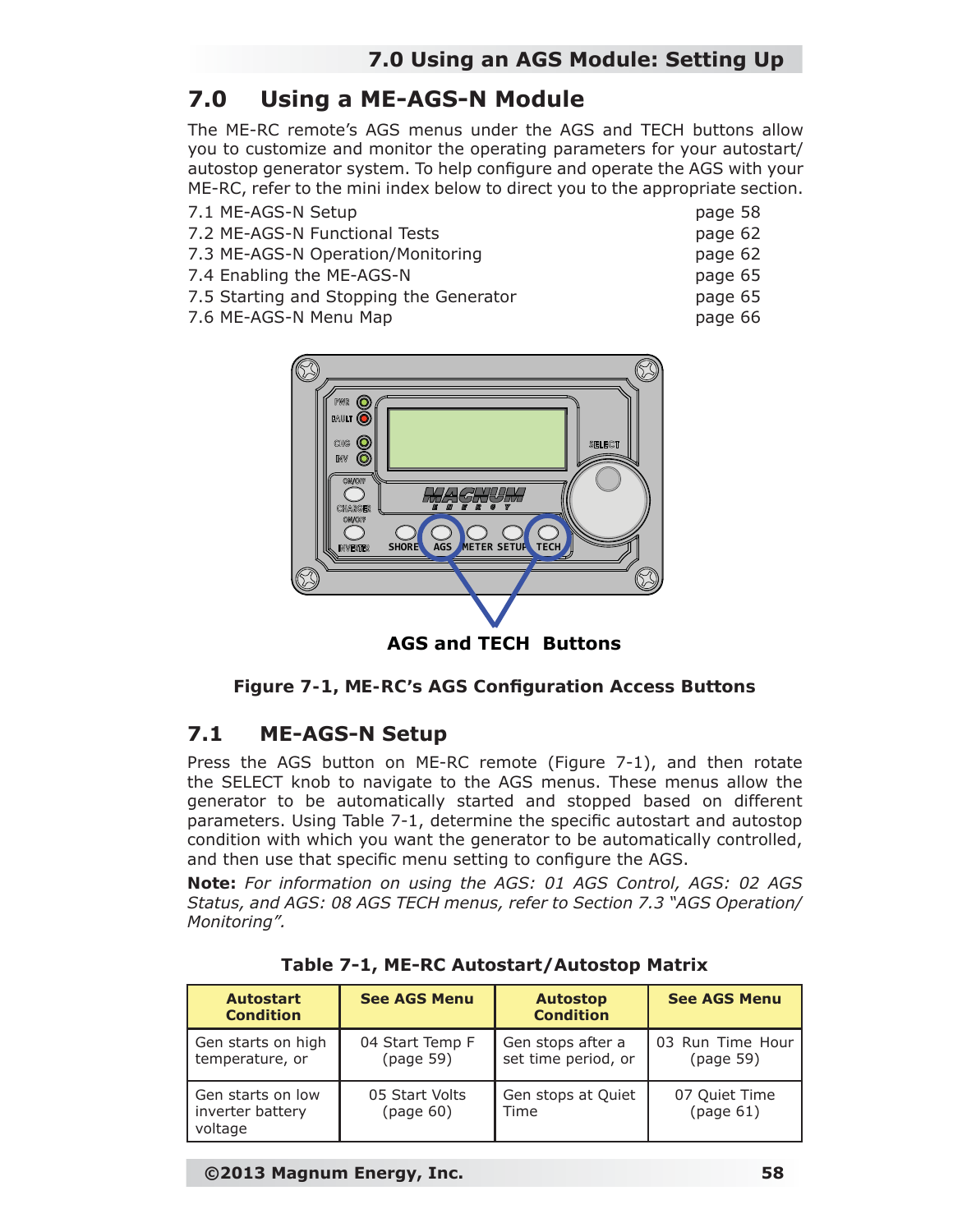# 7.0 Using a ME-AGS-N Module

The ME-RC remote's AGS menus under the AGS and TECH buttons allow you to customize and monitor the operating parameters for your autostart/autostop generator system. To help configure and operate the AGS with your ME-RC, refer to the mini index below to direct you to the appropriate section.

| | |
|---|---|
| 7.1 ME-AGS-N Setup | page 58 |
| 7.2 ME-AGS-N Functional Tests | page 62 |
| 7.3 ME-AGS-N Operation/Monitoring | page 62 |
| 7.4 Enabling the ME-AGS-N | page 65 |
| 7.5 Starting and Stopping the Generator | page 65 |
| 7.6 ME-AGS-N Menu Map | page 66 |

**AGS and TECH Buttons**

**Figure 7-1, ME-RC's AGS Configuration Access Buttons**

## 7.1 ME-AGS-N Setup

Press the AGS button on ME-RC remote (Figure 7-1), and then rotate the SELECT knob to navigate to the AGS menus. These menus allow the generator to be automatically started and stopped based on different parameters. Using Table 7-1, determine the specific autostart and autostop condition with which you want the generator to be automatically controlled, and then use that specific menu setting to configure the AGS.

**Note:** *For information on using the AGS: 01 AGS Control, AGS: 02 AGS Status, and AGS: 08 AGS TECH menus, refer to Section 7.3 "AGS Operation/Monitoring".*

**Table 7-1, ME-RC Autostart/Autostop Matrix**

| Autostart Condition | See AGS Menu | Autostop Condition | See AGS Menu |
|---|---|---|---|
| Gen starts on high temperature, or | 04 Start Temp F (page 59) | Gen stops after a set time period, or | 03 Run Time Hour (page 59) |
| Gen starts on low inverter battery voltage | 05 Start Volts (page 60) | Gen stops at Quiet Time | 07 Quiet Time (page 61) |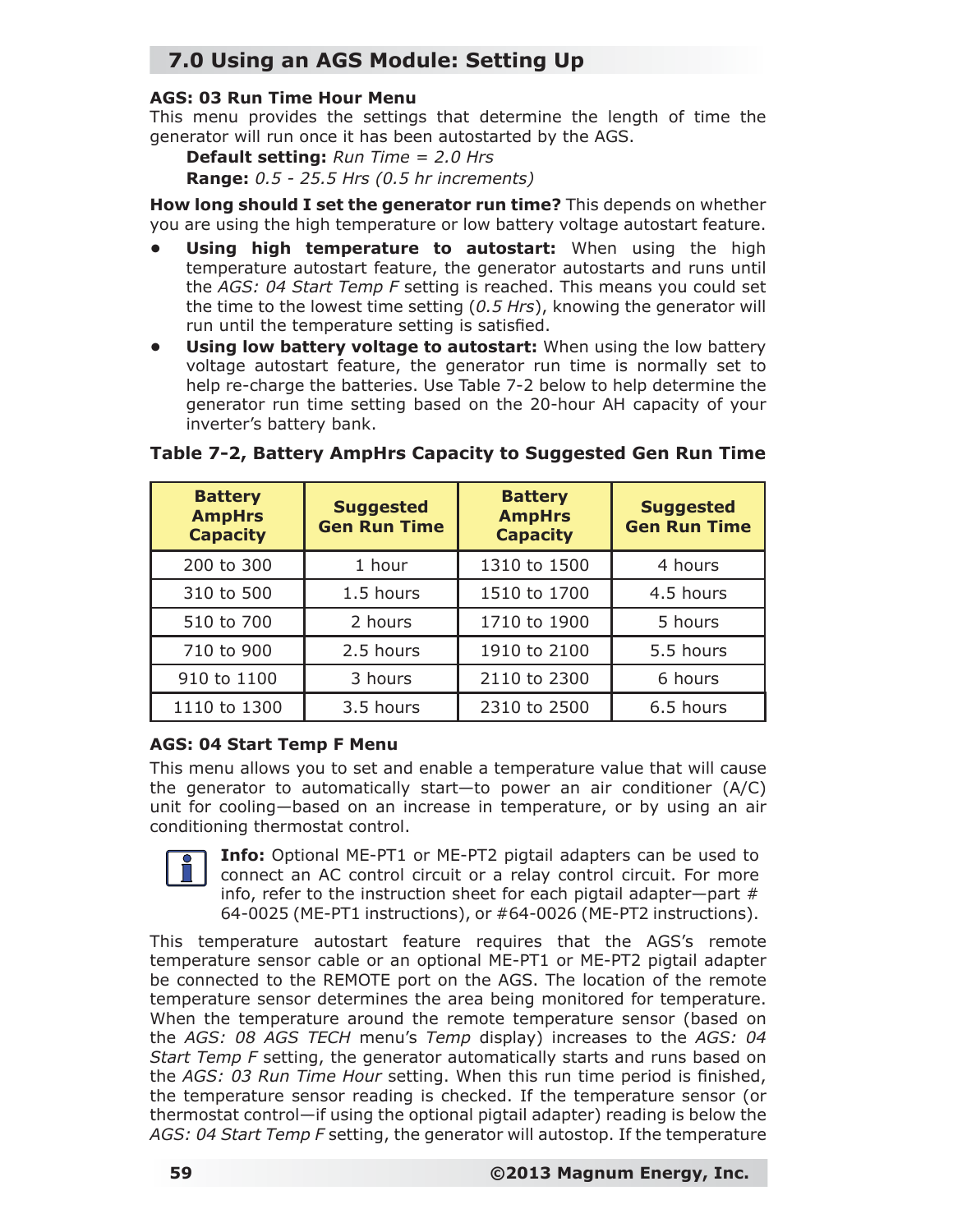## 7.0 Using an AGS Module: Setting Up

### AGS: 03 Run Time Hour Menu

This menu provides the settings that determine the length of time the generator will run once it has been autostarted by the AGS.

**Default setting:** *Run Time = 2.0 Hrs*

**Range:** *0.5 - 25.5 Hrs (0.5 hr increments)*

**How long should I set the generator run time?** This depends on whether you are using the high temperature or low battery voltage autostart feature.

- **Using high temperature to autostart:** When using the high temperature autostart feature, the generator autostarts and runs until the *AGS: 04 Start Temp F* setting is reached. This means you could set the time to the lowest time setting (*0.5 Hrs*), knowing the generator will run until the temperature setting is satisfied.
- **Using low battery voltage to autostart:** When using the low battery voltage autostart feature, the generator run time is normally set to help re-charge the batteries. Use Table 7-2 below to help determine the generator run time setting based on the 20-hour AH capacity of your inverter's battery bank.

**Table 7-2, Battery AmpHrs Capacity to Suggested Gen Run Time**

| Battery AmpHrs Capacity | Suggested Gen Run Time | Battery AmpHrs Capacity | Suggested Gen Run Time |
|---|---|---|---|
| 200 to 300 | 1 hour | 1310 to 1500 | 4 hours |
| 310 to 500 | 1.5 hours | 1510 to 1700 | 4.5 hours |
| 510 to 700 | 2 hours | 1710 to 1900 | 5 hours |
| 710 to 900 | 2.5 hours | 1910 to 2100 | 5.5 hours |
| 910 to 1100 | 3 hours | 2110 to 2300 | 6 hours |
| 1110 to 1300 | 3.5 hours | 2310 to 2500 | 6.5 hours |

### AGS: 04 Start Temp F Menu

This menu allows you to set and enable a temperature value that will cause the generator to automatically start—to power an air conditioner (A/C) unit for cooling—based on an increase in temperature, or by using an air conditioning thermostat control.

**Info:** Optional ME-PT1 or ME-PT2 pigtail adapters can be used to connect an AC control circuit or a relay control circuit. For more info, refer to the instruction sheet for each pigtail adapter—part # 64-0025 (ME-PT1 instructions), or #64-0026 (ME-PT2 instructions).

This temperature autostart feature requires that the AGS's remote temperature sensor cable or an optional ME-PT1 or ME-PT2 pigtail adapter be connected to the REMOTE port on the AGS. The location of the remote temperature sensor determines the area being monitored for temperature. When the temperature around the remote temperature sensor (based on the *AGS: 08 AGS TECH* menu's *Temp* display) increases to the *AGS: 04 Start Temp F* setting, the generator automatically starts and runs based on the *AGS: 03 Run Time Hour* setting. When this run time period is finished, the temperature sensor reading is checked. If the temperature sensor (or thermostat control—if using the optional pigtail adapter) reading is below the *AGS: 04 Start Temp F* setting, the generator will autostop. If the temperature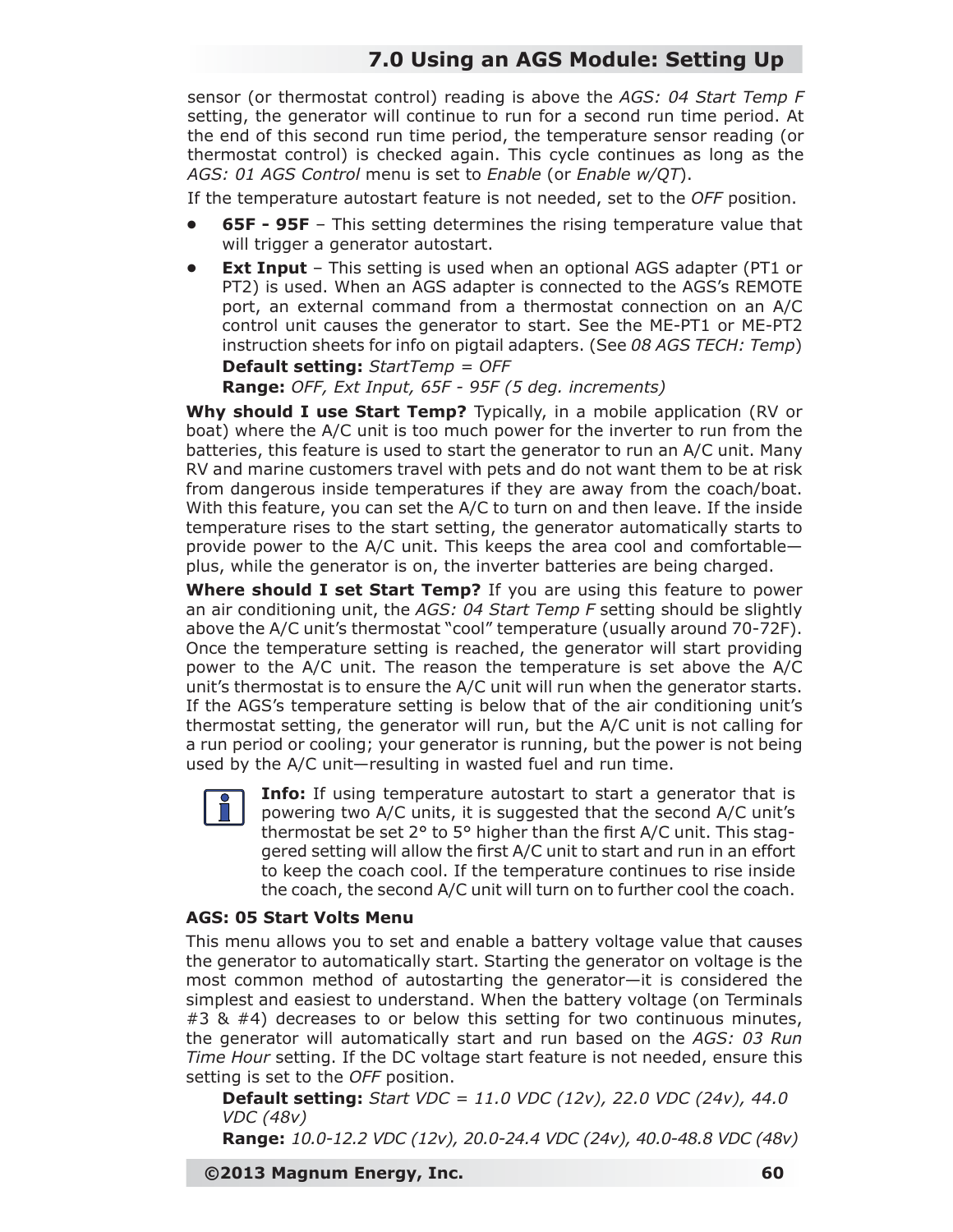sensor (or thermostat control) reading is above the *AGS: 04 Start Temp F* setting, the generator will continue to run for a second run time period. At the end of this second run time period, the temperature sensor reading (or thermostat control) is checked again. This cycle continues as long as the *AGS: 01 AGS Control* menu is set to *Enable* (or *Enable w/QT*).

If the temperature autostart feature is not needed, set to the *OFF* position.

- **65F - 95F** – This setting determines the rising temperature value that will trigger a generator autostart.
- **Ext Input** – This setting is used when an optional AGS adapter (PT1 or PT2) is used. When an AGS adapter is connected to the AGS's REMOTE port, an external command from a thermostat connection on an A/C control unit causes the generator to start. See the ME-PT1 or ME-PT2 instruction sheets for info on pigtail adapters. (See *08 AGS TECH: Temp*)

  **Default setting:** *StartTemp = OFF*

  **Range:** *OFF, Ext Input, 65F - 95F (5 deg. increments)*

**Why should I use Start Temp?** Typically, in a mobile application (RV or boat) where the A/C unit is too much power for the inverter to run from the batteries, this feature is used to start the generator to run an A/C unit. Many RV and marine customers travel with pets and do not want them to be at risk from dangerous inside temperatures if they are away from the coach/boat. With this feature, you can set the A/C to turn on and then leave. If the inside temperature rises to the start setting, the generator automatically starts to provide power to the A/C unit. This keeps the area cool and comfortable—plus, while the generator is on, the inverter batteries are being charged.

**Where should I set Start Temp?** If you are using this feature to power an air conditioning unit, the *AGS: 04 Start Temp F* setting should be slightly above the A/C unit's thermostat "cool" temperature (usually around 70-72F). Once the temperature setting is reached, the generator will start providing power to the A/C unit. The reason the temperature is set above the A/C unit's thermostat is to ensure the A/C unit will run when the generator starts. If the AGS's temperature setting is below that of the air conditioning unit's thermostat setting, the generator will run, but the A/C unit is not calling for a run period or cooling; your generator is running, but the power is not being used by the A/C unit—resulting in wasted fuel and run time.

**Info:** If using temperature autostart to start a generator that is powering two A/C units, it is suggested that the second A/C unit's thermostat be set 2° to 5° higher than the first A/C unit. This staggered setting will allow the first A/C unit to start and run in an effort to keep the coach cool. If the temperature continues to rise inside the coach, the second A/C unit will turn on to further cool the coach.

**AGS: 05 Start Volts Menu**

This menu allows you to set and enable a battery voltage value that causes the generator to automatically start. Starting the generator on voltage is the most common method of autostarting the generator—it is considered the simplest and easiest to understand. When the battery voltage (on Terminals #3 & #4) decreases to or below this setting for two continuous minutes, the generator will automatically start and run based on the *AGS: 03 Run Time Hour* setting. If the DC voltage start feature is not needed, ensure this setting is set to the *OFF* position.

**Default setting:** *Start VDC = 11.0 VDC (12v), 22.0 VDC (24v), 44.0 VDC (48v)*

**Range:** *10.0-12.2 VDC (12v), 20.0-24.4 VDC (24v), 40.0-48.8 VDC (48v)*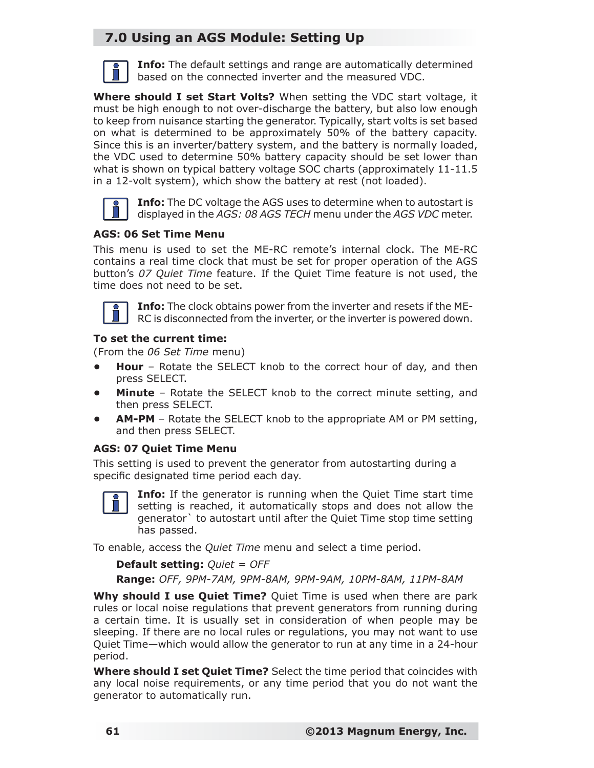## 7.0 Using an AGS Module: Setting Up

**Info:** The default settings and range are automatically determined based on the connected inverter and the measured VDC.

**Where should I set Start Volts?** When setting the VDC start voltage, it must be high enough to not over-discharge the battery, but also low enough to keep from nuisance starting the generator. Typically, start volts is set based on what is determined to be approximately 50% of the battery capacity. Since this is an inverter/battery system, and the battery is normally loaded, the VDC used to determine 50% battery capacity should be set lower than what is shown on typical battery voltage SOC charts (approximately 11-11.5 in a 12-volt system), which show the battery at rest (not loaded).

**Info:** The DC voltage the AGS uses to determine when to autostart is displayed in the *AGS: 08 AGS TECH* menu under the *AGS VDC* meter.

**AGS: 06 Set Time Menu**

This menu is used to set the ME-RC remote's internal clock. The ME-RC contains a real time clock that must be set for proper operation of the AGS button's *07 Quiet Time* feature. If the Quiet Time feature is not used, the time does not need to be set.

**Info:** The clock obtains power from the inverter and resets if the ME-RC is disconnected from the inverter, or the inverter is powered down.

**To set the current time:**
(From the *06 Set Time* menu)

- **Hour** – Rotate the SELECT knob to the correct hour of day, and then press SELECT.
- **Minute** – Rotate the SELECT knob to the correct minute setting, and then press SELECT.
- **AM-PM** – Rotate the SELECT knob to the appropriate AM or PM setting, and then press SELECT.

**AGS: 07 Quiet Time Menu**

This setting is used to prevent the generator from autostarting during a specific designated time period each day.

**Info:** If the generator is running when the Quiet Time start time setting is reached, it automatically stops and does not allow the generator` to autostart until after the Quiet Time stop time setting has passed.

To enable, access the *Quiet Time* menu and select a time period.

**Default setting:** *Quiet = OFF*

**Range:** *OFF, 9PM-7AM, 9PM-8AM, 9PM-9AM, 10PM-8AM, 11PM-8AM*

**Why should I use Quiet Time?** Quiet Time is used when there are park rules or local noise regulations that prevent generators from running during a certain time. It is usually set in consideration of when people may be sleeping. If there are no local rules or regulations, you may not want to use Quiet Time—which would allow the generator to run at any time in a 24-hour period.

**Where should I set Quiet Time?** Select the time period that coincides with any local noise requirements, or any time period that you do not want the generator to automatically run.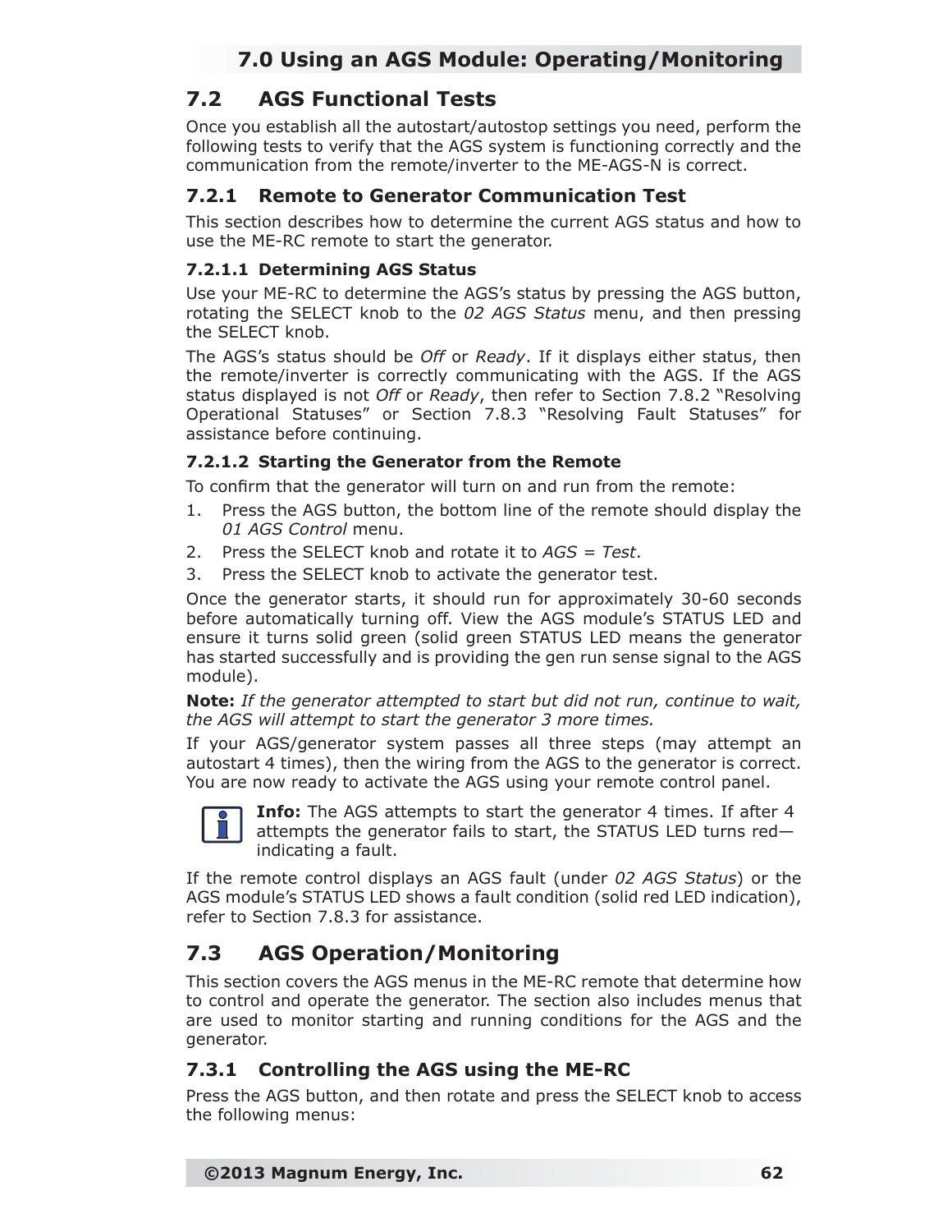## 7.2 AGS Functional Tests

Once you establish all the autostart/autostop settings you need, perform the following tests to verify that the AGS system is functioning correctly and the communication from the remote/inverter to the ME-AGS-N is correct.

### 7.2.1 Remote to Generator Communication Test

This section describes how to determine the current AGS status and how to use the ME-RC remote to start the generator.

#### 7.2.1.1 Determining AGS Status

Use your ME-RC to determine the AGS's status by pressing the AGS button, rotating the SELECT knob to the *02 AGS Status* menu, and then pressing the SELECT knob.

The AGS's status should be *Off* or *Ready*. If it displays either status, then the remote/inverter is correctly communicating with the AGS. If the AGS status displayed is not *Off* or *Ready*, then refer to Section 7.8.2 "Resolving Operational Statuses" or Section 7.8.3 "Resolving Fault Statuses" for assistance before continuing.

#### 7.2.1.2 Starting the Generator from the Remote

To confirm that the generator will turn on and run from the remote:

1. Press the AGS button, the bottom line of the remote should display the *01 AGS Control* menu.
2. Press the SELECT knob and rotate it to *AGS = Test*.
3. Press the SELECT knob to activate the generator test.

Once the generator starts, it should run for approximately 30-60 seconds before automatically turning off. View the AGS module's STATUS LED and ensure it turns solid green (solid green STATUS LED means the generator has started successfully and is providing the gen run sense signal to the AGS module).

**Note:** *If the generator attempted to start but did not run, continue to wait, the AGS will attempt to start the generator 3 more times.*

If your AGS/generator system passes all three steps (may attempt an autostart 4 times), then the wiring from the AGS to the generator is correct. You are now ready to activate the AGS using your remote control panel.

**Info:** The AGS attempts to start the generator 4 times. If after 4 attempts the generator fails to start, the STATUS LED turns red—indicating a fault.

If the remote control displays an AGS fault (under *02 AGS Status*) or the AGS module's STATUS LED shows a fault condition (solid red LED indication), refer to Section 7.8.3 for assistance.

## 7.3 AGS Operation/Monitoring

This section covers the AGS menus in the ME-RC remote that determine how to control and operate the generator. The section also includes menus that are used to monitor starting and running conditions for the AGS and the generator.

### 7.3.1 Controlling the AGS using the ME-RC

Press the AGS button, and then rotate and press the SELECT knob to access the following menus: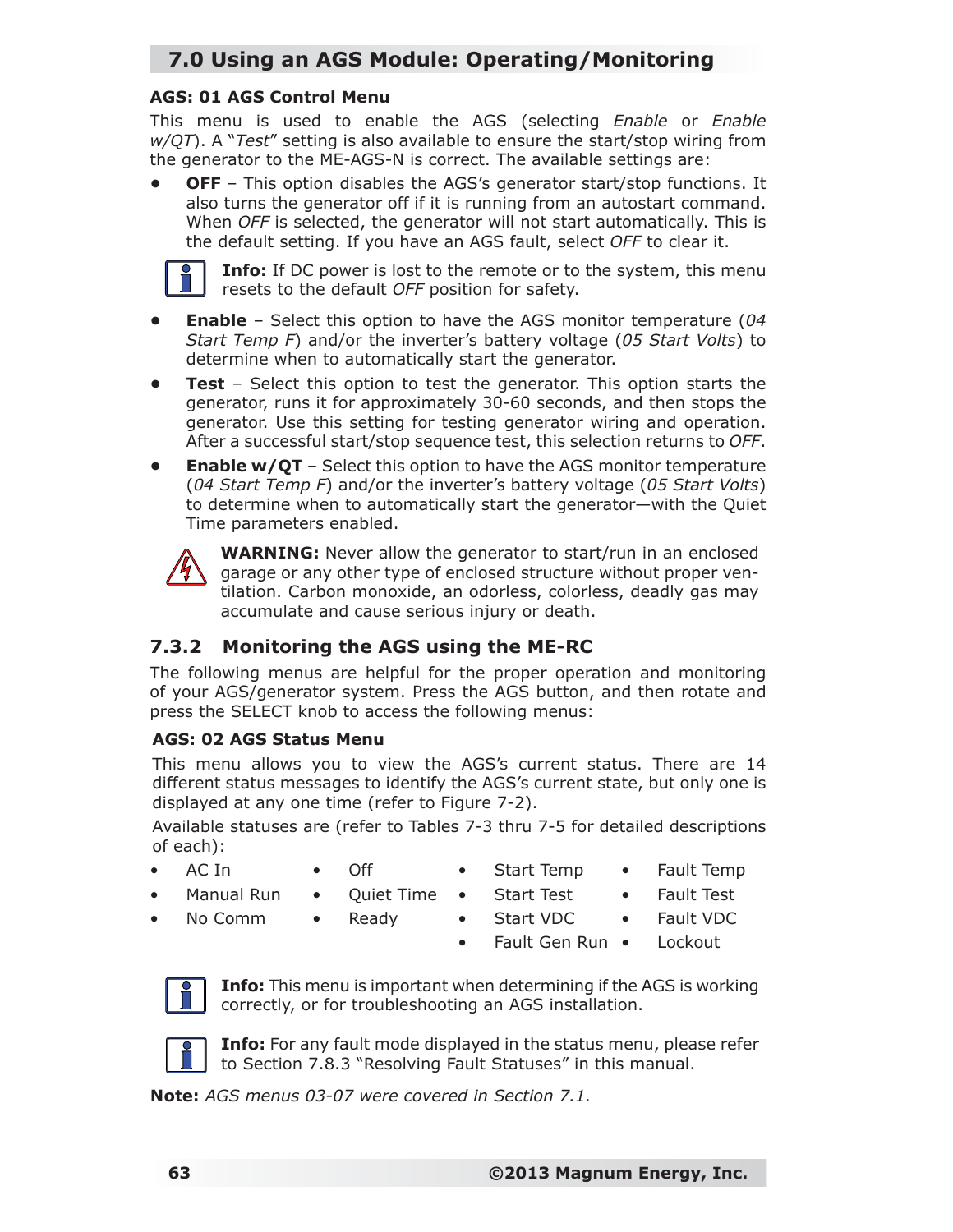## 7.0 Using an AGS Module: Operating/Monitoring

**AGS: 01 AGS Control Menu**

This menu is used to enable the AGS (selecting *Enable* or *Enable w/QT*). A "*Test*" setting is also available to ensure the start/stop wiring from the generator to the ME-AGS-N is correct. The available settings are:

- **OFF** – This option disables the AGS's generator start/stop functions. It also turns the generator off if it is running from an autostart command. When *OFF* is selected, the generator will not start automatically. This is the default setting. If you have an AGS fault, select *OFF* to clear it.

**Info:** If DC power is lost to the remote or to the system, this menu resets to the default *OFF* position for safety.

- **Enable** – Select this option to have the AGS monitor temperature (*04 Start Temp F*) and/or the inverter's battery voltage (*05 Start Volts*) to determine when to automatically start the generator.
- **Test** – Select this option to test the generator. This option starts the generator, runs it for approximately 30-60 seconds, and then stops the generator. Use this setting for testing generator wiring and operation. After a successful start/stop sequence test, this selection returns to *OFF*.
- **Enable w/QT** – Select this option to have the AGS monitor temperature (*04 Start Temp F*) and/or the inverter's battery voltage (*05 Start Volts*) to determine when to automatically start the generator—with the Quiet Time parameters enabled.

**WARNING:** Never allow the generator to start/run in an enclosed garage or any other type of enclosed structure without proper ventilation. Carbon monoxide, an odorless, colorless, deadly gas may accumulate and cause serious injury or death.

### 7.3.2 Monitoring the AGS using the ME-RC

The following menus are helpful for the proper operation and monitoring of your AGS/generator system. Press the AGS button, and then rotate and press the SELECT knob to access the following menus:

**AGS: 02 AGS Status Menu**

This menu allows you to view the AGS's current status. There are 14 different status messages to identify the AGS's current state, but only one is displayed at any one time (refer to Figure 7-2).

Available statuses are (refer to Tables 7-3 thru 7-5 for detailed descriptions of each):

- AC In
- Manual Run
- No Comm
- Off
- Quiet Time
- Ready
- Start Temp
- Start Test
- Start VDC
- Fault Gen Run
- Fault Temp
- Fault Test
- Fault VDC
- Lockout

**Info:** This menu is important when determining if the AGS is working correctly, or for troubleshooting an AGS installation.

**Info:** For any fault mode displayed in the status menu, please refer to Section 7.8.3 "Resolving Fault Statuses" in this manual.

**Note:** *AGS menus 03-07 were covered in Section 7.1.*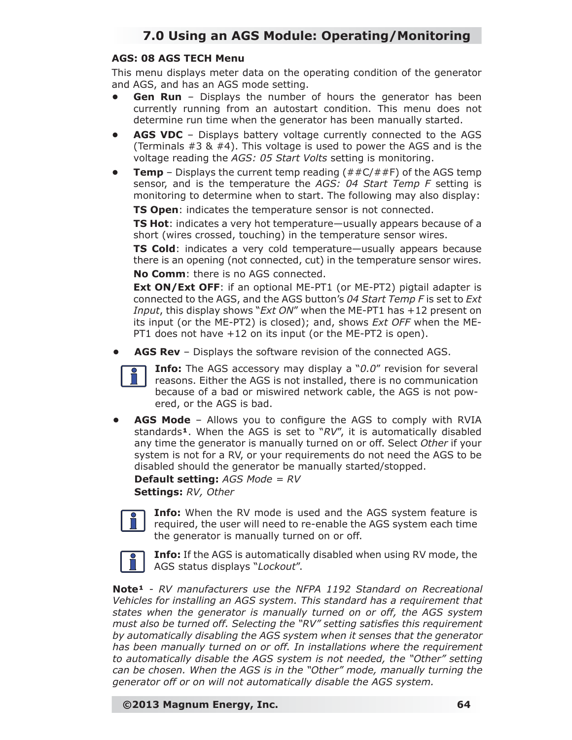### AGS: 08 AGS TECH Menu

This menu displays meter data on the operating condition of the generator and AGS, and has an AGS mode setting.

- **Gen Run** – Displays the number of hours the generator has been currently running from an autostart condition. This menu does not determine run time when the generator has been manually started.
- **AGS VDC** – Displays battery voltage currently connected to the AGS (Terminals #3 & #4). This voltage is used to power the AGS and is the voltage reading the *AGS: 05 Start Volts* setting is monitoring.
- **Temp** – Displays the current temp reading (##C/##F) of the AGS temp sensor, and is the temperature the *AGS: 04 Start Temp F* setting is monitoring to determine when to start. The following may also display:

  **TS Open**: indicates the temperature sensor is not connected.

  **TS Hot**: indicates a very hot temperature—usually appears because of a short (wires crossed, touching) in the temperature sensor wires.

  **TS Cold**: indicates a very cold temperature—usually appears because there is an opening (not connected, cut) in the temperature sensor wires.

  **No Comm**: there is no AGS connected.

  **Ext ON/Ext OFF**: if an optional ME-PT1 (or ME-PT2) pigtail adapter is connected to the AGS, and the AGS button's *04 Start Temp F* is set to *Ext Input*, this display shows "*Ext ON*" when the ME-PT1 has +12 present on its input (or the ME-PT2) is closed); and, shows *Ext OFF* when the ME-PT1 does not have +12 on its input (or the ME-PT2 is open).

- **AGS Rev** – Displays the software revision of the connected AGS.

  **Info:** The AGS accessory may display a "*0.0*" revision for several reasons. Either the AGS is not installed, there is no communication because of a bad or miswired network cable, the AGS is not powered, or the AGS is bad.

- **AGS Mode** – Allows you to configure the AGS to comply with RVIA standards[1]. When the AGS is set to "*RV*", it is automatically disabled any time the generator is manually turned on or off. Select *Other* if your system is not for a RV, or your requirements do not need the AGS to be disabled should the generator be manually started/stopped.

  **Default setting:** *AGS Mode = RV*

  **Settings:** *RV, Other*

  **Info:** When the RV mode is used and the AGS system feature is required, the user will need to re-enable the AGS system each time the generator is manually turned on or off.

  **Info:** If the AGS is automatically disabled when using RV mode, the AGS status displays "*Lockout*".

**Note[1]** - *RV manufacturers use the NFPA 1192 Standard on Recreational Vehicles for installing an AGS system. This standard has a requirement that states when the generator is manually turned on or off, the AGS system must also be turned off. Selecting the "RV" setting satisfies this requirement by automatically disabling the AGS system when it senses that the generator has been manually turned on or off. In installations where the requirement to automatically disable the AGS system is not needed, the "Other" setting can be chosen. When the AGS is in the "Other" mode, manually turning the generator off or on will not automatically disable the AGS system.*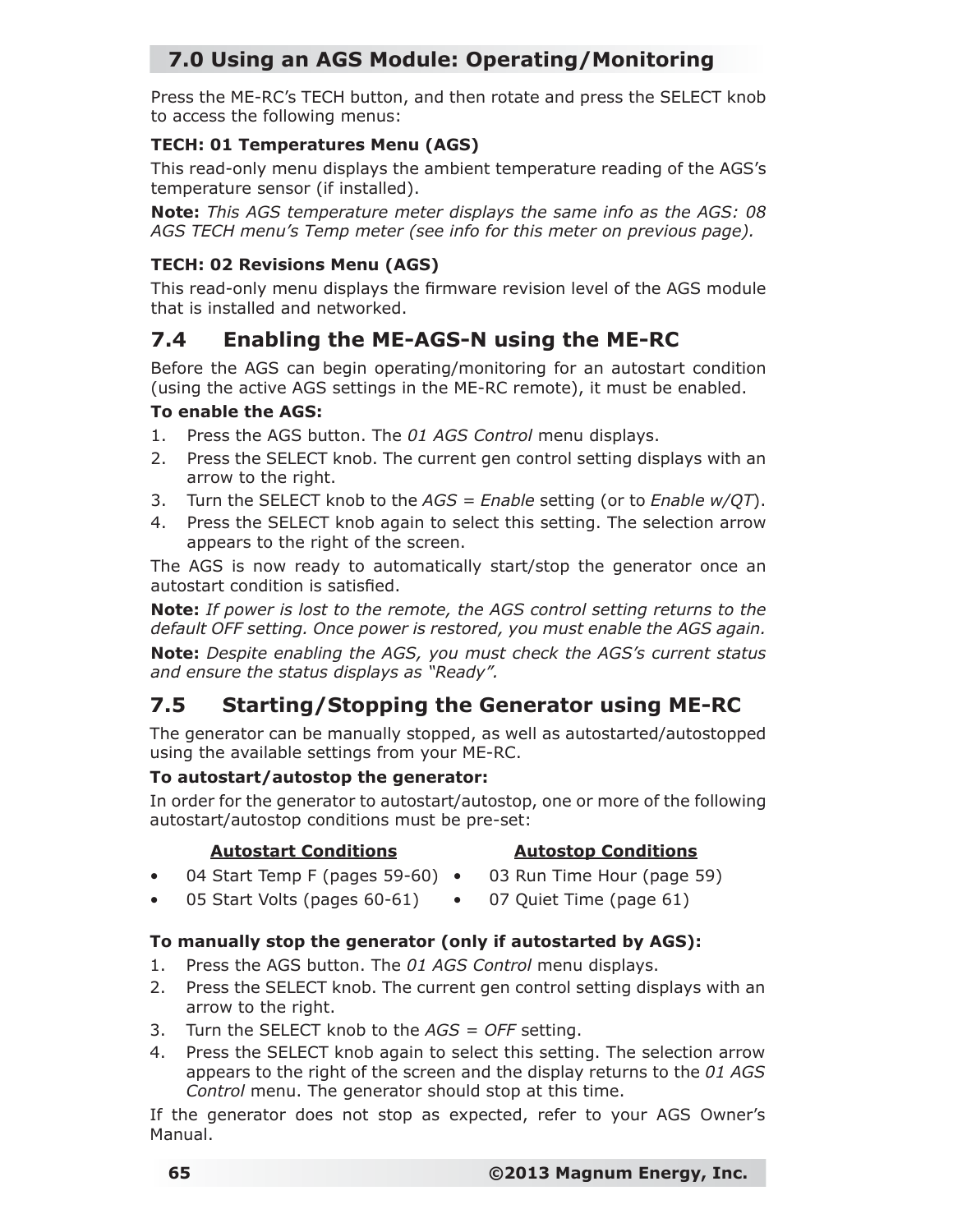## 7.0 Using an AGS Module: Operating/Monitoring

Press the ME-RC's TECH button, and then rotate and press the SELECT knob to access the following menus:

**TECH: 01 Temperatures Menu (AGS)**

This read-only menu displays the ambient temperature reading of the AGS's temperature sensor (if installed).

**Note:** *This AGS temperature meter displays the same info as the AGS: 08 AGS TECH menu's Temp meter (see info for this meter on previous page).*

**TECH: 02 Revisions Menu (AGS)**

This read-only menu displays the firmware revision level of the AGS module that is installed and networked.

## 7.4 Enabling the ME-AGS-N using the ME-RC

Before the AGS can begin operating/monitoring for an autostart condition (using the active AGS settings in the ME-RC remote), it must be enabled.

**To enable the AGS:**

1. Press the AGS button. The *01 AGS Control* menu displays.
2. Press the SELECT knob. The current gen control setting displays with an arrow to the right.
3. Turn the SELECT knob to the *AGS = Enable* setting (or to *Enable w/QT*).
4. Press the SELECT knob again to select this setting. The selection arrow appears to the right of the screen.

The AGS is now ready to automatically start/stop the generator once an autostart condition is satisfied.

**Note:** *If power is lost to the remote, the AGS control setting returns to the default OFF setting. Once power is restored, you must enable the AGS again.*

**Note:** *Despite enabling the AGS, you must check the AGS's current status and ensure the status displays as "Ready".*

## 7.5 Starting/Stopping the Generator using ME-RC

The generator can be manually stopped, as well as autostarted/autostopped using the available settings from your ME-RC.

**To autostart/autostop the generator:**

In order for the generator to autostart/autostop, one or more of the following autostart/autostop conditions must be pre-set:

| Autostart Conditions | Autostop Conditions |
|---|---|
| • 04 Start Temp F (pages 59-60) | • 03 Run Time Hour (page 59) |
| • 05 Start Volts (pages 60-61) | • 07 Quiet Time (page 61) |

**To manually stop the generator (only if autostarted by AGS):**

1. Press the AGS button. The *01 AGS Control* menu displays.
2. Press the SELECT knob. The current gen control setting displays with an arrow to the right.
3. Turn the SELECT knob to the *AGS = OFF* setting.
4. Press the SELECT knob again to select this setting. The selection arrow appears to the right of the screen and the display returns to the *01 AGS Control* menu. The generator should stop at this time.

If the generator does not stop as expected, refer to your AGS Owner's Manual.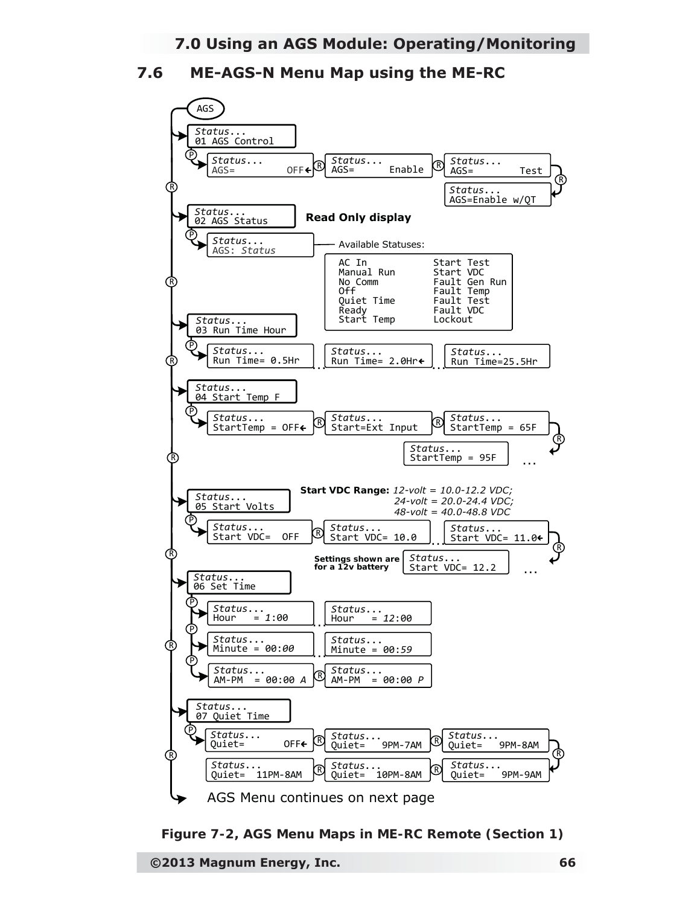## 7.6 ME-AGS-N Menu Map using the ME-RC

AGS

Status...
01 AGS Control

Status...
AGS= OFF←

Status...
AGS= Enable

Status...
AGS= Test

Status...
AGS=Enable w/QT

Status...
02 AGS Status

**Read Only display**

Status...
AGS: *Status*

Available Statuses:

```
AC In            Start Test
Manual Run       Start VDC
No Comm          Fault Gen Run
Off              Fault Temp
Quiet Time       Fault Test
Ready            Fault VDC
Start Temp       Lockout
```

Status...
03 Run Time Hour

Status...
Run Time= 0.5Hr

Status...
Run Time= 2.0Hr←

Status...
Run Time=25.5Hr

Status...
04 Start Temp F

Status...
StartTemp = OFF←

Status...
Start=Ext Input

Status...
StartTemp = 65F

Status...
StartTemp = 95F

Status...
05 Start Volts

**Start VDC Range:** *12-volt = 10.0-12.2 VDC; 24-volt = 20.0-24.4 VDC; 48-volt = 40.0-48.8 VDC*

Status...
Start VDC= OFF

Status...
Start VDC= 10.0

Status...
Start VDC= 11.0←

**Settings shown are for a 12v battery**

Status...
Start VDC= 12.2

Status...
06 Set Time

Status...
Hour = *1*:00

Status...
Hour = *12*:00

Status...
Minute = 00:*00*

Status...
Minute = 00:*59*

Status...
AM-PM = 00:00 *A*

Status...
AM-PM = 00:00 *P*

Status...
07 Quiet Time

Status...
Quiet= OFF←

Status...
Quiet= 9PM-7AM

Status...
Quiet= 9PM-8AM

Status...
Quiet= 9PM-9AM

Status...
Quiet= 10PM-8AM

Status...
Quiet= 11PM-8AM

AGS Menu continues on next page

**Figure 7-2, AGS Menu Maps in ME-RC Remote (Section 1)**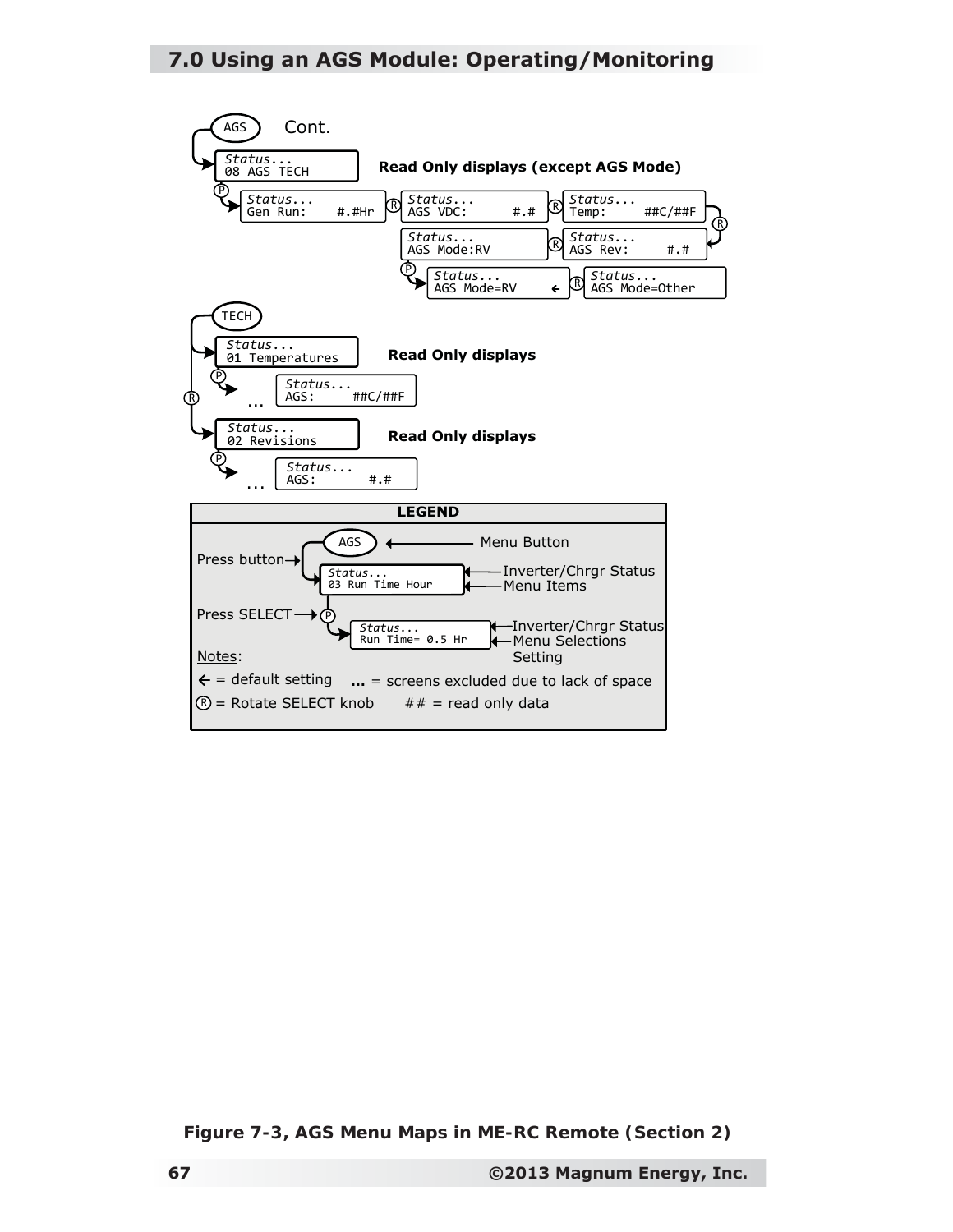## 7.0 Using an AGS Module: Operating/Monitoring

AGS Cont.

```
AGS
 └─> Status...
     08 AGS TECH              Read Only displays (except AGS Mode)
      (P)
       └─> Status...          (R)  Status...         (R)  Status...
           Gen Run:  #.#Hr         AGS VDC:   #.#         Temp:   ##C/##F
                                                                    (R)
                                   Status...          (R)  Status...
                                   AGS Mode:RV             AGS Rev:   #.#
                                   (P)
                                    └─> Status...           (R)  Status...
                                        AGS Mode=RV    ←         AGS Mode=Other

TECH
 └─> Status...
     01 Temperatures          Read Only displays
      (P)
       └─> ...  Status...
                AGS:    ##C/##F
 (R)
 └─> Status...
     02 Revisions             Read Only displays
      (P)
       └─> ...  Status...
                AGS:      #.#
```

**LEGEND**

```
                 AGS  <------------ Menu Button
Press button --> Status...          <-- Inverter/Chrgr Status
                 03 Run Time Hour   <-- Menu Items
Press SELECT --> (P)
                   └─> Status...         <-- Inverter/Chrgr Status
                       Run Time= 0.5 Hr  <-- Menu Selections
                                             Setting
```

Notes:

← = default setting   **...** = screens excluded due to lack of space

(R) = Rotate SELECT knob   ## = read only data

**Figure 7-3, AGS Menu Maps in ME-RC Remote (Section 2)**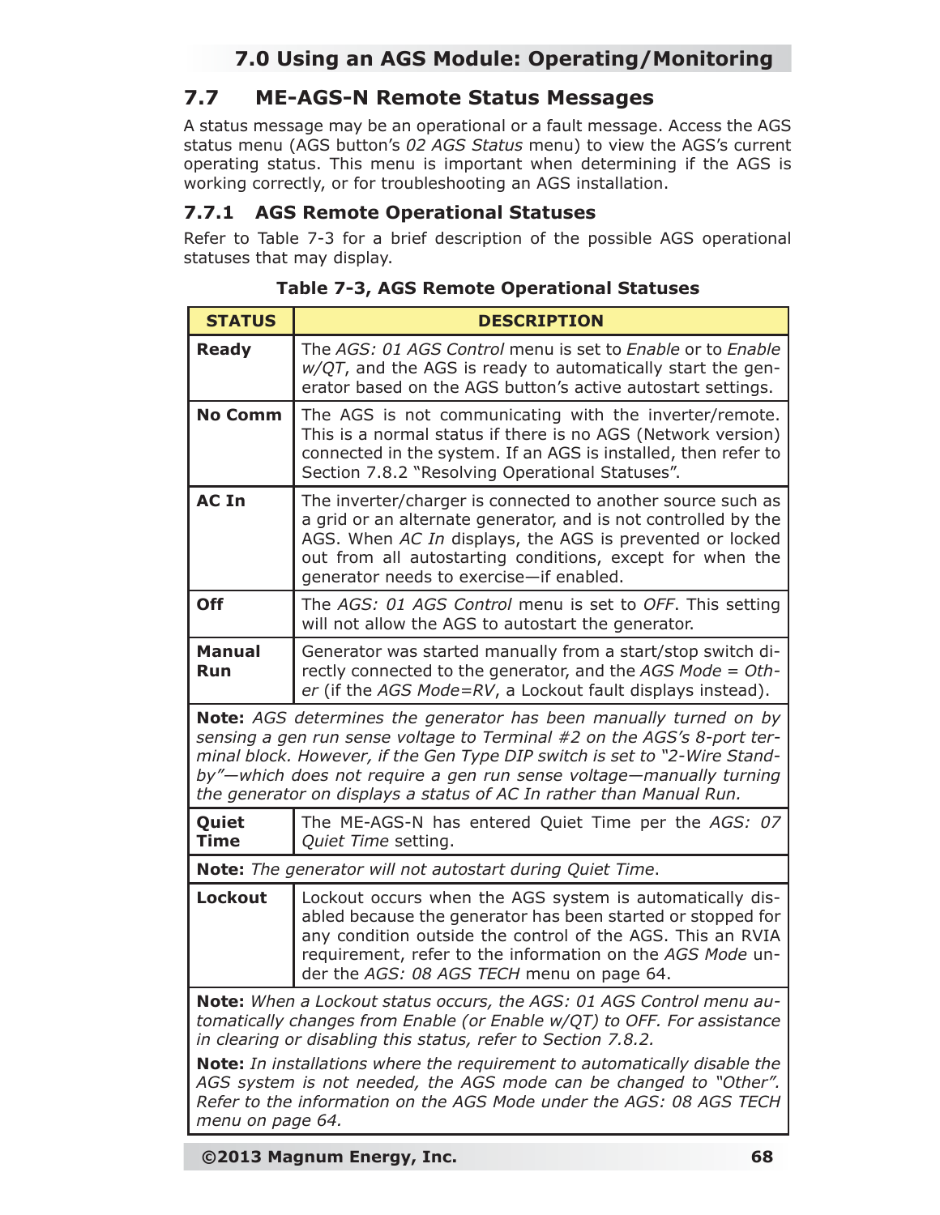## 7.7 ME-AGS-N Remote Status Messages

A status message may be an operational or a fault message. Access the AGS status menu (AGS button's *02 AGS Status* menu) to view the AGS's current operating status. This menu is important when determining if the AGS is working correctly, or for troubleshooting an AGS installation.

### 7.7.1 AGS Remote Operational Statuses

Refer to Table 7-3 for a brief description of the possible AGS operational statuses that may display.

**Table 7-3, AGS Remote Operational Statuses**

| STATUS | DESCRIPTION |
|---|---|
| **Ready** | The *AGS: 01 AGS Control* menu is set to *Enable* or to *Enable w/QT*, and the AGS is ready to automatically start the generator based on the AGS button's active autostart settings. |
| **No Comm** | The AGS is not communicating with the inverter/remote. This is a normal status if there is no AGS (Network version) connected in the system. If an AGS is installed, then refer to Section 7.8.2 "Resolving Operational Statuses". |
| **AC In** | The inverter/charger is connected to another source such as a grid or an alternate generator, and is not controlled by the AGS. When *AC In* displays, the AGS is prevented or locked out from all autostarting conditions, except for when the generator needs to exercise—if enabled. |
| **Off** | The *AGS: 01 AGS Control* menu is set to *OFF*. This setting will not allow the AGS to autostart the generator. |
| **Manual Run** | Generator was started manually from a start/stop switch directly connected to the generator, and the *AGS Mode = Other* (if the *AGS Mode=RV*, a Lockout fault displays instead). |
| **Note:** *AGS determines the generator has been manually turned on by sensing a gen run sense voltage to Terminal #2 on the AGS's 8-port terminal block. However, if the Gen Type DIP switch is set to "2-Wire Standby"—which does not require a gen run sense voltage—manually turning the generator on displays a status of AC In rather than Manual Run.* | |
| **Quiet Time** | The ME-AGS-N has entered Quiet Time per the *AGS: 07 Quiet Time* setting. |
| **Note:** *The generator will not autostart during Quiet Time.* | |
| **Lockout** | Lockout occurs when the AGS system is automatically disabled because the generator has been started or stopped for any condition outside the control of the AGS. This an RVIA requirement, refer to the information on the *AGS Mode* under the *AGS: 08 AGS TECH* menu on page 64. |
| **Note:** *When a Lockout status occurs, the AGS: 01 AGS Control menu automatically changes from Enable (or Enable w/QT) to OFF. For assistance in clearing or disabling this status, refer to Section 7.8.2.* **Note:** *In installations where the requirement to automatically disable the AGS system is not needed, the AGS mode can be changed to "Other". Refer to the information on the AGS Mode under the AGS: 08 AGS TECH menu on page 64.* | |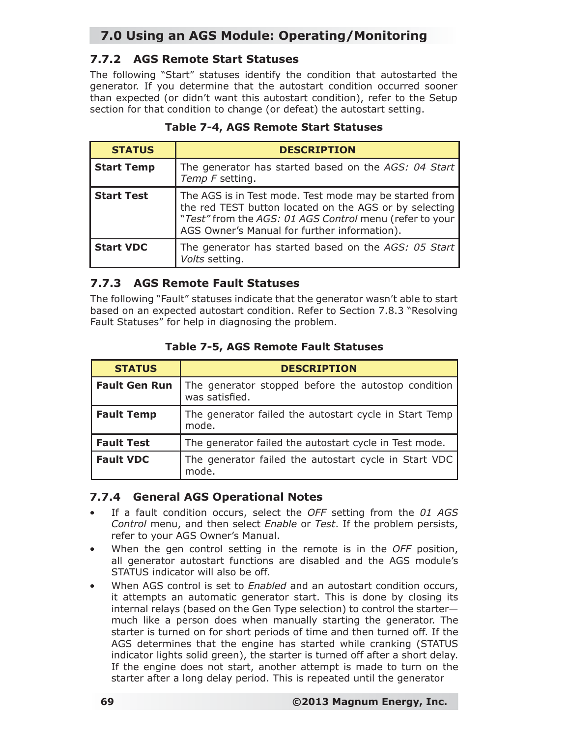## 7.0 Using an AGS Module: Operating/Monitoring

### 7.7.2 AGS Remote Start Statuses

The following "Start" statuses identify the condition that autostarted the generator. If you determine that the autostart condition occurred sooner than expected (or didn't want this autostart condition), refer to the Setup section for that condition to change (or defeat) the autostart setting.

**Table 7-4, AGS Remote Start Statuses**

| STATUS | DESCRIPTION |
|---|---|
| **Start Temp** | The generator has started based on the *AGS: 04 Start Temp F* setting. |
| **Start Test** | The AGS is in Test mode. Test mode may be started from the red TEST button located on the AGS or by selecting "*Test"* from the *AGS: 01 AGS Control* menu (refer to your AGS Owner's Manual for further information). |
| **Start VDC** | The generator has started based on the *AGS: 05 Start Volts* setting. |

### 7.7.3 AGS Remote Fault Statuses

The following "Fault" statuses indicate that the generator wasn't able to start based on an expected autostart condition. Refer to Section 7.8.3 "Resolving Fault Statuses" for help in diagnosing the problem.

**Table 7-5, AGS Remote Fault Statuses**

| STATUS | DESCRIPTION |
|---|---|
| **Fault Gen Run** | The generator stopped before the autostop condition was satisfied. |
| **Fault Temp** | The generator failed the autostart cycle in Start Temp mode. |
| **Fault Test** | The generator failed the autostart cycle in Test mode. |
| **Fault VDC** | The generator failed the autostart cycle in Start VDC mode. |

### 7.7.4 General AGS Operational Notes

- If a fault condition occurs, select the *OFF* setting from the *01 AGS Control* menu, and then select *Enable* or *Test*. If the problem persists, refer to your AGS Owner's Manual.
- When the gen control setting in the remote is in the *OFF* position, all generator autostart functions are disabled and the AGS module's STATUS indicator will also be off.
- When AGS control is set to *Enabled* and an autostart condition occurs, it attempts an automatic generator start. This is done by closing its internal relays (based on the Gen Type selection) to control the starter—much like a person does when manually starting the generator. The starter is turned on for short periods of time and then turned off. If the AGS determines that the engine has started while cranking (STATUS indicator lights solid green), the starter is turned off after a short delay. If the engine does not start, another attempt is made to turn on the starter after a long delay period. This is repeated until the generator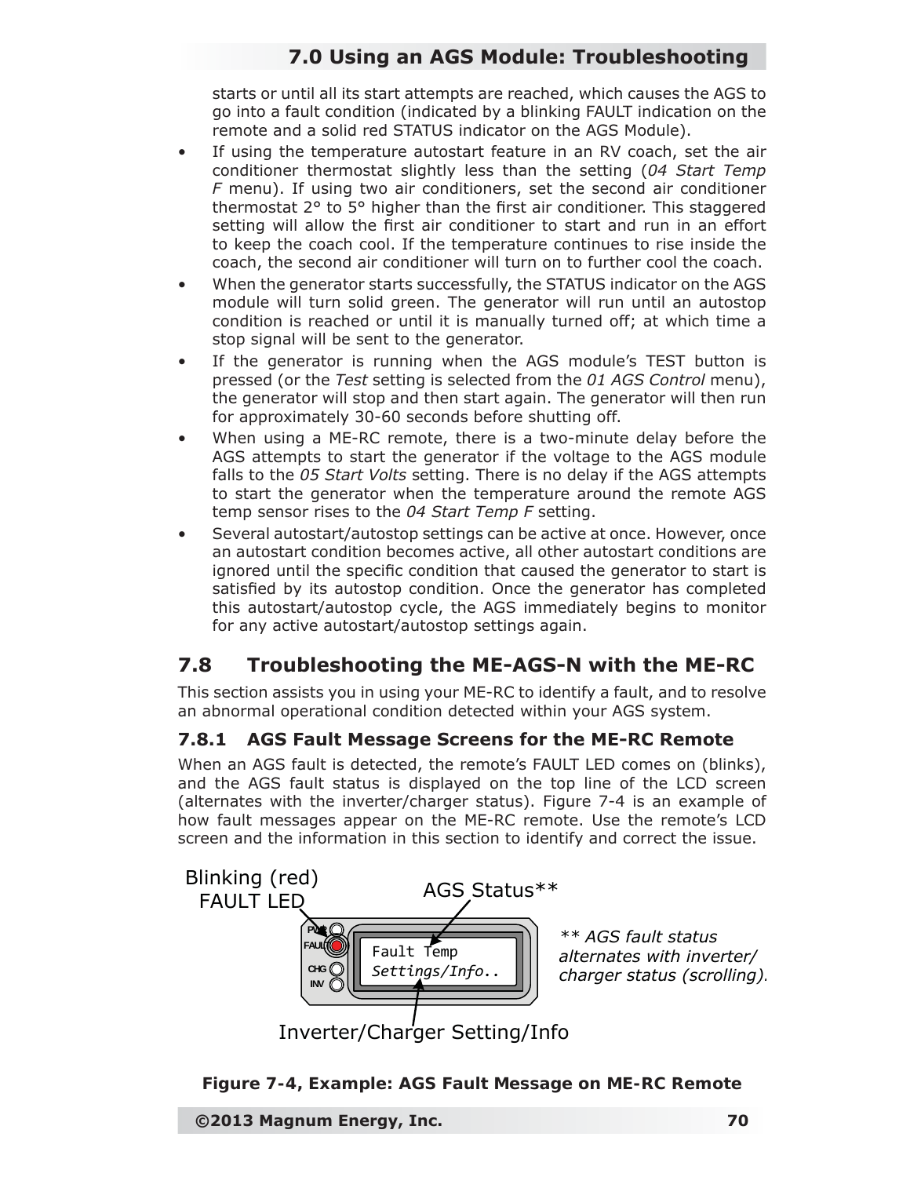starts or until all its start attempts are reached, which causes the AGS to go into a fault condition (indicated by a blinking FAULT indication on the remote and a solid red STATUS indicator on the AGS Module).

- If using the temperature autostart feature in an RV coach, set the air conditioner thermostat slightly less than the setting (*04 Start Temp F* menu). If using two air conditioners, set the second air conditioner thermostat 2° to 5° higher than the first air conditioner. This staggered setting will allow the first air conditioner to start and run in an effort to keep the coach cool. If the temperature continues to rise inside the coach, the second air conditioner will turn on to further cool the coach.
- When the generator starts successfully, the STATUS indicator on the AGS module will turn solid green. The generator will run until an autostop condition is reached or until it is manually turned off; at which time a stop signal will be sent to the generator.
- If the generator is running when the AGS module's TEST button is pressed (or the *Test* setting is selected from the *01 AGS Control* menu), the generator will stop and then start again. The generator will then run for approximately 30-60 seconds before shutting off.
- When using a ME-RC remote, there is a two-minute delay before the AGS attempts to start the generator if the voltage to the AGS module falls to the *05 Start Volts* setting. There is no delay if the AGS attempts to start the generator when the temperature around the remote AGS temp sensor rises to the *04 Start Temp F* setting.
- Several autostart/autostop settings can be active at once. However, once an autostart condition becomes active, all other autostart conditions are ignored until the specific condition that caused the generator to start is satisfied by its autostop condition. Once the generator has completed this autostart/autostop cycle, the AGS immediately begins to monitor for any active autostart/autostop settings again.

## 7.8 Troubleshooting the ME-AGS-N with the ME-RC

This section assists you in using your ME-RC to identify a fault, and to resolve an abnormal operational condition detected within your AGS system.

### 7.8.1 AGS Fault Message Screens for the ME-RC Remote

When an AGS fault is detected, the remote's FAULT LED comes on (blinks), and the AGS fault status is displayed on the top line of the LCD screen (alternates with the inverter/charger status). Figure 7-4 is an example of how fault messages appear on the ME-RC remote. Use the remote's LCD screen and the information in this section to identify and correct the issue.

Blinking (red) FAULT LED

AGS Status**

PWR
FAULT
CHG
INV

Fault Temp
Settings/Info..

*** AGS fault status alternates with inverter/ charger status (scrolling).*

Inverter/Charger Setting/Info

**Figure 7-4, Example: AGS Fault Message on ME-RC Remote**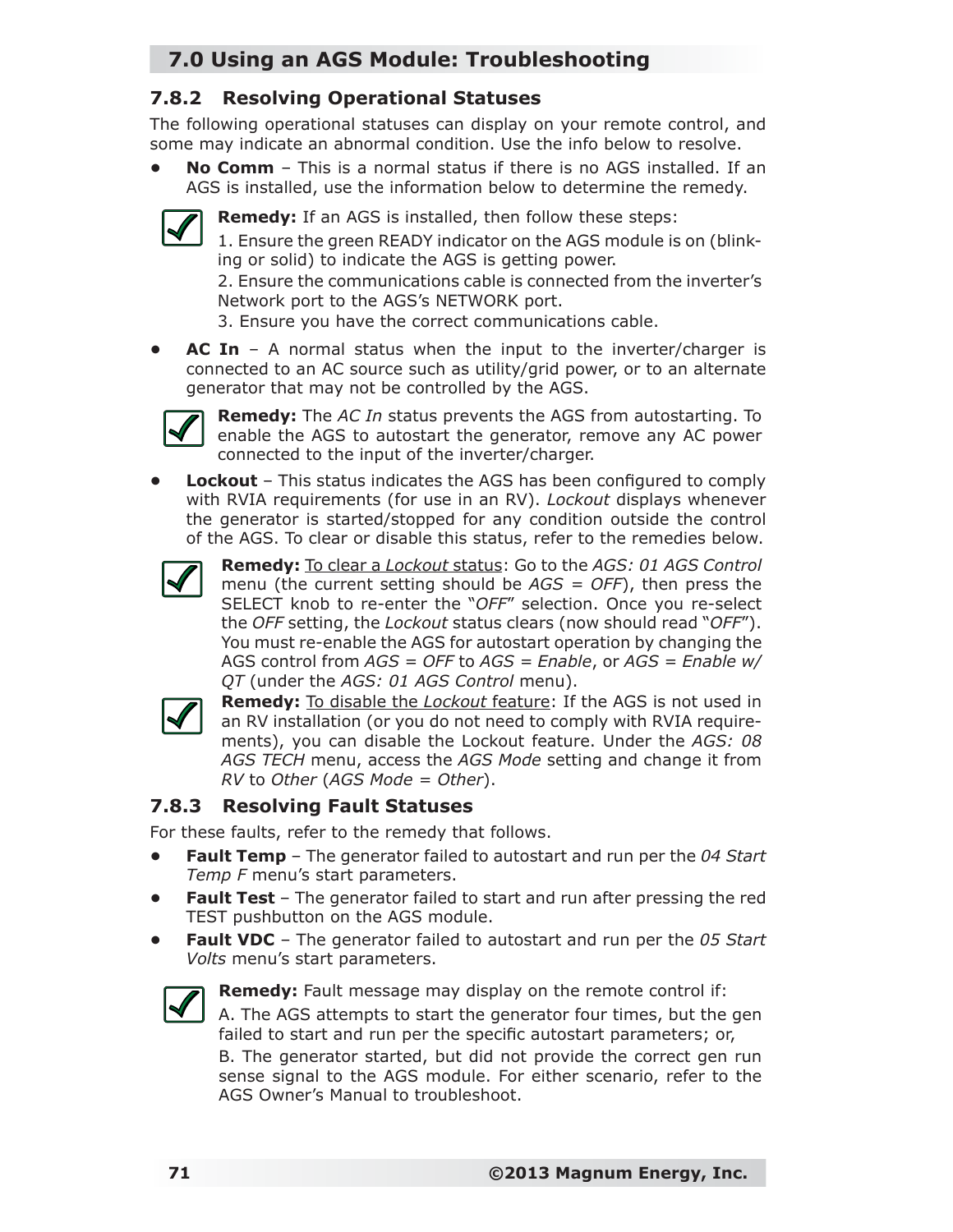## 7.0 Using an AGS Module: Troubleshooting

### 7.8.2 Resolving Operational Statuses

The following operational statuses can display on your remote control, and some may indicate an abnormal condition. Use the info below to resolve.

- **No Comm** – This is a normal status if there is no AGS installed. If an AGS is installed, use the information below to determine the remedy.

  **Remedy:** If an AGS is installed, then follow these steps:

  1. Ensure the green READY indicator on the AGS module is on (blinking or solid) to indicate the AGS is getting power.
  2. Ensure the communications cable is connected from the inverter's Network port to the AGS's NETWORK port.
  3. Ensure you have the correct communications cable.

- **AC In** – A normal status when the input to the inverter/charger is connected to an AC source such as utility/grid power, or to an alternate generator that may not be controlled by the AGS.

  **Remedy:** The *AC In* status prevents the AGS from autostarting. To enable the AGS to autostart the generator, remove any AC power connected to the input of the inverter/charger.

- **Lockout** – This status indicates the AGS has been configured to comply with RVIA requirements (for use in an RV). *Lockout* displays whenever the generator is started/stopped for any condition outside the control of the AGS. To clear or disable this status, refer to the remedies below.

  **Remedy:** To clear a *Lockout* status: Go to the *AGS: 01 AGS Control* menu (the current setting should be *AGS = OFF*), then press the SELECT knob to re-enter the "*OFF*" selection. Once you re-select the *OFF* setting, the *Lockout* status clears (now should read "*OFF*"). You must re-enable the AGS for autostart operation by changing the AGS control from *AGS = OFF* to *AGS = Enable*, or *AGS = Enable w/ QT* (under the *AGS: 01 AGS Control* menu).

  **Remedy:** To disable the *Lockout* feature: If the AGS is not used in an RV installation (or you do not need to comply with RVIA requirements), you can disable the Lockout feature. Under the *AGS: 08 AGS TECH* menu, access the *AGS Mode* setting and change it from *RV* to *Other* (*AGS Mode = Other*).

### 7.8.3 Resolving Fault Statuses

For these faults, refer to the remedy that follows.

- **Fault Temp** – The generator failed to autostart and run per the *04 Start Temp F* menu's start parameters.
- **Fault Test** – The generator failed to start and run after pressing the red TEST pushbutton on the AGS module.
- **Fault VDC** – The generator failed to autostart and run per the *05 Start Volts* menu's start parameters.

  **Remedy:** Fault message may display on the remote control if:

  A. The AGS attempts to start the generator four times, but the gen failed to start and run per the specific autostart parameters; or,

  B. The generator started, but did not provide the correct gen run sense signal to the AGS module. For either scenario, refer to the AGS Owner's Manual to troubleshoot.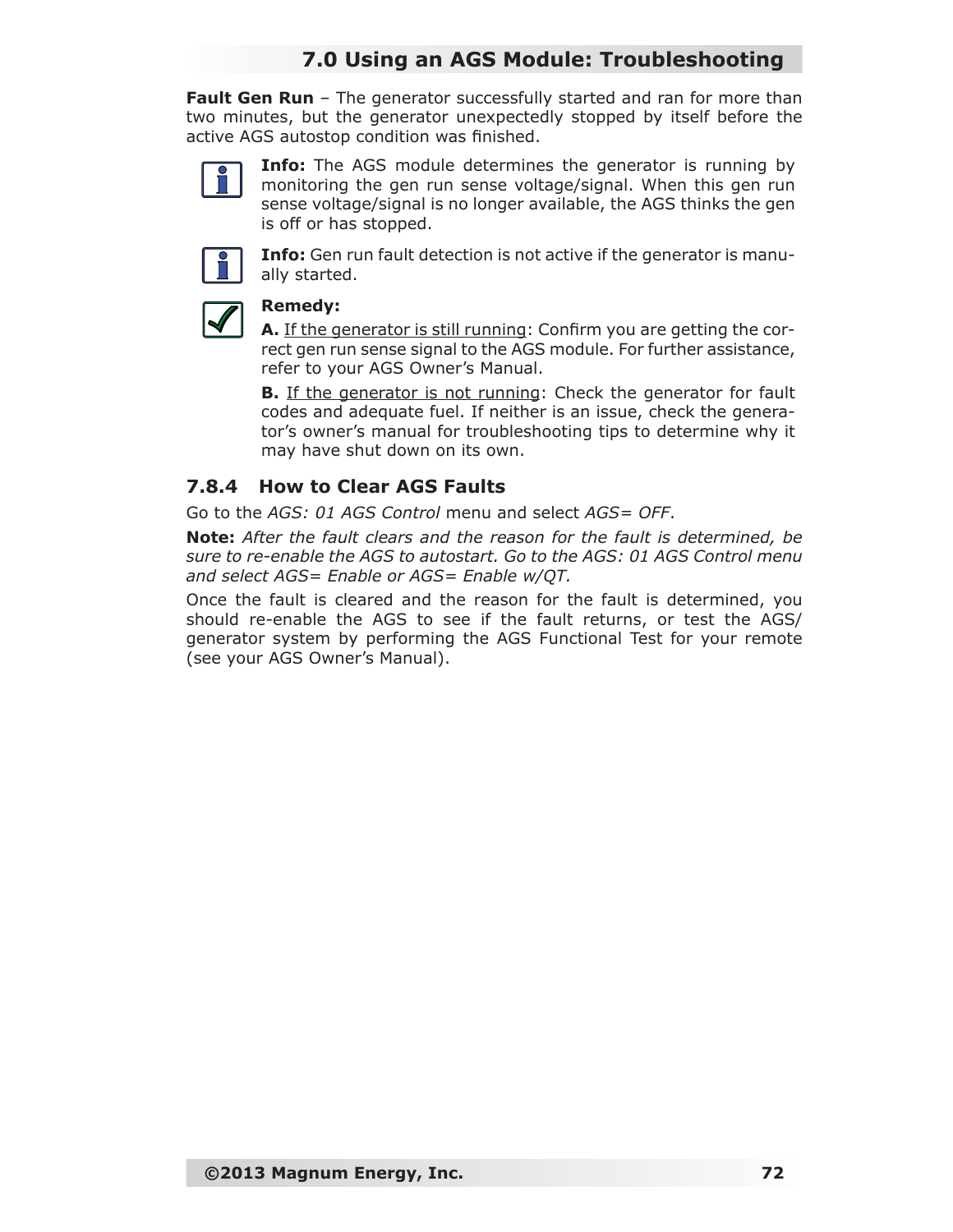**Fault Gen Run** – The generator successfully started and ran for more than two minutes, but the generator unexpectedly stopped by itself before the active AGS autostop condition was finished.

**Info:** The AGS module determines the generator is running by monitoring the gen run sense voltage/signal. When this gen run sense voltage/signal is no longer available, the AGS thinks the gen is off or has stopped.

**Info:** Gen run fault detection is not active if the generator is manually started.

**Remedy:**

**A.** If the generator is still running: Confirm you are getting the correct gen run sense signal to the AGS module. For further assistance, refer to your AGS Owner's Manual.

**B.** If the generator is not running: Check the generator for fault codes and adequate fuel. If neither is an issue, check the generator's owner's manual for troubleshooting tips to determine why it may have shut down on its own.

### 7.8.4 How to Clear AGS Faults

Go to the *AGS: 01 AGS Control* menu and select *AGS= OFF*.

**Note:** *After the fault clears and the reason for the fault is determined, be sure to re-enable the AGS to autostart. Go to the AGS: 01 AGS Control menu and select AGS= Enable or AGS= Enable w/QT.*

Once the fault is cleared and the reason for the fault is determined, you should re-enable the AGS to see if the fault returns, or test the AGS/generator system by performing the AGS Functional Test for your remote (see your AGS Owner's Manual).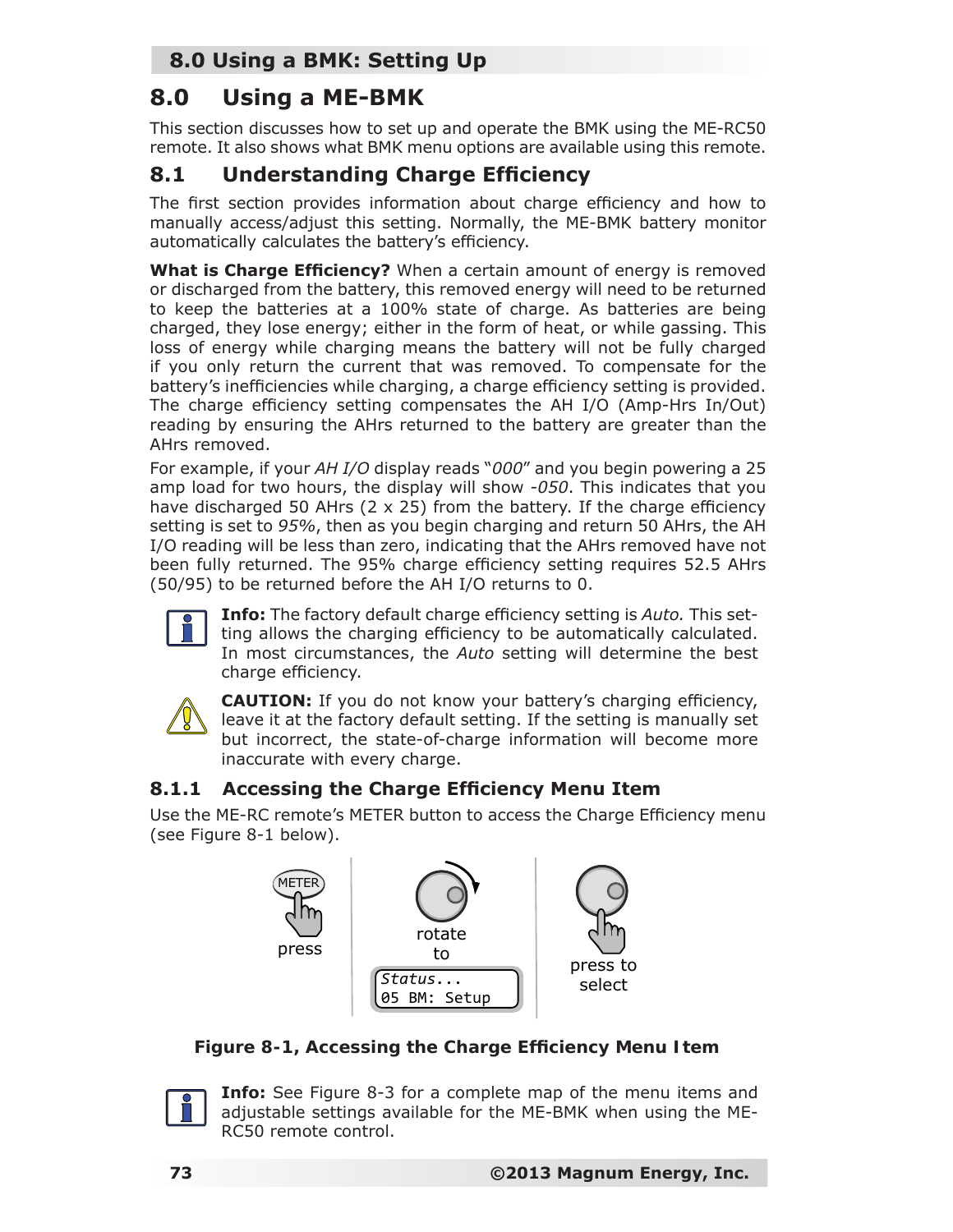# 8.0 Using a ME-BMK

This section discusses how to set up and operate the BMK using the ME-RC50 remote. It also shows what BMK menu options are available using this remote.

## 8.1 Understanding Charge Efficiency

The first section provides information about charge efficiency and how to manually access/adjust this setting. Normally, the ME-BMK battery monitor automatically calculates the battery's efficiency.

**What is Charge Efficiency?** When a certain amount of energy is removed or discharged from the battery, this removed energy will need to be returned to keep the batteries at a 100% state of charge. As batteries are being charged, they lose energy; either in the form of heat, or while gassing. This loss of energy while charging means the battery will not be fully charged if you only return the current that was removed. To compensate for the battery's inefficiencies while charging, a charge efficiency setting is provided. The charge efficiency setting compensates the AH I/O (Amp-Hrs In/Out) reading by ensuring the AHrs returned to the battery are greater than the AHrs removed.

For example, if your *AH I/O* display reads "*000*" and you begin powering a 25 amp load for two hours, the display will show *-050*. This indicates that you have discharged 50 AHrs (2 x 25) from the battery. If the charge efficiency setting is set to *95%*, then as you begin charging and return 50 AHrs, the AH I/O reading will be less than zero, indicating that the AHrs removed have not been fully returned. The 95% charge efficiency setting requires 52.5 AHrs (50/95) to be returned before the AH I/O returns to 0.

**Info:** The factory default charge efficiency setting is *Auto.* This setting allows the charging efficiency to be automatically calculated. In most circumstances, the *Auto* setting will determine the best charge efficiency.

**CAUTION:** If you do not know your battery's charging efficiency, leave it at the factory default setting. If the setting is manually set but incorrect, the state-of-charge information will become more inaccurate with every charge.

### 8.1.1 Accessing the Charge Efficiency Menu Item

Use the ME-RC remote's METER button to access the Charge Efficiency menu (see Figure 8-1 below).

METER press | rotate to | press to select

```
Status...
05 BM: Setup
```

**Figure 8-1, Accessing the Charge Efficiency Menu Item**

**Info:** See Figure 8-3 for a complete map of the menu items and adjustable settings available for the ME-BMK when using the ME-RC50 remote control.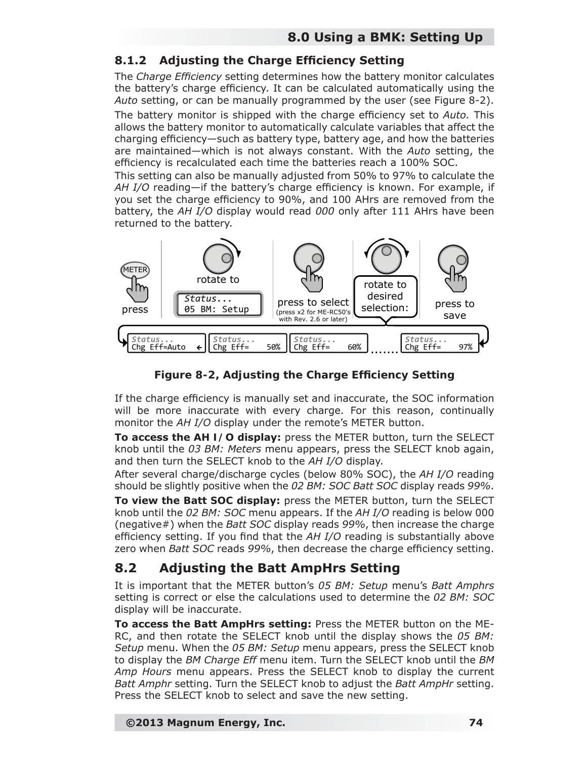### 8.1.2 Adjusting the Charge Efficiency Setting

The *Charge Efficiency* setting determines how the battery monitor calculates the battery's charge efficiency. It can be calculated automatically using the *Auto* setting, or can be manually programmed by the user (see Figure 8-2).

The battery monitor is shipped with the charge efficiency set to *Auto.* This allows the battery monitor to automatically calculate variables that affect the charging efficiency—such as battery type, battery age, and how the batteries are maintained—which is not always constant. With the *Auto* setting, the efficiency is recalculated each time the batteries reach a 100% SOC.

This setting can also be manually adjusted from 50% to 97% to calculate the *AH I/O* reading—if the battery's charge efficiency is known. For example, if you set the charge efficiency to 90%, and 100 AHrs are removed from the battery, the *AH I/O* display would read *000* only after 111 AHrs have been returned to the battery.

**Figure 8-2, Adjusting the Charge Efficiency Setting**

If the charge efficiency is manually set and inaccurate, the SOC information will be more inaccurate with every charge. For this reason, continually monitor the *AH I/O* display under the remote's METER button.

**To access the AH I/O display:** press the METER button, turn the SELECT knob until the *03 BM: Meters* menu appears, press the SELECT knob again, and then turn the SELECT knob to the *AH I/O* display.

After several charge/discharge cycles (below 80% SOC), the *AH I/O* reading should be slightly positive when the *02 BM: SOC Batt SOC* display reads *99%*.

**To view the Batt SOC display:** press the METER button, turn the SELECT knob until the *02 BM: SOC* menu appears. If the *AH I/O* reading is below 000 (negative#) when the *Batt SOC* display reads *99%*, then increase the charge efficiency setting. If you find that the *AH I/O* reading is substantially above zero when *Batt SOC* reads *99%*, then decrease the charge efficiency setting.

## 8.2 Adjusting the Batt AmpHrs Setting

It is important that the METER button's *05 BM: Setup* menu's *Batt Amphrs* setting is correct or else the calculations used to determine the *02 BM: SOC* display will be inaccurate.

**To access the Batt AmpHrs setting:** Press the METER button on the ME-RC, and then rotate the SELECT knob until the display shows the *05 BM: Setup* menu. When the *05 BM: Setup* menu appears, press the SELECT knob to display the *BM Charge Eff* menu item. Turn the SELECT knob until the *BM Amp Hours* menu appears. Press the SELECT knob to display the current *Batt Amphr* setting. Turn the SELECT knob to adjust the *Batt AmpHr* setting. Press the SELECT knob to select and save the new setting.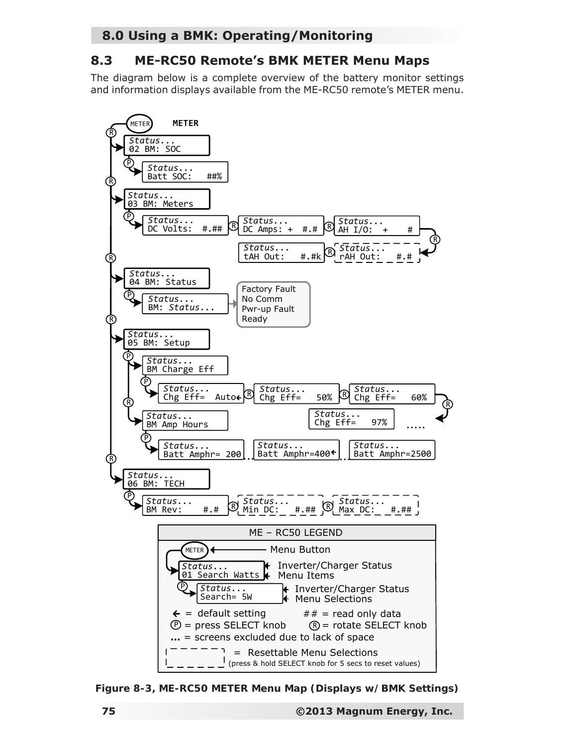## 8.0 Using a BMK: Operating/Monitoring

## 8.3 ME-RC50 Remote's BMK METER Menu Maps

The diagram below is a complete overview of the battery monitor settings and information displays available from the ME-RC50 remote's METER menu.

```
METER  METER
(R)→ Status...
     02 BM: SOC
     (P)→ Status...
          Batt SOC:   ##%
(R)→ Status...
     03 BM: Meters
     (P)→ Status...            (R) Status...             (R) Status...
          DC Volts:  #.##          DC Amps: +  #.#           AH I/O:  +    #
                                                                          (R)
                               Status...             (R) Status...  (resettable)
                               tAH Out:   #.#k           rAH Out:   #.#
(R)→ Status...
     04 BM: Status
     (P)→ Status...          → Factory Fault
          BM: Status...        No Comm
                               Pwr-up Fault
                               Ready
(R)→ Status...
     05 BM: Setup
     (P)→ Status...
          BM Charge Eff
          (P)→ Status...          (R) Status...         (R) Status...
               Chg Eff=  Auto←        Chg Eff=   50%        Chg Eff=   60%
                                                                        (R)
                                      Status...
                                      Chg Eff=   97%  .....
     (R)→ Status...
          BM Amp Hours
          (P)→ Status...             Status...            Status...
               Batt Amphr= 200 ...   Batt Amphr=400← ...  Batt Amphr=2500
(R)→ Status...
     06 BM: TECH
     (P)→ Status...        (R) Status...  (resettable)  (R) Status...  (resettable)
          BM Rev:    #.#       Min DC:   #.##               Max DC:   #.##
```

**ME – RC50 LEGEND**

- METER ← Menu Button
- Status... / 01 Search Watts ← Inverter/Charger Status; Menu Items
- Status... / Search= 5W ← Inverter/Charger Status; Menu Selections
- ← = default setting
- ## = read only data
- (P) = press SELECT knob
- (R) = rotate SELECT knob
- **...** = screens excluded due to lack of space
- Dashed box = Resettable Menu Selections (press & hold SELECT knob for 5 secs to reset values)

**Figure 8-3, ME-RC50 METER Menu Map (Displays w/ BMK Settings)**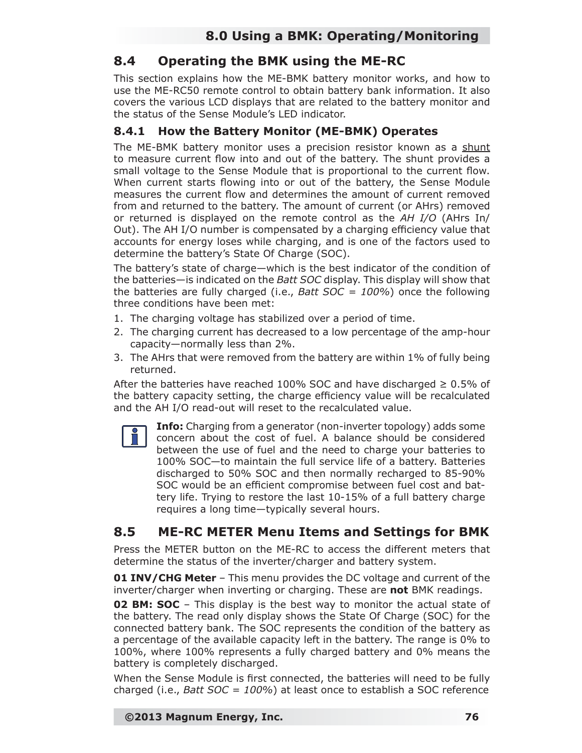## 8.4 Operating the BMK using the ME-RC

This section explains how the ME-BMK battery monitor works, and how to use the ME-RC50 remote control to obtain battery bank information. It also covers the various LCD displays that are related to the battery monitor and the status of the Sense Module's LED indicator.

### 8.4.1 How the Battery Monitor (ME-BMK) Operates

The ME-BMK battery monitor uses a precision resistor known as a shunt to measure current flow into and out of the battery. The shunt provides a small voltage to the Sense Module that is proportional to the current flow. When current starts flowing into or out of the battery, the Sense Module measures the current flow and determines the amount of current removed from and returned to the battery. The amount of current (or AHrs) removed or returned is displayed on the remote control as the *AH I/O* (AHrs In/Out). The AH I/O number is compensated by a charging efficiency value that accounts for energy loses while charging, and is one of the factors used to determine the battery's State Of Charge (SOC).

The battery's state of charge—which is the best indicator of the condition of the batteries—is indicated on the *Batt SOC* display. This display will show that the batteries are fully charged (i.e., *Batt SOC = 100%*) once the following three conditions have been met:

1. The charging voltage has stabilized over a period of time.
2. The charging current has decreased to a low percentage of the amp-hour capacity—normally less than 2%.
3. The AHrs that were removed from the battery are within 1% of fully being returned.

After the batteries have reached 100% SOC and have discharged ≥ 0.5% of the battery capacity setting, the charge efficiency value will be recalculated and the AH I/O read-out will reset to the recalculated value.

**Info:** Charging from a generator (non-inverter topology) adds some concern about the cost of fuel. A balance should be considered between the use of fuel and the need to charge your batteries to 100% SOC—to maintain the full service life of a battery. Batteries discharged to 50% SOC and then normally recharged to 85-90% SOC would be an efficient compromise between fuel cost and battery life. Trying to restore the last 10-15% of a full battery charge requires a long time—typically several hours.

## 8.5 ME-RC METER Menu Items and Settings for BMK

Press the METER button on the ME-RC to access the different meters that determine the status of the inverter/charger and battery system.

**01 INV/CHG Meter** – This menu provides the DC voltage and current of the inverter/charger when inverting or charging. These are **not** BMK readings.

**02 BM: SOC** – This display is the best way to monitor the actual state of the battery. The read only display shows the State Of Charge (SOC) for the connected battery bank. The SOC represents the condition of the battery as a percentage of the available capacity left in the battery. The range is 0% to 100%, where 100% represents a fully charged battery and 0% means the battery is completely discharged.

When the Sense Module is first connected, the batteries will need to be fully charged (i.e., *Batt SOC = 100%*) at least once to establish a SOC reference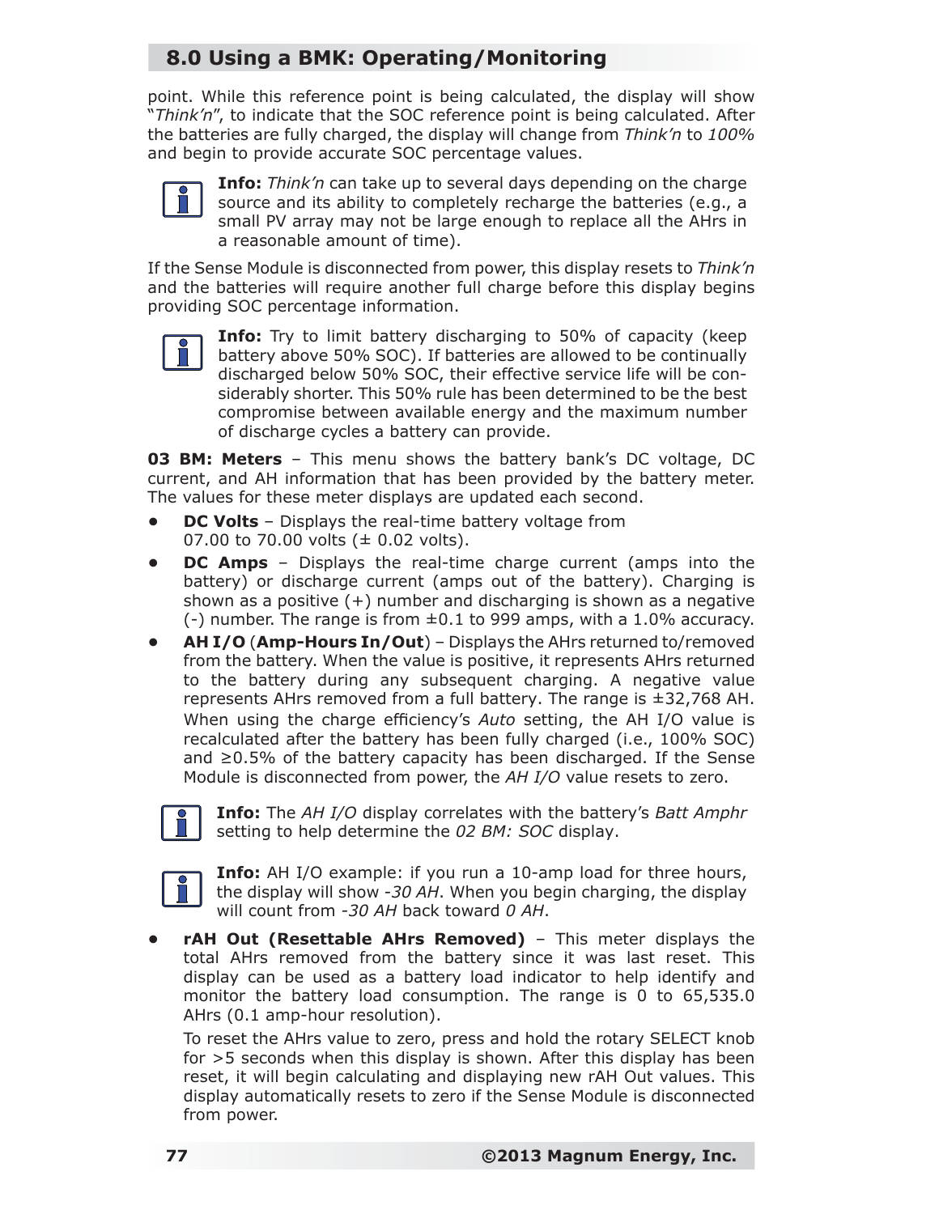point. While this reference point is being calculated, the display will show "*Think'n*", to indicate that the SOC reference point is being calculated. After the batteries are fully charged, the display will change from *Think'n* to *100%* and begin to provide accurate SOC percentage values.

**Info:** *Think'n* can take up to several days depending on the charge source and its ability to completely recharge the batteries (e.g., a small PV array may not be large enough to replace all the AHrs in a reasonable amount of time).

If the Sense Module is disconnected from power, this display resets to *Think'n* and the batteries will require another full charge before this display begins providing SOC percentage information.

**Info:** Try to limit battery discharging to 50% of capacity (keep battery above 50% SOC). If batteries are allowed to be continually discharged below 50% SOC, their effective service life will be considerably shorter. This 50% rule has been determined to be the best compromise between available energy and the maximum number of discharge cycles a battery can provide.

**03 BM: Meters** – This menu shows the battery bank's DC voltage, DC current, and AH information that has been provided by the battery meter. The values for these meter displays are updated each second.

- **DC Volts** – Displays the real-time battery voltage from 07.00 to 70.00 volts (± 0.02 volts).
- **DC Amps** – Displays the real-time charge current (amps into the battery) or discharge current (amps out of the battery). Charging is shown as a positive (+) number and discharging is shown as a negative (-) number. The range is from ±0.1 to 999 amps, with a 1.0% accuracy.
- **AH I/O** (**Amp-Hours In/Out**) – Displays the AHrs returned to/removed from the battery. When the value is positive, it represents AHrs returned to the battery during any subsequent charging. A negative value represents AHrs removed from a full battery. The range is ±32,768 AH. When using the charge efficiency's *Auto* setting, the AH I/O value is recalculated after the battery has been fully charged (i.e., 100% SOC) and ≥0.5% of the battery capacity has been discharged. If the Sense Module is disconnected from power, the *AH I/O* value resets to zero.

**Info:** The *AH I/O* display correlates with the battery's *Batt Amphr* setting to help determine the *02 BM: SOC* display.

**Info:** AH I/O example: if you run a 10-amp load for three hours, the display will show *-30 AH*. When you begin charging, the display will count from *-30 AH* back toward *0 AH*.

- **rAH Out (Resettable AHrs Removed)** – This meter displays the total AHrs removed from the battery since it was last reset. This display can be used as a battery load indicator to help identify and monitor the battery load consumption. The range is 0 to 65,535.0 AHrs (0.1 amp-hour resolution).

  To reset the AHrs value to zero, press and hold the rotary SELECT knob for >5 seconds when this display is shown. After this display has been reset, it will begin calculating and displaying new rAH Out values. This display automatically resets to zero if the Sense Module is disconnected from power.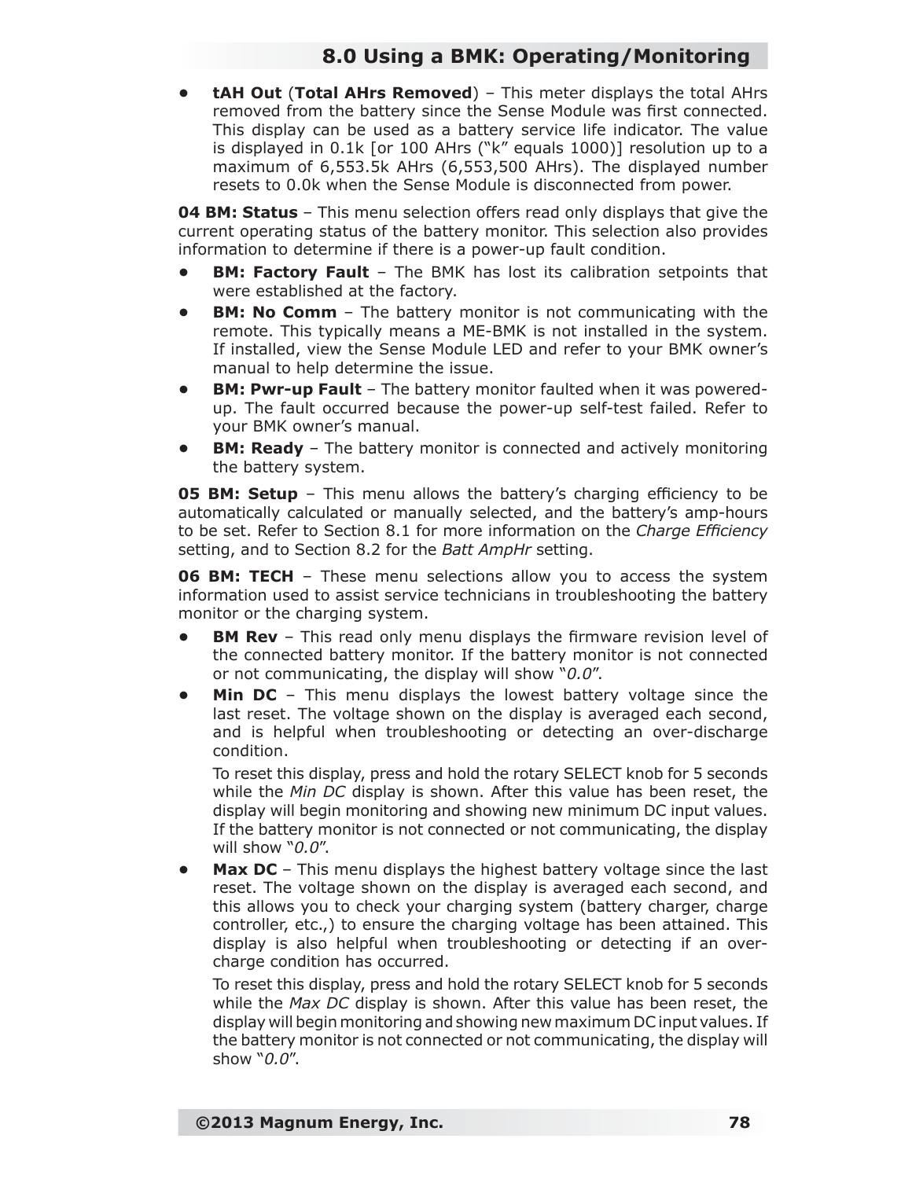- **tAH Out** (**Total AHrs Removed**) – This meter displays the total AHrs removed from the battery since the Sense Module was first connected. This display can be used as a battery service life indicator. The value is displayed in 0.1k [or 100 AHrs (“k” equals 1000)] resolution up to a maximum of 6,553.5k AHrs (6,553,500 AHrs). The displayed number resets to 0.0k when the Sense Module is disconnected from power.

**04 BM: Status** – This menu selection offers read only displays that give the current operating status of the battery monitor. This selection also provides information to determine if there is a power-up fault condition.

- **BM: Factory Fault** – The BMK has lost its calibration setpoints that were established at the factory.
- **BM: No Comm** – The battery monitor is not communicating with the remote. This typically means a ME-BMK is not installed in the system. If installed, view the Sense Module LED and refer to your BMK owner’s manual to help determine the issue.
- **BM: Pwr-up Fault** – The battery monitor faulted when it was powered-up. The fault occurred because the power-up self-test failed. Refer to your BMK owner’s manual.
- **BM: Ready** – The battery monitor is connected and actively monitoring the battery system.

**05 BM: Setup** – This menu allows the battery’s charging efficiency to be automatically calculated or manually selected, and the battery’s amp-hours to be set. Refer to Section 8.1 for more information on the *Charge Efficiency* setting, and to Section 8.2 for the *Batt AmpHr* setting.

**06 BM: TECH** – These menu selections allow you to access the system information used to assist service technicians in troubleshooting the battery monitor or the charging system.

- **BM Rev** – This read only menu displays the firmware revision level of the connected battery monitor. If the battery monitor is not connected or not communicating, the display will show “*0.0*”.
- **Min DC** – This menu displays the lowest battery voltage since the last reset. The voltage shown on the display is averaged each second, and is helpful when troubleshooting or detecting an over-discharge condition.

  To reset this display, press and hold the rotary SELECT knob for 5 seconds while the *Min DC* display is shown. After this value has been reset, the display will begin monitoring and showing new minimum DC input values. If the battery monitor is not connected or not communicating, the display will show “*0.0*”.
- **Max DC** – This menu displays the highest battery voltage since the last reset. The voltage shown on the display is averaged each second, and this allows you to check your charging system (battery charger, charge controller, etc.,) to ensure the charging voltage has been attained. This display is also helpful when troubleshooting or detecting if an over-charge condition has occurred.

  To reset this display, press and hold the rotary SELECT knob for 5 seconds while the *Max DC* display is shown. After this value has been reset, the display will begin monitoring and showing new maximum DC input values. If the battery monitor is not connected or not communicating, the display will show “*0.0*”.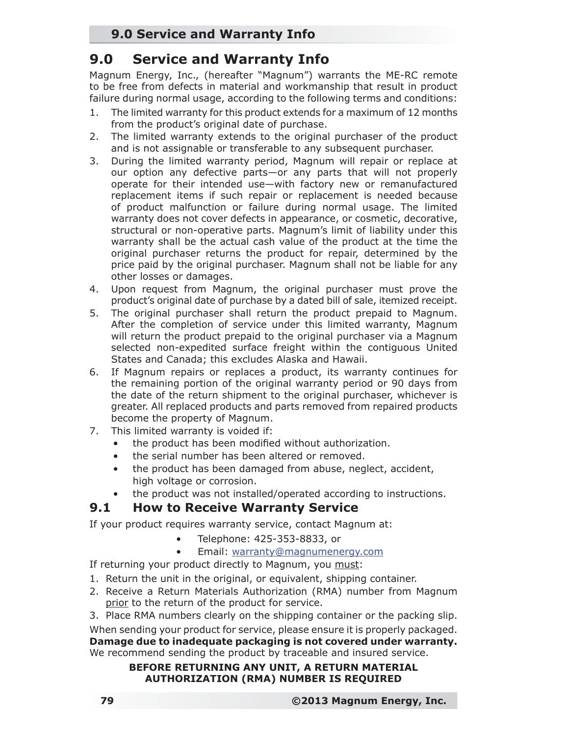# 9.0 Service and Warranty Info

Magnum Energy, Inc., (hereafter "Magnum") warrants the ME-RC remote to be free from defects in material and workmanship that result in product failure during normal usage, according to the following terms and conditions:

1. The limited warranty for this product extends for a maximum of 12 months from the product's original date of purchase.
2. The limited warranty extends to the original purchaser of the product and is not assignable or transferable to any subsequent purchaser.
3. During the limited warranty period, Magnum will repair or replace at our option any defective parts—or any parts that will not properly operate for their intended use—with factory new or remanufactured replacement items if such repair or replacement is needed because of product malfunction or failure during normal usage. The limited warranty does not cover defects in appearance, or cosmetic, decorative, structural or non-operative parts. Magnum's limit of liability under this warranty shall be the actual cash value of the product at the time the original purchaser returns the product for repair, determined by the price paid by the original purchaser. Magnum shall not be liable for any other losses or damages.
4. Upon request from Magnum, the original purchaser must prove the product's original date of purchase by a dated bill of sale, itemized receipt.
5. The original purchaser shall return the product prepaid to Magnum. After the completion of service under this limited warranty, Magnum will return the product prepaid to the original purchaser via a Magnum selected non-expedited surface freight within the contiguous United States and Canada; this excludes Alaska and Hawaii.
6. If Magnum repairs or replaces a product, its warranty continues for the remaining portion of the original warranty period or 90 days from the date of the return shipment to the original purchaser, whichever is greater. All replaced products and parts removed from repaired products become the property of Magnum.
7. This limited warranty is voided if:
   - the product has been modified without authorization.
   - the serial number has been altered or removed.
   - the product has been damaged from abuse, neglect, accident, high voltage or corrosion.
   - the product was not installed/operated according to instructions.

## 9.1 How to Receive Warranty Service

If your product requires warranty service, contact Magnum at:

- Telephone: 425-353-8833, or
- Email: warranty@magnumenergy.com

If returning your product directly to Magnum, you must:

1. Return the unit in the original, or equivalent, shipping container.
2. Receive a Return Materials Authorization (RMA) number from Magnum prior to the return of the product for service.
3. Place RMA numbers clearly on the shipping container or the packing slip.

When sending your product for service, please ensure it is properly packaged. **Damage due to inadequate packaging is not covered under warranty.** We recommend sending the product by traceable and insured service.

**BEFORE RETURNING ANY UNIT, A RETURN MATERIAL AUTHORIZATION (RMA) NUMBER IS REQUIRED**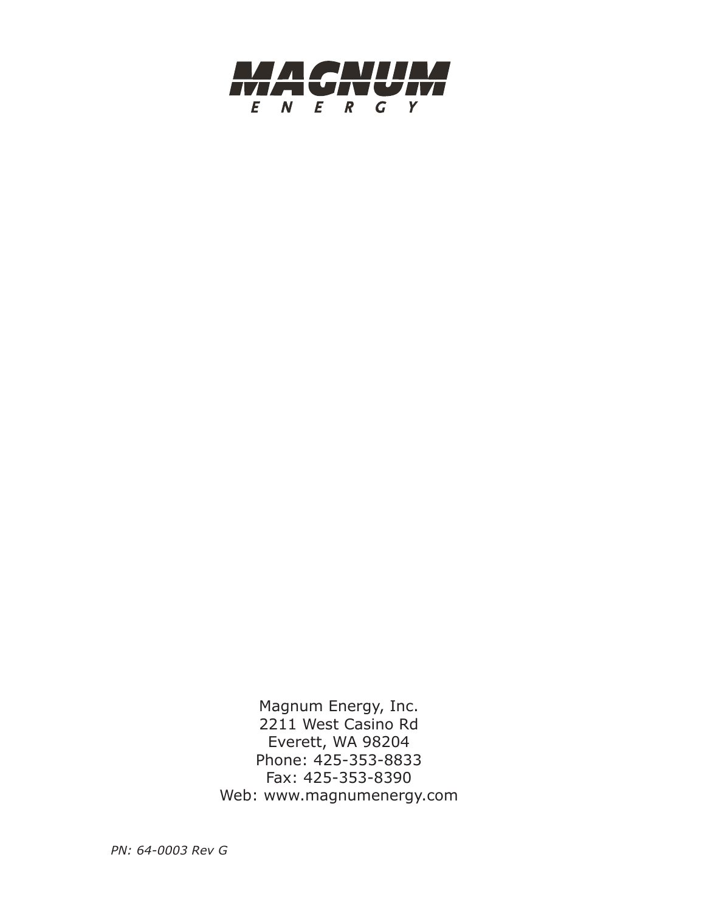MAGNUM
ENERGY

Magnum Energy, Inc.
2211 West Casino Rd
Everett, WA 98204
Phone: 425-353-8833
Fax: 425-353-8390
Web: www.magnumenergy.com

*PN: 64-0003 Rev G*